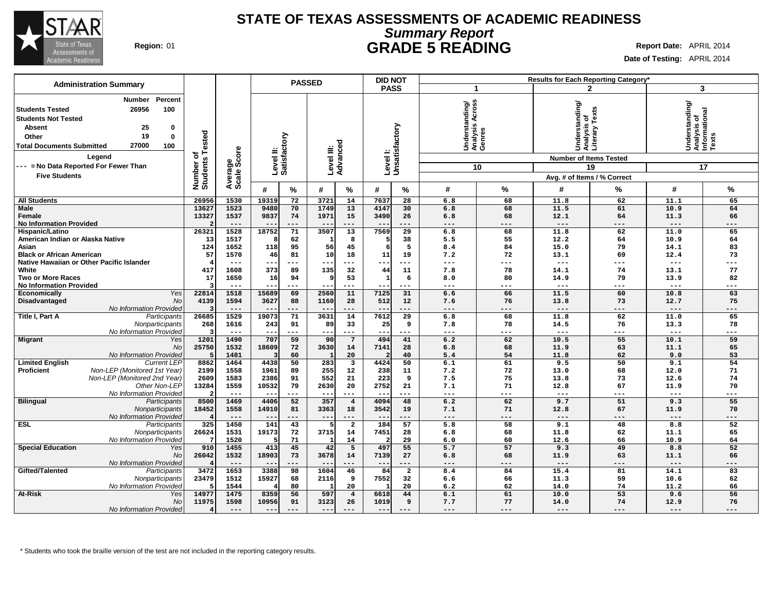# STATE OF TEXAS ASSESSMENTS OF ACADEMIC READINESS

## *Summary Report*

## GRADE 5 READING

**Region:** 01

**Report Date:** APRIL 2014

**Date of Testing:** APRIL 2014

**Administration Summary**

| | Number | Percent |
|---|---|---|
| **Students Tested** | 26956 | 100 |
| **Students Not Tested** | | |
| Absent | 25 | 0 |
| Other | 19 | 0 |
| **Total Documents Submitted** | 27000 | 100 |

**Legend**

--- = No Data Reported For Fewer Than Five Students

| Group | Subgroup | Number of Students Tested | Average Scale Score | PASSED Level II: Satisfactory # | PASSED Level II: Satisfactory % | PASSED Level III: Advanced # | PASSED Level III: Advanced % | DID NOT PASS Level I: Unsatisfactory # | DID NOT PASS Level I: Unsatisfactory % | 1 Understanding/ Analysis Across Genres (10 items) # | 1 % | 2 Understanding/ Analysis of Literary Texts (19 items) # | 2 % | 3 Understanding/ Analysis of Informational Texts (17 items) # | 3 % |
|---|---|---|---|---|---|---|---|---|---|---|---|---|---|---|---|
| **All Students** | | 26956 | 1530 | 19319 | 72 | 3721 | 14 | 7637 | 28 | 6.8 | 68 | 11.8 | 62 | 11.1 | 65 |
| **Male** | | 13627 | 1523 | 9480 | 70 | 1749 | 13 | 4147 | 30 | 6.8 | 68 | 11.5 | 61 | 10.9 | 64 |
| **Female** | | 13327 | 1537 | 9837 | 74 | 1971 | 15 | 3490 | 26 | 6.8 | 68 | 12.1 | 64 | 11.3 | 66 |
| **No Information Provided** | | 2 | --- | --- | --- | --- | --- | --- | --- | --- | --- | --- | --- | --- | --- |
| **Hispanic/Latino** | | 26321 | 1528 | 18752 | 71 | 3507 | 13 | 7569 | 29 | 6.8 | 68 | 11.8 | 62 | 11.0 | 65 |
| **American Indian or Alaska Native** | | 13 | 1517 | 8 | 62 | 1 | 8 | 5 | 38 | 5.5 | 55 | 12.2 | 64 | 10.9 | 64 |
| **Asian** | | 124 | 1652 | 118 | 95 | 56 | 45 | 6 | 5 | 8.4 | 84 | 15.0 | 79 | 14.1 | 83 |
| **Black or African American** | | 57 | 1570 | 46 | 81 | 10 | 18 | 11 | 19 | 7.2 | 72 | 13.1 | 69 | 12.4 | 73 |
| **Native Hawaiian or Other Pacific Islander** | | 4 | --- | --- | --- | --- | --- | --- | --- | --- | --- | --- | --- | --- | --- |
| **White** | | 417 | 1608 | 373 | 89 | 135 | 32 | 44 | 11 | 7.8 | 78 | 14.1 | 74 | 13.1 | 77 |
| **Two or More Races** | | 17 | 1650 | 16 | 94 | 9 | 53 | 1 | 6 | 8.0 | 80 | 14.9 | 79 | 13.9 | 82 |
| **No Information Provided** | | 3 | --- | --- | --- | --- | --- | --- | --- | --- | --- | --- | --- | --- | --- |
| **Economically Disadvantaged** | *Yes* | 22814 | 1518 | 15689 | 69 | 2560 | 11 | 7125 | 31 | 6.6 | 66 | 11.5 | 60 | 10.8 | 63 |
| | *No* | 4139 | 1594 | 3627 | 88 | 1160 | 28 | 512 | 12 | 7.6 | 76 | 13.8 | 73 | 12.7 | 75 |
| | *No Information Provided* | 3 | --- | --- | --- | --- | --- | --- | --- | --- | --- | --- | --- | --- | --- |
| **Title I, Part A** | *Participants* | 26685 | 1529 | 19073 | 71 | 3631 | 14 | 7612 | 29 | 6.8 | 68 | 11.8 | 62 | 11.0 | 65 |
| | *Nonparticipants* | 268 | 1616 | 243 | 91 | 89 | 33 | 25 | 9 | 7.8 | 78 | 14.5 | 76 | 13.3 | 78 |
| | *No Information Provided* | 3 | --- | --- | --- | --- | --- | --- | --- | --- | --- | --- | --- | --- | --- |
| **Migrant** | *Yes* | 1201 | 1490 | 707 | 59 | 90 | 7 | 494 | 41 | 6.2 | 62 | 10.5 | 55 | 10.1 | 59 |
| | *No* | 25750 | 1532 | 18609 | 72 | 3630 | 14 | 7141 | 28 | 6.8 | 68 | 11.9 | 63 | 11.1 | 65 |
| | *No Information Provided* | 5 | 1481 | 3 | 60 | 1 | 20 | 2 | 40 | 5.4 | 54 | 11.8 | 62 | 9.0 | 53 |
| **Limited English Proficient** | *Current LEP* | 8862 | 1464 | 4438 | 50 | 283 | 3 | 4424 | 50 | 6.1 | 61 | 9.5 | 50 | 9.1 | 54 |
| | *Non-LEP (Monitored 1st Year)* | 2199 | 1558 | 1961 | 89 | 255 | 12 | 238 | 11 | 7.2 | 72 | 13.0 | 68 | 12.0 | 71 |
| | *Non-LEP (Monitored 2nd Year)* | 2609 | 1583 | 2386 | 91 | 552 | 21 | 223 | 9 | 7.5 | 75 | 13.8 | 73 | 12.6 | 74 |
| | *Other Non-LEP* | 13284 | 1559 | 10532 | 79 | 2630 | 20 | 2752 | 21 | 7.1 | 71 | 12.8 | 67 | 11.9 | 70 |
| | *No Information Provided* | 2 | --- | --- | --- | --- | --- | --- | --- | --- | --- | --- | --- | --- | --- |
| **Bilingual** | *Participants* | 8500 | 1469 | 4406 | 52 | 357 | 4 | 4094 | 48 | 6.2 | 62 | 9.7 | 51 | 9.3 | 55 |
| | *Nonparticipants* | 18452 | 1558 | 14910 | 81 | 3363 | 18 | 3542 | 19 | 7.1 | 71 | 12.8 | 67 | 11.9 | 70 |
| | *No Information Provided* | 4 | --- | --- | --- | --- | --- | --- | --- | --- | --- | --- | --- | --- | --- |
| **ESL** | *Participants* | 325 | 1450 | 141 | 43 | 5 | 2 | 184 | 57 | 5.8 | 58 | 9.1 | 48 | 8.8 | 52 |
| | *Nonparticipants* | 26624 | 1531 | 19173 | 72 | 3715 | 14 | 7451 | 28 | 6.8 | 68 | 11.8 | 62 | 11.1 | 65 |
| | *No Information Provided* | 7 | 1520 | 5 | 71 | 1 | 14 | 2 | 29 | 6.0 | 60 | 12.6 | 66 | 10.9 | 64 |
| **Special Education** | *Yes* | 910 | 1455 | 413 | 45 | 42 | 5 | 497 | 55 | 5.7 | 57 | 9.3 | 49 | 8.8 | 52 |
| | *No* | 26042 | 1532 | 18903 | 73 | 3678 | 14 | 7139 | 27 | 6.8 | 68 | 11.9 | 63 | 11.1 | 66 |
| | *No Information Provided* | 4 | --- | --- | --- | --- | --- | --- | --- | --- | --- | --- | --- | --- | --- |
| **Gifted/Talented** | *Participants* | 3472 | 1653 | 3388 | 98 | 1604 | 46 | 84 | 2 | 8.4 | 84 | 15.4 | 81 | 14.1 | 83 |
| | *Nonparticipants* | 23479 | 1512 | 15927 | 68 | 2116 | 9 | 7552 | 32 | 6.6 | 66 | 11.3 | 59 | 10.6 | 62 |
| | *No Information Provided* | 5 | 1544 | 4 | 80 | 1 | 20 | 1 | 20 | 6.2 | 62 | 14.0 | 74 | 11.2 | 66 |
| **At-Risk** | *Yes* | 14977 | 1475 | 8359 | 56 | 597 | 4 | 6618 | 44 | 6.1 | 61 | 10.0 | 53 | 9.6 | 56 |
| | *No* | 11975 | 1598 | 10956 | 91 | 3123 | 26 | 1019 | 9 | 7.7 | 77 | 14.0 | 74 | 12.9 | 76 |
| | *No Information Provided* | 4 | --- | --- | --- | --- | --- | --- | --- | --- | --- | --- | --- | --- | --- |

Results for Each Reporting Category*: Number of Items Tested — 1: 10, 2: 19, 3: 17; Avg. # of Items / % Correct

\* Students who took the braille version of the test are not included in the reporting category results.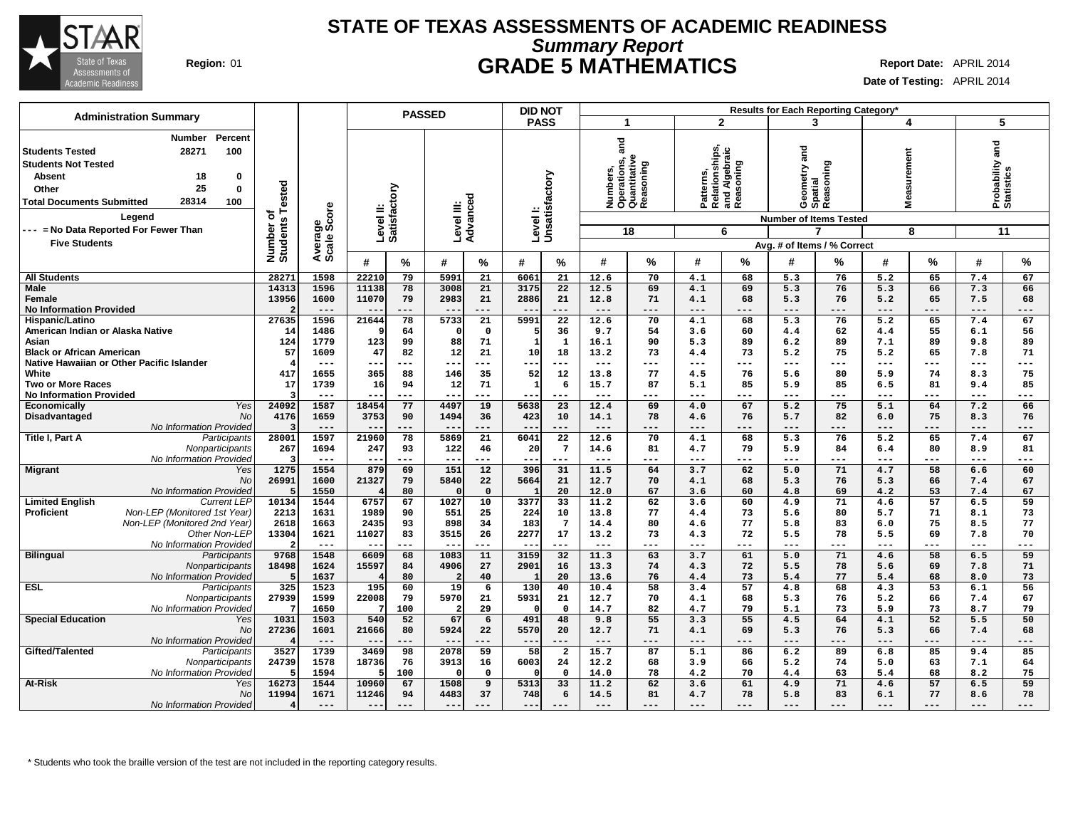# STATE OF TEXAS ASSESSMENTS OF ACADEMIC READINESS

## *Summary Report*

## GRADE 5 MATHEMATICS

**Region:** 01

**Report Date:** APRIL 2014

**Date of Testing:** APRIL 2014

### Administration Summary

| | Number | Percent |
|---|---|---|
| Students Tested | 28271 | 100 |
| Students Not Tested | | |
| Absent | 18 | 0 |
| Other | 25 | 0 |
| Total Documents Submitted | 28314 | 100 |

**Legend**

--- = No Data Reported For Fewer Than Five Students

| Group | | Number of Students Tested | Average Scale Score | PASSED: Level II: Satisfactory # | Level II: Satisfactory % | Level III: Advanced # | Level III: Advanced % | DID NOT PASS: Level I: Unsatisfactory # | Level I: Unsatisfactory % | 1 Numbers, Operations, and Quantitative Reasoning (18) # | 1 % | 2 Patterns, Relationships, and Algebraic Reasoning (6) # | 2 % | 3 Geometry and Spatial Reasoning (7) # | 3 % | 4 Measurement (8) # | 4 % | 5 Probability and Statistics (11) # | 5 % |
|---|---|---|---|---|---|---|---|---|---|---|---|---|---|---|---|---|---|---|---|
| All Students | | 28271 | 1598 | 22210 | 79 | 5991 | 21 | 6061 | 21 | 12.6 | 70 | 4.1 | 68 | 5.3 | 76 | 5.2 | 65 | 7.4 | 67 |
| Male | | 14313 | 1596 | 11138 | 78 | 3008 | 21 | 3175 | 22 | 12.5 | 69 | 4.1 | 69 | 5.3 | 76 | 5.3 | 66 | 7.3 | 66 |
| Female | | 13956 | 1600 | 11070 | 79 | 2983 | 21 | 2886 | 21 | 12.8 | 71 | 4.1 | 68 | 5.3 | 76 | 5.2 | 65 | 7.5 | 68 |
| No Information Provided | | 2 | --- | --- | --- | --- | --- | --- | --- | --- | --- | --- | --- | --- | --- | --- | --- | --- | --- |
| Hispanic/Latino | | 27635 | 1596 | 21644 | 78 | 5733 | 21 | 5991 | 22 | 12.6 | 70 | 4.1 | 68 | 5.3 | 76 | 5.2 | 65 | 7.4 | 67 |
| American Indian or Alaska Native | | 14 | 1486 | 9 | 64 | 0 | 0 | 5 | 36 | 9.7 | 54 | 3.6 | 60 | 4.4 | 62 | 4.4 | 55 | 6.1 | 56 |
| Asian | | 124 | 1779 | 123 | 99 | 88 | 71 | 1 | 1 | 16.1 | 90 | 5.3 | 89 | 6.2 | 89 | 7.1 | 89 | 9.8 | 89 |
| Black or African American | | 57 | 1609 | 47 | 82 | 12 | 21 | 10 | 18 | 13.2 | 73 | 4.4 | 73 | 5.2 | 75 | 5.2 | 65 | 7.8 | 71 |
| Native Hawaiian or Other Pacific Islander | | 4 | --- | --- | --- | --- | --- | --- | --- | --- | --- | --- | --- | --- | --- | --- | --- | --- | --- |
| White | | 417 | 1655 | 365 | 88 | 146 | 35 | 52 | 12 | 13.8 | 77 | 4.5 | 76 | 5.6 | 80 | 5.9 | 74 | 8.3 | 75 |
| Two or More Races | | 17 | 1739 | 16 | 94 | 12 | 71 | 1 | 6 | 15.7 | 87 | 5.1 | 85 | 5.9 | 85 | 6.5 | 81 | 9.4 | 85 |
| No Information Provided | | 3 | --- | --- | --- | --- | --- | --- | --- | --- | --- | --- | --- | --- | --- | --- | --- | --- | --- |
| Economically Disadvantaged | *Yes* | 24092 | 1587 | 18454 | 77 | 4497 | 19 | 5638 | 23 | 12.4 | 69 | 4.0 | 67 | 5.2 | 75 | 5.1 | 64 | 7.2 | 66 |
| | *No* | 4176 | 1659 | 3753 | 90 | 1494 | 36 | 423 | 10 | 14.1 | 78 | 4.6 | 76 | 5.7 | 82 | 6.0 | 75 | 8.3 | 76 |
| | *No Information Provided* | 3 | --- | --- | --- | --- | --- | --- | --- | --- | --- | --- | --- | --- | --- | --- | --- | --- | --- |
| Title I, Part A | *Participants* | 28001 | 1597 | 21960 | 78 | 5869 | 21 | 6041 | 22 | 12.6 | 70 | 4.1 | 68 | 5.3 | 76 | 5.2 | 65 | 7.4 | 67 |
| | *Nonparticipants* | 267 | 1694 | 247 | 93 | 122 | 46 | 20 | 7 | 14.6 | 81 | 4.7 | 79 | 5.9 | 84 | 6.4 | 80 | 8.9 | 81 |
| | *No Information Provided* | 3 | --- | --- | --- | --- | --- | --- | --- | --- | --- | --- | --- | --- | --- | --- | --- | --- | --- |
| Migrant | *Yes* | 1275 | 1554 | 879 | 69 | 151 | 12 | 396 | 31 | 11.5 | 64 | 3.7 | 62 | 5.0 | 71 | 4.7 | 58 | 6.6 | 60 |
| | *No* | 26991 | 1600 | 21327 | 79 | 5840 | 22 | 5664 | 21 | 12.7 | 70 | 4.1 | 68 | 5.3 | 76 | 5.3 | 66 | 7.4 | 67 |
| | *No Information Provided* | 5 | 1550 | 4 | 80 | 0 | 0 | 1 | 20 | 12.0 | 67 | 3.6 | 60 | 4.8 | 69 | 4.2 | 53 | 7.4 | 67 |
| Limited English Proficient | *Current LEP* | 10134 | 1544 | 6757 | 67 | 1027 | 10 | 3377 | 33 | 11.2 | 62 | 3.6 | 60 | 4.9 | 71 | 4.6 | 57 | 6.5 | 59 |
| | *Non-LEP (Monitored 1st Year)* | 2213 | 1631 | 1989 | 90 | 551 | 25 | 224 | 10 | 13.8 | 77 | 4.4 | 73 | 5.6 | 80 | 5.7 | 71 | 8.1 | 73 |
| | *Non-LEP (Monitored 2nd Year)* | 2618 | 1663 | 2435 | 93 | 898 | 34 | 183 | 7 | 14.4 | 80 | 4.6 | 77 | 5.8 | 83 | 6.0 | 75 | 8.5 | 77 |
| | *Other Non-LEP* | 13304 | 1621 | 11027 | 83 | 3515 | 26 | 2277 | 17 | 13.2 | 73 | 4.3 | 72 | 5.5 | 78 | 5.5 | 69 | 7.8 | 70 |
| | *No Information Provided* | 2 | --- | --- | --- | --- | --- | --- | --- | --- | --- | --- | --- | --- | --- | --- | --- | --- | --- |
| Bilingual | *Participants* | 9768 | 1548 | 6609 | 68 | 1083 | 11 | 3159 | 32 | 11.3 | 63 | 3.7 | 61 | 5.0 | 71 | 4.6 | 58 | 6.5 | 59 |
| | *Nonparticipants* | 18498 | 1624 | 15597 | 84 | 4906 | 27 | 2901 | 16 | 13.3 | 74 | 4.3 | 72 | 5.5 | 78 | 5.6 | 69 | 7.8 | 71 |
| | *No Information Provided* | 5 | 1637 | 4 | 80 | 2 | 40 | 1 | 20 | 13.6 | 76 | 4.4 | 73 | 5.4 | 77 | 5.4 | 68 | 8.0 | 73 |
| ESL | *Participants* | 325 | 1523 | 195 | 60 | 19 | 6 | 130 | 40 | 10.4 | 58 | 3.4 | 57 | 4.8 | 68 | 4.3 | 53 | 6.1 | 56 |
| | *Nonparticipants* | 27939 | 1599 | 22008 | 79 | 5970 | 21 | 5931 | 21 | 12.7 | 70 | 4.1 | 68 | 5.3 | 76 | 5.2 | 66 | 7.4 | 67 |
| | *No Information Provided* | 7 | 1650 | 7 | 100 | 2 | 29 | 0 | 0 | 14.7 | 82 | 4.7 | 79 | 5.1 | 73 | 5.9 | 73 | 8.7 | 79 |
| Special Education | *Yes* | 1031 | 1503 | 540 | 52 | 67 | 6 | 491 | 48 | 9.8 | 55 | 3.3 | 55 | 4.5 | 64 | 4.1 | 52 | 5.5 | 50 |
| | *No* | 27236 | 1601 | 21666 | 80 | 5924 | 22 | 5570 | 20 | 12.7 | 71 | 4.1 | 69 | 5.3 | 76 | 5.3 | 66 | 7.4 | 68 |
| | *No Information Provided* | 4 | --- | --- | --- | --- | --- | --- | --- | --- | --- | --- | --- | --- | --- | --- | --- | --- | --- |
| Gifted/Talented | *Participants* | 3527 | 1739 | 3469 | 98 | 2078 | 59 | 58 | 2 | 15.7 | 87 | 5.1 | 86 | 6.2 | 89 | 6.8 | 85 | 9.4 | 85 |
| | *Nonparticipants* | 24739 | 1578 | 18736 | 76 | 3913 | 16 | 6003 | 24 | 12.2 | 68 | 3.9 | 66 | 5.2 | 74 | 5.0 | 63 | 7.1 | 64 |
| | *No Information Provided* | 5 | 1594 | 5 | 100 | 0 | 0 | 0 | 0 | 14.0 | 78 | 4.2 | 70 | 4.4 | 63 | 5.4 | 68 | 8.2 | 75 |
| At-Risk | *Yes* | 16273 | 1544 | 10960 | 67 | 1508 | 9 | 5313 | 33 | 11.2 | 62 | 3.6 | 61 | 4.9 | 71 | 4.6 | 57 | 6.5 | 59 |
| | *No* | 11994 | 1671 | 11246 | 94 | 4483 | 37 | 748 | 6 | 14.5 | 81 | 4.7 | 78 | 5.8 | 83 | 6.1 | 77 | 8.6 | 78 |
| | *No Information Provided* | 4 | --- | --- | --- | --- | --- | --- | --- | --- | --- | --- | --- | --- | --- | --- | --- | --- | --- |

Results for Each Reporting Category*: Number of Items Tested shown in parentheses; values are Avg. # of Items / % Correct.

\* Students who took the braille version of the test are not included in the reporting category results.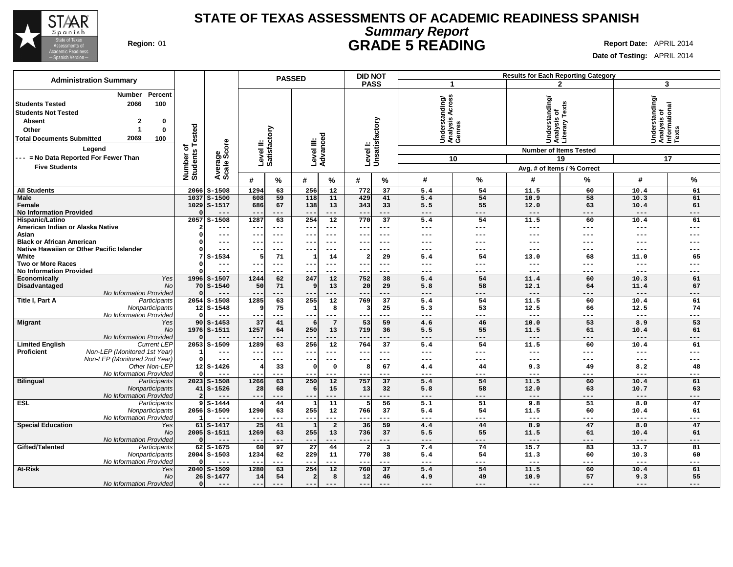# STATE OF TEXAS ASSESSMENTS OF ACADEMIC READINESS SPANISH

## *Summary Report*

## GRADE 5 READING

**Region:** 01

**Report Date:** APRIL 2014

**Date of Testing:** APRIL 2014

### Administration Summary

| | Number | Percent |
|---|---|---|
| **Students Tested** | 2066 | 100 |
| **Students Not Tested** | | |
| Absent | 2 | 0 |
| Other | 1 | 0 |
| **Total Documents Submitted** | 2069 | 100 |

**Legend**

--- = No Data Reported For Fewer Than Five Students

| | | Number of Students Tested | Average Scale Score | PASSED Level II: Satisfactory # | PASSED Level II: Satisfactory % | PASSED Level III: Advanced # | PASSED Level III: Advanced % | DID NOT PASS Level I: Unsatisfactory # | DID NOT PASS Level I: Unsatisfactory % | 1 Understanding/ Analysis Across Genres (10 items) # | 1 % | 2 Understanding/ Analysis of Literary Texts (19 items) # | 2 % | 3 Understanding/ Analysis of Informational Texts (17 items) # | 3 % |
|---|---|---|---|---|---|---|---|---|---|---|---|---|---|---|---|
| **All Students** | | 2066 | S-1508 | 1294 | 63 | 256 | 12 | 772 | 37 | 5.4 | 54 | 11.5 | 60 | 10.4 | 61 |
| **Male** | | 1037 | S-1500 | 608 | 59 | 118 | 11 | 429 | 41 | 5.4 | 54 | 10.9 | 58 | 10.3 | 61 |
| **Female** | | 1029 | S-1517 | 686 | 67 | 138 | 13 | 343 | 33 | 5.5 | 55 | 12.0 | 63 | 10.4 | 61 |
| **No Information Provided** | | 0 | --- | --- | --- | --- | --- | --- | --- | --- | --- | --- | --- | --- | --- |
| **Hispanic/Latino** | | 2057 | S-1508 | 1287 | 63 | 254 | 12 | 770 | 37 | 5.4 | 54 | 11.5 | 60 | 10.4 | 61 |
| **American Indian or Alaska Native** | | 2 | --- | --- | --- | --- | --- | --- | --- | --- | --- | --- | --- | --- | --- |
| **Asian** | | 0 | --- | --- | --- | --- | --- | --- | --- | --- | --- | --- | --- | --- | --- |
| **Black or African American** | | 0 | --- | --- | --- | --- | --- | --- | --- | --- | --- | --- | --- | --- | --- |
| **Native Hawaiian or Other Pacific Islander** | | 0 | --- | --- | --- | --- | --- | --- | --- | --- | --- | --- | --- | --- | --- |
| **White** | | 7 | S-1534 | 5 | 71 | 1 | 14 | 2 | 29 | 5.4 | 54 | 13.0 | 68 | 11.0 | 65 |
| **Two or More Races** | | 0 | --- | --- | --- | --- | --- | --- | --- | --- | --- | --- | --- | --- | --- |
| **No Information Provided** | | 0 | --- | --- | --- | --- | --- | --- | --- | --- | --- | --- | --- | --- | --- |
| **Economically Disadvantaged** | *Yes* | 1996 | S-1507 | 1244 | 62 | 247 | 12 | 752 | 38 | 5.4 | 54 | 11.4 | 60 | 10.3 | 61 |
| | *No* | 70 | S-1540 | 50 | 71 | 9 | 13 | 20 | 29 | 5.8 | 58 | 12.1 | 64 | 11.4 | 67 |
| | *No Information Provided* | 0 | --- | --- | --- | --- | --- | --- | --- | --- | --- | --- | --- | --- | --- |
| **Title I, Part A** | *Participants* | 2054 | S-1508 | 1285 | 63 | 255 | 12 | 769 | 37 | 5.4 | 54 | 11.5 | 60 | 10.4 | 61 |
| | *Nonparticipants* | 12 | S-1548 | 9 | 75 | 1 | 8 | 3 | 25 | 5.3 | 53 | 12.5 | 66 | 12.5 | 74 |
| | *No Information Provided* | 0 | --- | --- | --- | --- | --- | --- | --- | --- | --- | --- | --- | --- | --- |
| **Migrant** | *Yes* | 90 | S-1453 | 37 | 41 | 6 | 7 | 53 | 59 | 4.6 | 46 | 10.0 | 53 | 8.9 | 53 |
| | *No* | 1976 | S-1511 | 1257 | 64 | 250 | 13 | 719 | 36 | 5.5 | 55 | 11.5 | 61 | 10.4 | 61 |
| | *No Information Provided* | 0 | --- | --- | --- | --- | --- | --- | --- | --- | --- | --- | --- | --- | --- |
| **Limited English Proficient** | *Current LEP* | 2053 | S-1509 | 1289 | 63 | 256 | 12 | 764 | 37 | 5.4 | 54 | 11.5 | 60 | 10.4 | 61 |
| | *Non-LEP (Monitored 1st Year)* | 1 | --- | --- | --- | --- | --- | --- | --- | --- | --- | --- | --- | --- | --- |
| | *Non-LEP (Monitored 2nd Year)* | 0 | --- | --- | --- | --- | --- | --- | --- | --- | --- | --- | --- | --- | --- |
| | *Other Non-LEP* | 12 | S-1426 | 4 | 33 | 0 | 0 | 8 | 67 | 4.4 | 44 | 9.3 | 49 | 8.2 | 48 |
| | *No Information Provided* | 0 | --- | --- | --- | --- | --- | --- | --- | --- | --- | --- | --- | --- | --- |
| **Bilingual** | *Participants* | 2023 | S-1508 | 1266 | 63 | 250 | 12 | 757 | 37 | 5.4 | 54 | 11.5 | 60 | 10.4 | 61 |
| | *Nonparticipants* | 41 | S-1526 | 28 | 68 | 6 | 15 | 13 | 32 | 5.8 | 58 | 12.0 | 63 | 10.7 | 63 |
| | *No Information Provided* | 2 | --- | --- | --- | --- | --- | --- | --- | --- | --- | --- | --- | --- | --- |
| **ESL** | *Participants* | 9 | S-1444 | 4 | 44 | 1 | 11 | 5 | 56 | 5.1 | 51 | 9.8 | 51 | 8.0 | 47 |
| | *Nonparticipants* | 2056 | S-1509 | 1290 | 63 | 255 | 12 | 766 | 37 | 5.4 | 54 | 11.5 | 60 | 10.4 | 61 |
| | *No Information Provided* | 1 | --- | --- | --- | --- | --- | --- | --- | --- | --- | --- | --- | --- | --- |
| **Special Education** | *Yes* | 61 | S-1417 | 25 | 41 | 1 | 2 | 36 | 59 | 4.4 | 44 | 8.9 | 47 | 8.0 | 47 |
| | *No* | 2005 | S-1511 | 1269 | 63 | 255 | 13 | 736 | 37 | 5.5 | 55 | 11.5 | 61 | 10.4 | 61 |
| | *No Information Provided* | 0 | --- | --- | --- | --- | --- | --- | --- | --- | --- | --- | --- | --- | --- |
| **Gifted/Talented** | *Participants* | 62 | S-1675 | 60 | 97 | 27 | 44 | 2 | 3 | 7.4 | 74 | 15.7 | 83 | 13.7 | 81 |
| | *Nonparticipants* | 2004 | S-1503 | 1234 | 62 | 229 | 11 | 770 | 38 | 5.4 | 54 | 11.3 | 60 | 10.3 | 60 |
| | *No Information Provided* | 0 | --- | --- | --- | --- | --- | --- | --- | --- | --- | --- | --- | --- | --- |
| **At-Risk** | *Yes* | 2040 | S-1509 | 1280 | 63 | 254 | 12 | 760 | 37 | 5.4 | 54 | 11.5 | 60 | 10.4 | 61 |
| | *No* | 26 | S-1477 | 14 | 54 | 2 | 8 | 12 | 46 | 4.9 | 49 | 10.9 | 57 | 9.3 | 55 |
| | *No Information Provided* | 0 | --- | --- | --- | --- | --- | --- | --- | --- | --- | --- | --- | --- | --- |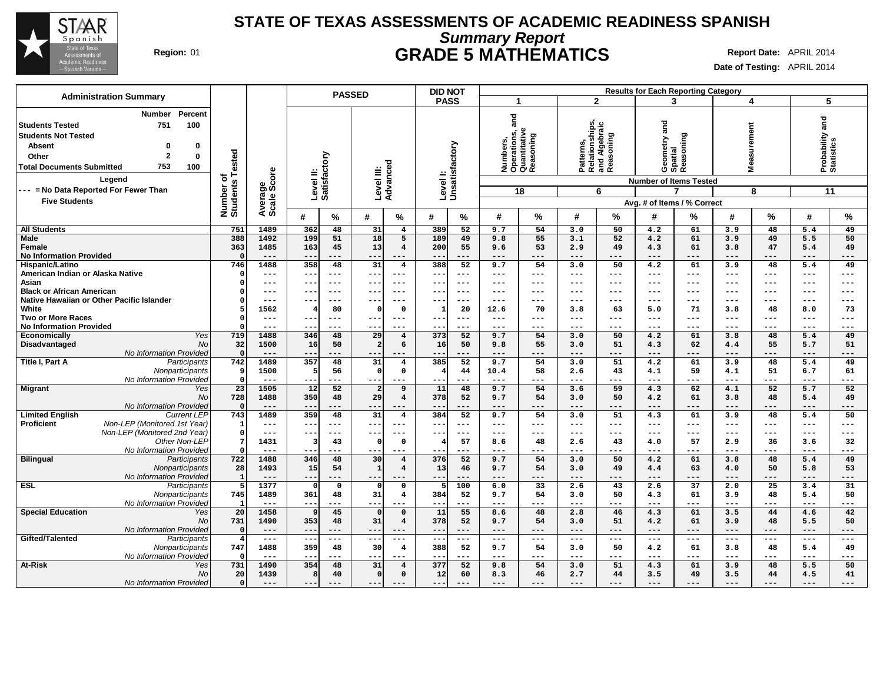# STATE OF TEXAS ASSESSMENTS OF ACADEMIC READINESS SPANISH

## *Summary Report*

## GRADE 5 MATHEMATICS

**Region:** 01

**Report Date:** APRIL 2014

**Date of Testing:** APRIL 2014

### Administration Summary

| | Number | Percent |
|---|---|---|
| Students Tested | 751 | 100 |
| Students Not Tested | | |
| Absent | 0 | 0 |
| Other | 2 | 0 |
| Total Documents Submitted | 753 | 100 |

**Legend**

--- = No Data Reported For Fewer Than Five Students

| | | Number of Students Tested | Average Scale Score | PASSED Level II: Satisfactory # | PASSED Level II: Satisfactory % | PASSED Level III: Advanced # | PASSED Level III: Advanced % | DID NOT PASS Level I: Unsatisfactory # | DID NOT PASS Level I: Unsatisfactory % | 1 Numbers, Operations, and Quantitative Reasoning (18) # | 1 % | 2 Patterns, Relationships, and Algebraic Reasoning (6) # | 2 % | 3 Geometry and Spatial Reasoning (7) # | 3 % | 4 Measurement (8) # | 4 % | 5 Probability and Statistics (11) # | 5 % |
|---|---|---|---|---|---|---|---|---|---|---|---|---|---|---|---|---|---|---|---|
| **All Students** | | 751 | 1489 | 362 | 48 | 31 | 4 | 389 | 52 | 9.7 | 54 | 3.0 | 50 | 4.2 | 61 | 3.9 | 48 | 5.4 | 49 |
| **Male** | | 388 | 1492 | 199 | 51 | 18 | 5 | 189 | 49 | 9.8 | 55 | 3.1 | 52 | 4.2 | 61 | 3.9 | 49 | 5.5 | 50 |
| **Female** | | 363 | 1485 | 163 | 45 | 13 | 4 | 200 | 55 | 9.6 | 53 | 2.9 | 49 | 4.3 | 61 | 3.8 | 47 | 5.4 | 49 |
| **No Information Provided** | | 0 | --- | --- | --- | --- | --- | --- | --- | --- | --- | --- | --- | --- | --- | --- | --- | --- | --- |
| **Hispanic/Latino** | | 746 | 1488 | 358 | 48 | 31 | 4 | 388 | 52 | 9.7 | 54 | 3.0 | 50 | 4.2 | 61 | 3.9 | 48 | 5.4 | 49 |
| **American Indian or Alaska Native** | | 0 | --- | --- | --- | --- | --- | --- | --- | --- | --- | --- | --- | --- | --- | --- | --- | --- | --- |
| **Asian** | | 0 | --- | --- | --- | --- | --- | --- | --- | --- | --- | --- | --- | --- | --- | --- | --- | --- | --- |
| **Black or African American** | | 0 | --- | --- | --- | --- | --- | --- | --- | --- | --- | --- | --- | --- | --- | --- | --- | --- | --- |
| **Native Hawaiian or Other Pacific Islander** | | 0 | --- | --- | --- | --- | --- | --- | --- | --- | --- | --- | --- | --- | --- | --- | --- | --- | --- |
| **White** | | 5 | 1562 | 4 | 80 | 0 | 0 | 1 | 20 | 12.6 | 70 | 3.8 | 63 | 5.0 | 71 | 3.8 | 48 | 8.0 | 73 |
| **Two or More Races** | | 0 | --- | --- | --- | --- | --- | --- | --- | --- | --- | --- | --- | --- | --- | --- | --- | --- | --- |
| **No Information Provided** | | 0 | --- | --- | --- | --- | --- | --- | --- | --- | --- | --- | --- | --- | --- | --- | --- | --- | --- |
| **Economically Disadvantaged** | *Yes* | 719 | 1488 | 346 | 48 | 29 | 4 | 373 | 52 | 9.7 | 54 | 3.0 | 50 | 4.2 | 61 | 3.8 | 48 | 5.4 | 49 |
| | *No* | 32 | 1500 | 16 | 50 | 2 | 6 | 16 | 50 | 9.8 | 55 | 3.0 | 51 | 4.3 | 62 | 4.4 | 55 | 5.7 | 51 |
| | *No Information Provided* | 0 | --- | --- | --- | --- | --- | --- | --- | --- | --- | --- | --- | --- | --- | --- | --- | --- | --- |
| **Title I, Part A** | *Participants* | 742 | 1489 | 357 | 48 | 31 | 4 | 385 | 52 | 9.7 | 54 | 3.0 | 51 | 4.2 | 61 | 3.9 | 48 | 5.4 | 49 |
| | *Nonparticipants* | 9 | 1500 | 5 | 56 | 0 | 0 | 4 | 44 | 10.4 | 58 | 2.6 | 43 | 4.1 | 59 | 4.1 | 51 | 6.7 | 61 |
| | *No Information Provided* | 0 | --- | --- | --- | --- | --- | --- | --- | --- | --- | --- | --- | --- | --- | --- | --- | --- | --- |
| **Migrant** | *Yes* | 23 | 1505 | 12 | 52 | 2 | 9 | 11 | 48 | 9.7 | 54 | 3.6 | 59 | 4.3 | 62 | 4.1 | 52 | 5.7 | 52 |
| | *No* | 728 | 1488 | 350 | 48 | 29 | 4 | 378 | 52 | 9.7 | 54 | 3.0 | 50 | 4.2 | 61 | 3.8 | 48 | 5.4 | 49 |
| | *No Information Provided* | 0 | --- | --- | --- | --- | --- | --- | --- | --- | --- | --- | --- | --- | --- | --- | --- | --- | --- |
| **Limited English Proficient** | *Current LEP* | 743 | 1489 | 359 | 48 | 31 | 4 | 384 | 52 | 9.7 | 54 | 3.0 | 51 | 4.3 | 61 | 3.9 | 48 | 5.4 | 50 |
| | *Non-LEP (Monitored 1st Year)* | 1 | --- | --- | --- | --- | --- | --- | --- | --- | --- | --- | --- | --- | --- | --- | --- | --- | --- |
| | *Non-LEP (Monitored 2nd Year)* | 0 | --- | --- | --- | --- | --- | --- | --- | --- | --- | --- | --- | --- | --- | --- | --- | --- | --- |
| | *Other Non-LEP* | 7 | 1431 | 3 | 43 | 0 | 0 | 4 | 57 | 8.6 | 48 | 2.6 | 43 | 4.0 | 57 | 2.9 | 36 | 3.6 | 32 |
| | *No Information Provided* | 0 | --- | --- | --- | --- | --- | --- | --- | --- | --- | --- | --- | --- | --- | --- | --- | --- | --- |
| **Bilingual** | *Participants* | 722 | 1488 | 346 | 48 | 30 | 4 | 376 | 52 | 9.7 | 54 | 3.0 | 50 | 4.2 | 61 | 3.8 | 48 | 5.4 | 49 |
| | *Nonparticipants* | 28 | 1493 | 15 | 54 | 1 | 4 | 13 | 46 | 9.7 | 54 | 3.0 | 49 | 4.4 | 63 | 4.0 | 50 | 5.8 | 53 |
| | *No Information Provided* | 1 | --- | --- | --- | --- | --- | --- | --- | --- | --- | --- | --- | --- | --- | --- | --- | --- | --- |
| **ESL** | *Participants* | 5 | 1377 | 0 | 0 | 0 | 0 | 5 | 100 | 6.0 | 33 | 2.6 | 43 | 2.6 | 37 | 2.0 | 25 | 3.4 | 31 |
| | *Nonparticipants* | 745 | 1489 | 361 | 48 | 31 | 4 | 384 | 52 | 9.7 | 54 | 3.0 | 50 | 4.3 | 61 | 3.9 | 48 | 5.4 | 50 |
| | *No Information Provided* | 1 | --- | --- | --- | --- | --- | --- | --- | --- | --- | --- | --- | --- | --- | --- | --- | --- | --- |
| **Special Education** | *Yes* | 20 | 1458 | 9 | 45 | 0 | 0 | 11 | 55 | 8.6 | 48 | 2.8 | 46 | 4.3 | 61 | 3.5 | 44 | 4.6 | 42 |
| | *No* | 731 | 1490 | 353 | 48 | 31 | 4 | 378 | 52 | 9.7 | 54 | 3.0 | 51 | 4.2 | 61 | 3.9 | 48 | 5.5 | 50 |
| | *No Information Provided* | 0 | --- | --- | --- | --- | --- | --- | --- | --- | --- | --- | --- | --- | --- | --- | --- | --- | --- |
| **Gifted/Talented** | *Participants* | 4 | --- | --- | --- | --- | --- | --- | --- | --- | --- | --- | --- | --- | --- | --- | --- | --- | --- |
| | *Nonparticipants* | 747 | 1488 | 359 | 48 | 30 | 4 | 388 | 52 | 9.7 | 54 | 3.0 | 50 | 4.2 | 61 | 3.8 | 48 | 5.4 | 49 |
| | *No Information Provided* | 0 | --- | --- | --- | --- | --- | --- | --- | --- | --- | --- | --- | --- | --- | --- | --- | --- | --- |
| **At-Risk** | *Yes* | 731 | 1490 | 354 | 48 | 31 | 4 | 377 | 52 | 9.8 | 54 | 3.0 | 51 | 4.3 | 61 | 3.9 | 48 | 5.5 | 50 |
| | *No* | 20 | 1439 | 8 | 40 | 0 | 0 | 12 | 60 | 8.3 | 46 | 2.7 | 44 | 3.5 | 49 | 3.5 | 44 | 4.5 | 41 |
| | *No Information Provided* | 0 | --- | --- | --- | --- | --- | --- | --- | --- | --- | --- | --- | --- | --- | --- | --- | --- | --- |

Note: Reporting category columns show Avg. # of Items / % Correct; Number of Items Tested shown in parentheses.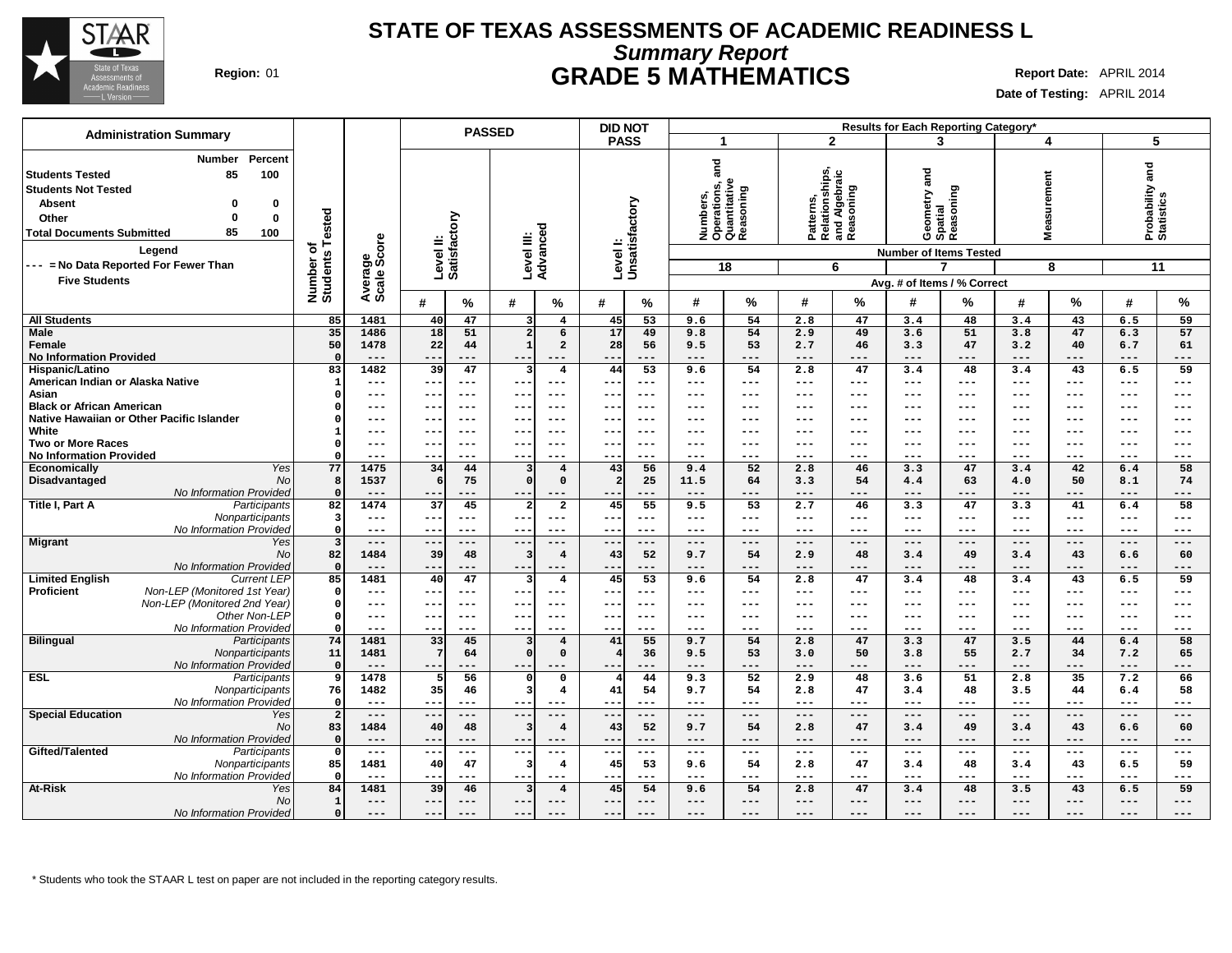# STATE OF TEXAS ASSESSMENTS OF ACADEMIC READINESS L

## *Summary Report*

## GRADE 5 MATHEMATICS

**Region:** 01

**Report Date:** APRIL 2014

**Date of Testing:** APRIL 2014

| Administration Summary | Number | Percent |
|---|---|---|
| **Students Tested** | 85 | 100 |
| **Students Not Tested** | | |
| **Absent** | 0 | 0 |
| **Other** | 0 | 0 |
| **Total Documents Submitted** | 85 | 100 |

**Legend**

--- = No Data Reported For Fewer Than Five Students

Results for Each Reporting Category*: 1 = Numbers, Operations, and Quantitative Reasoning (18 items); 2 = Patterns, Relationships, and Algebraic Reasoning (6 items); 3 = Geometry and Spatial Reasoning (7 items); 4 = Measurement (8 items); 5 = Probability and Statistics (11 items). Reporting category values are Avg. # of Items / % Correct.

| Group | Subgroup | Number of Students Tested | Average Scale Score | PASSED Level II: Satisfactory # | PASSED Level II: Satisfactory % | PASSED Level III: Advanced # | PASSED Level III: Advanced % | DID NOT PASS Level I: Unsatisfactory # | DID NOT PASS Level I: Unsatisfactory % | Cat. 1 # | Cat. 1 % | Cat. 2 # | Cat. 2 % | Cat. 3 # | Cat. 3 % | Cat. 4 # | Cat. 4 % | Cat. 5 # | Cat. 5 % |
|---|---|---|---|---|---|---|---|---|---|---|---|---|---|---|---|---|---|---|---|
| **All Students** | | 85 | 1481 | 40 | 47 | 3 | 4 | 45 | 53 | 9.6 | 54 | 2.8 | 47 | 3.4 | 48 | 3.4 | 43 | 6.5 | 59 |
| **Male** | | 35 | 1486 | 18 | 51 | 2 | 6 | 17 | 49 | 9.8 | 54 | 2.9 | 49 | 3.6 | 51 | 3.8 | 47 | 6.3 | 57 |
| **Female** | | 50 | 1478 | 22 | 44 | 1 | 2 | 28 | 56 | 9.5 | 53 | 2.7 | 46 | 3.3 | 47 | 3.2 | 40 | 6.7 | 61 |
| **No Information Provided** | | 0 | --- | --- | --- | --- | --- | --- | --- | --- | --- | --- | --- | --- | --- | --- | --- | --- | --- |
| **Hispanic/Latino** | | 83 | 1482 | 39 | 47 | 3 | 4 | 44 | 53 | 9.6 | 54 | 2.8 | 47 | 3.4 | 48 | 3.4 | 43 | 6.5 | 59 |
| **American Indian or Alaska Native** | | 1 | --- | --- | --- | --- | --- | --- | --- | --- | --- | --- | --- | --- | --- | --- | --- | --- | --- |
| **Asian** | | 0 | --- | --- | --- | --- | --- | --- | --- | --- | --- | --- | --- | --- | --- | --- | --- | --- | --- |
| **Black or African American** | | 0 | --- | --- | --- | --- | --- | --- | --- | --- | --- | --- | --- | --- | --- | --- | --- | --- | --- |
| **Native Hawaiian or Other Pacific Islander** | | 0 | --- | --- | --- | --- | --- | --- | --- | --- | --- | --- | --- | --- | --- | --- | --- | --- | --- |
| **White** | | 1 | --- | --- | --- | --- | --- | --- | --- | --- | --- | --- | --- | --- | --- | --- | --- | --- | --- |
| **Two or More Races** | | 0 | --- | --- | --- | --- | --- | --- | --- | --- | --- | --- | --- | --- | --- | --- | --- | --- | --- |
| **No Information Provided** | | 0 | --- | --- | --- | --- | --- | --- | --- | --- | --- | --- | --- | --- | --- | --- | --- | --- | --- |
| **Economically Disadvantaged** | *Yes* | 77 | 1475 | 34 | 44 | 3 | 4 | 43 | 56 | 9.4 | 52 | 2.8 | 46 | 3.3 | 47 | 3.4 | 42 | 6.4 | 58 |
| | *No* | 8 | 1537 | 6 | 75 | 0 | 0 | 2 | 25 | 11.5 | 64 | 3.3 | 54 | 4.4 | 63 | 4.0 | 50 | 8.1 | 74 |
| | *No Information Provided* | 0 | --- | --- | --- | --- | --- | --- | --- | --- | --- | --- | --- | --- | --- | --- | --- | --- | --- |
| **Title I, Part A** | *Participants* | 82 | 1474 | 37 | 45 | 2 | 2 | 45 | 55 | 9.5 | 53 | 2.7 | 46 | 3.3 | 47 | 3.3 | 41 | 6.4 | 58 |
| | *Nonparticipants* | 3 | --- | --- | --- | --- | --- | --- | --- | --- | --- | --- | --- | --- | --- | --- | --- | --- | --- |
| | *No Information Provided* | 0 | --- | --- | --- | --- | --- | --- | --- | --- | --- | --- | --- | --- | --- | --- | --- | --- | --- |
| **Migrant** | *Yes* | 3 | --- | --- | --- | --- | --- | --- | --- | --- | --- | --- | --- | --- | --- | --- | --- | --- | --- |
| | *No* | 82 | 1484 | 39 | 48 | 3 | 4 | 43 | 52 | 9.7 | 54 | 2.9 | 48 | 3.4 | 49 | 3.4 | 43 | 6.6 | 60 |
| | *No Information Provided* | 0 | --- | --- | --- | --- | --- | --- | --- | --- | --- | --- | --- | --- | --- | --- | --- | --- | --- |
| **Limited English Proficient** | *Current LEP* | 85 | 1481 | 40 | 47 | 3 | 4 | 45 | 53 | 9.6 | 54 | 2.8 | 47 | 3.4 | 48 | 3.4 | 43 | 6.5 | 59 |
| | *Non-LEP (Monitored 1st Year)* | 0 | --- | --- | --- | --- | --- | --- | --- | --- | --- | --- | --- | --- | --- | --- | --- | --- | --- |
| | *Non-LEP (Monitored 2nd Year)* | 0 | --- | --- | --- | --- | --- | --- | --- | --- | --- | --- | --- | --- | --- | --- | --- | --- | --- |
| | *Other Non-LEP* | 0 | --- | --- | --- | --- | --- | --- | --- | --- | --- | --- | --- | --- | --- | --- | --- | --- | --- |
| | *No Information Provided* | 0 | --- | --- | --- | --- | --- | --- | --- | --- | --- | --- | --- | --- | --- | --- | --- | --- | --- |
| **Bilingual** | *Participants* | 74 | 1481 | 33 | 45 | 3 | 4 | 41 | 55 | 9.7 | 54 | 2.8 | 47 | 3.3 | 47 | 3.5 | 44 | 6.4 | 58 |
| | *Nonparticipants* | 11 | 1481 | 7 | 64 | 0 | 0 | 4 | 36 | 9.5 | 53 | 3.0 | 50 | 3.8 | 55 | 2.7 | 34 | 7.2 | 65 |
| | *No Information Provided* | 0 | --- | --- | --- | --- | --- | --- | --- | --- | --- | --- | --- | --- | --- | --- | --- | --- | --- |
| **ESL** | *Participants* | 9 | 1478 | 5 | 56 | 0 | 0 | 4 | 44 | 9.3 | 52 | 2.9 | 48 | 3.6 | 51 | 2.8 | 35 | 7.2 | 66 |
| | *Nonparticipants* | 76 | 1482 | 35 | 46 | 3 | 4 | 41 | 54 | 9.7 | 54 | 2.8 | 47 | 3.4 | 48 | 3.5 | 44 | 6.4 | 58 |
| | *No Information Provided* | 0 | --- | --- | --- | --- | --- | --- | --- | --- | --- | --- | --- | --- | --- | --- | --- | --- | --- |
| **Special Education** | *Yes* | 2 | --- | --- | --- | --- | --- | --- | --- | --- | --- | --- | --- | --- | --- | --- | --- | --- | --- |
| | *No* | 83 | 1484 | 40 | 48 | 3 | 4 | 43 | 52 | 9.7 | 54 | 2.8 | 47 | 3.4 | 49 | 3.4 | 43 | 6.6 | 60 |
| | *No Information Provided* | 0 | --- | --- | --- | --- | --- | --- | --- | --- | --- | --- | --- | --- | --- | --- | --- | --- | --- |
| **Gifted/Talented** | *Participants* | 0 | --- | --- | --- | --- | --- | --- | --- | --- | --- | --- | --- | --- | --- | --- | --- | --- | --- |
| | *Nonparticipants* | 85 | 1481 | 40 | 47 | 3 | 4 | 45 | 53 | 9.6 | 54 | 2.8 | 47 | 3.4 | 48 | 3.4 | 43 | 6.5 | 59 |
| | *No Information Provided* | 0 | --- | --- | --- | --- | --- | --- | --- | --- | --- | --- | --- | --- | --- | --- | --- | --- | --- |
| **At-Risk** | *Yes* | 84 | 1481 | 39 | 46 | 3 | 4 | 45 | 54 | 9.6 | 54 | 2.8 | 47 | 3.4 | 48 | 3.5 | 43 | 6.5 | 59 |
| | *No* | 1 | --- | --- | --- | --- | --- | --- | --- | --- | --- | --- | --- | --- | --- | --- | --- | --- | --- |
| | *No Information Provided* | 0 | --- | --- | --- | --- | --- | --- | --- | --- | --- | --- | --- | --- | --- | --- | --- | --- | --- |

\* Students who took the STAAR L test on paper are not included in the reporting category results.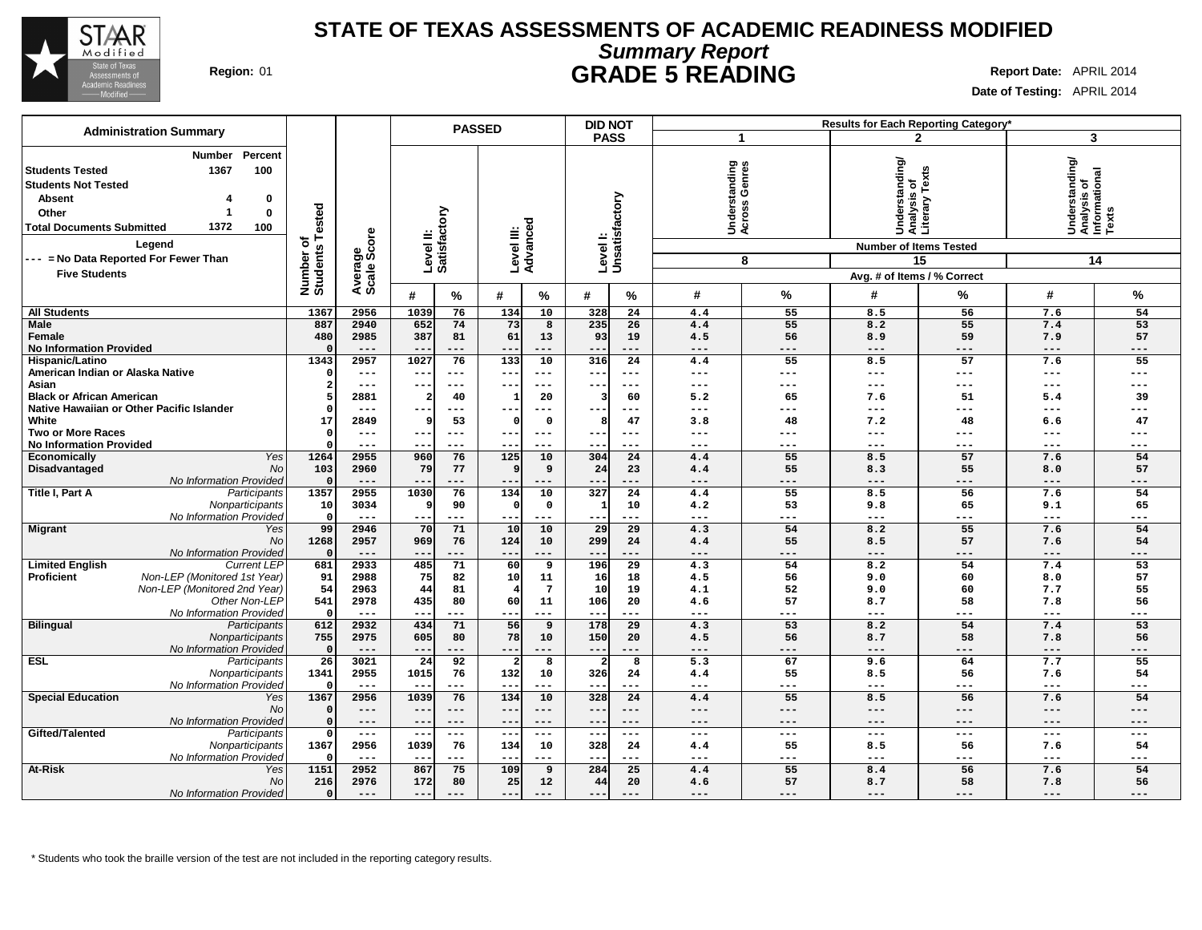# STATE OF TEXAS ASSESSMENTS OF ACADEMIC READINESS MODIFIED

## *Summary Report*

## GRADE 5 READING

**Region:** 01

**Report Date:** APRIL 2014

**Date of Testing:** APRIL 2014

### Administration Summary

| | Number | Percent |
|---|---|---|
| **Students Tested** | 1367 | 100 |
| **Students Not Tested** | | |
| Absent | 4 | 0 |
| Other | 1 | 0 |
| **Total Documents Submitted** | 1372 | 100 |

**Legend**

--- = No Data Reported For Fewer Than Five Students

| | | Number of Students Tested | Average Scale Score | PASSED: Level II: Satisfactory # | PASSED: Level II: Satisfactory % | PASSED: Level III: Advanced # | PASSED: Level III: Advanced % | DID NOT PASS: Level I: Unsatisfactory # | DID NOT PASS: Level I: Unsatisfactory % | 1 Understanding Across Genres (8 items) # | 1 % | 2 Understanding/ Analysis of Literary Texts (15 items) # | 2 % | 3 Understanding/ Analysis of Informational Texts (14 items) # | 3 % |
|---|---|---|---|---|---|---|---|---|---|---|---|---|---|---|---|
| **All Students** | | 1367 | 2956 | 1039 | 76 | 134 | 10 | 328 | 24 | 4.4 | 55 | 8.5 | 56 | 7.6 | 54 |
| **Male** | | 887 | 2940 | 652 | 74 | 73 | 8 | 235 | 26 | 4.4 | 55 | 8.2 | 55 | 7.4 | 53 |
| **Female** | | 480 | 2985 | 387 | 81 | 61 | 13 | 93 | 19 | 4.5 | 56 | 8.9 | 59 | 7.9 | 57 |
| **No Information Provided** | | 0 | --- | --- | --- | --- | --- | --- | --- | --- | --- | --- | --- | --- | --- |
| **Hispanic/Latino** | | 1343 | 2957 | 1027 | 76 | 133 | 10 | 316 | 24 | 4.4 | 55 | 8.5 | 57 | 7.6 | 55 |
| **American Indian or Alaska Native** | | 0 | --- | --- | --- | --- | --- | --- | --- | --- | --- | --- | --- | --- | --- |
| **Asian** | | 2 | --- | --- | --- | --- | --- | --- | --- | --- | --- | --- | --- | --- | --- |
| **Black or African American** | | 5 | 2881 | 2 | 40 | 1 | 20 | 3 | 60 | 5.2 | 65 | 7.6 | 51 | 5.4 | 39 |
| **Native Hawaiian or Other Pacific Islander** | | 0 | --- | --- | --- | --- | --- | --- | --- | --- | --- | --- | --- | --- | --- |
| **White** | | 17 | 2849 | 9 | 53 | 0 | 0 | 8 | 47 | 3.8 | 48 | 7.2 | 48 | 6.6 | 47 |
| **Two or More Races** | | 0 | --- | --- | --- | --- | --- | --- | --- | --- | --- | --- | --- | --- | --- |
| **No Information Provided** | | 0 | --- | --- | --- | --- | --- | --- | --- | --- | --- | --- | --- | --- | --- |
| **Economically Disadvantaged** | *Yes* | 1264 | 2955 | 960 | 76 | 125 | 10 | 304 | 24 | 4.4 | 55 | 8.5 | 57 | 7.6 | 54 |
| | *No* | 103 | 2960 | 79 | 77 | 9 | 9 | 24 | 23 | 4.4 | 55 | 8.3 | 55 | 8.0 | 57 |
| | *No Information Provided* | 0 | --- | --- | --- | --- | --- | --- | --- | --- | --- | --- | --- | --- | --- |
| **Title I, Part A** | *Participants* | 1357 | 2955 | 1030 | 76 | 134 | 10 | 327 | 24 | 4.4 | 55 | 8.5 | 56 | 7.6 | 54 |
| | *Nonparticipants* | 10 | 3034 | 9 | 90 | 0 | 0 | 1 | 10 | 4.2 | 53 | 9.8 | 65 | 9.1 | 65 |
| | *No Information Provided* | 0 | --- | --- | --- | --- | --- | --- | --- | --- | --- | --- | --- | --- | --- |
| **Migrant** | *Yes* | 99 | 2946 | 70 | 71 | 10 | 10 | 29 | 29 | 4.3 | 54 | 8.2 | 55 | 7.6 | 54 |
| | *No* | 1268 | 2957 | 969 | 76 | 124 | 10 | 299 | 24 | 4.4 | 55 | 8.5 | 57 | 7.6 | 54 |
| | *No Information Provided* | 0 | --- | --- | --- | --- | --- | --- | --- | --- | --- | --- | --- | --- | --- |
| **Limited English Proficient** | *Current LEP* | 681 | 2933 | 485 | 71 | 60 | 9 | 196 | 29 | 4.3 | 54 | 8.2 | 54 | 7.4 | 53 |
| | *Non-LEP (Monitored 1st Year)* | 91 | 2988 | 75 | 82 | 10 | 11 | 16 | 18 | 4.5 | 56 | 9.0 | 60 | 8.0 | 57 |
| | *Non-LEP (Monitored 2nd Year)* | 54 | 2963 | 44 | 81 | 4 | 7 | 10 | 19 | 4.1 | 52 | 9.0 | 60 | 7.7 | 55 |
| | *Other Non-LEP* | 541 | 2978 | 435 | 80 | 60 | 11 | 106 | 20 | 4.6 | 57 | 8.7 | 58 | 7.8 | 56 |
| | *No Information Provided* | 0 | --- | --- | --- | --- | --- | --- | --- | --- | --- | --- | --- | --- | --- |
| **Bilingual** | *Participants* | 612 | 2932 | 434 | 71 | 56 | 9 | 178 | 29 | 4.3 | 53 | 8.2 | 54 | 7.4 | 53 |
| | *Nonparticipants* | 755 | 2975 | 605 | 80 | 78 | 10 | 150 | 20 | 4.5 | 56 | 8.7 | 58 | 7.8 | 56 |
| | *No Information Provided* | 0 | --- | --- | --- | --- | --- | --- | --- | --- | --- | --- | --- | --- | --- |
| **ESL** | *Participants* | 26 | 3021 | 24 | 92 | 2 | 8 | 2 | 8 | 5.3 | 67 | 9.6 | 64 | 7.7 | 55 |
| | *Nonparticipants* | 1341 | 2955 | 1015 | 76 | 132 | 10 | 326 | 24 | 4.4 | 55 | 8.5 | 56 | 7.6 | 54 |
| | *No Information Provided* | 0 | --- | --- | --- | --- | --- | --- | --- | --- | --- | --- | --- | --- | --- |
| **Special Education** | *Yes* | 1367 | 2956 | 1039 | 76 | 134 | 10 | 328 | 24 | 4.4 | 55 | 8.5 | 56 | 7.6 | 54 |
| | *No* | 0 | --- | --- | --- | --- | --- | --- | --- | --- | --- | --- | --- | --- | --- |
| | *No Information Provided* | 0 | --- | --- | --- | --- | --- | --- | --- | --- | --- | --- | --- | --- | --- |
| **Gifted/Talented** | *Participants* | 0 | --- | --- | --- | --- | --- | --- | --- | --- | --- | --- | --- | --- | --- |
| | *Nonparticipants* | 1367 | 2956 | 1039 | 76 | 134 | 10 | 328 | 24 | 4.4 | 55 | 8.5 | 56 | 7.6 | 54 |
| | *No Information Provided* | 0 | --- | --- | --- | --- | --- | --- | --- | --- | --- | --- | --- | --- | --- |
| **At-Risk** | *Yes* | 1151 | 2952 | 867 | 75 | 109 | 9 | 284 | 25 | 4.4 | 55 | 8.4 | 56 | 7.6 | 54 |
| | *No* | 216 | 2976 | 172 | 80 | 25 | 12 | 44 | 20 | 4.6 | 57 | 8.7 | 58 | 7.8 | 56 |
| | *No Information Provided* | 0 | --- | --- | --- | --- | --- | --- | --- | --- | --- | --- | --- | --- | --- |

Results for Each Reporting Category*: Number of Items Tested; Avg. # of Items / % Correct

\* Students who took the braille version of the test are not included in the reporting category results.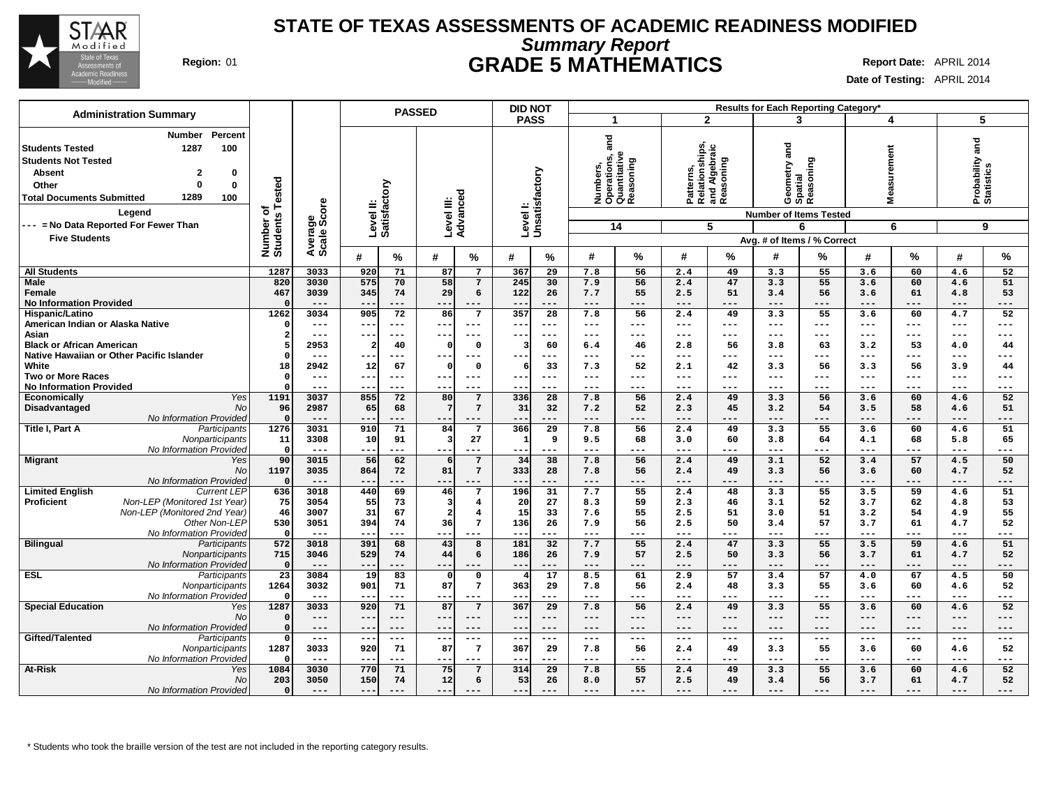# STATE OF TEXAS ASSESSMENTS OF ACADEMIC READINESS MODIFIED

## *Summary Report*

## GRADE 5 MATHEMATICS

**Region:** 01

**Report Date:** APRIL 2014

**Date of Testing:** APRIL 2014

### Administration Summary

| | Number | Percent |
|---|---|---|
| **Students Tested** | 1287 | 100 |
| **Students Not Tested** | | |
| Absent | 2 | 0 |
| Other | 0 | 0 |
| **Total Documents Submitted** | 1289 | 100 |

**Legend**

--- = No Data Reported For Fewer Than Five Students

Results for Each Reporting Category*: 1 = Numbers, Operations, and Quantitative Reasoning (14 items); 2 = Patterns, Relationships, and Algebraic Reasoning (5 items); 3 = Geometry and Spatial Reasoning (6 items); 4 = Measurement (6 items); 5 = Probability and Statistics (9 items). For categories, # = Avg. # of Items, % = % Correct.

| Group | | Number of Students Tested | Average Scale Score | Level II: Satisfactory # | Level II: Satisfactory % | Level III: Advanced # | Level III: Advanced % | Level I: Unsatisfactory # | Level I: Unsatisfactory % | Cat 1 # | Cat 1 % | Cat 2 # | Cat 2 % | Cat 3 # | Cat 3 % | Cat 4 # | Cat 4 % | Cat 5 # | Cat 5 % |
|---|---|---|---|---|---|---|---|---|---|---|---|---|---|---|---|---|---|---|---|
| **All Students** | | 1287 | 3033 | 920 | 71 | 87 | 7 | 367 | 29 | 7.8 | 56 | 2.4 | 49 | 3.3 | 55 | 3.6 | 60 | 4.6 | 52 |
| **Male** | | 820 | 3030 | 575 | 70 | 58 | 7 | 245 | 30 | 7.9 | 56 | 2.4 | 47 | 3.3 | 55 | 3.6 | 60 | 4.6 | 51 |
| **Female** | | 467 | 3039 | 345 | 74 | 29 | 6 | 122 | 26 | 7.7 | 55 | 2.5 | 51 | 3.4 | 56 | 3.6 | 61 | 4.8 | 53 |
| **No Information Provided** | | 0 | --- | --- | --- | --- | --- | --- | --- | --- | --- | --- | --- | --- | --- | --- | --- | --- | --- |
| **Hispanic/Latino** | | 1262 | 3034 | 905 | 72 | 86 | 7 | 357 | 28 | 7.8 | 56 | 2.4 | 49 | 3.3 | 55 | 3.6 | 60 | 4.7 | 52 |
| **American Indian or Alaska Native** | | 0 | --- | --- | --- | --- | --- | --- | --- | --- | --- | --- | --- | --- | --- | --- | --- | --- | --- |
| **Asian** | | 2 | --- | --- | --- | --- | --- | --- | --- | --- | --- | --- | --- | --- | --- | --- | --- | --- | --- |
| **Black or African American** | | 5 | 2953 | 2 | 40 | 0 | 0 | 3 | 60 | 6.4 | 46 | 2.8 | 56 | 3.8 | 63 | 3.2 | 53 | 4.0 | 44 |
| **Native Hawaiian or Other Pacific Islander** | | 0 | --- | --- | --- | --- | --- | --- | --- | --- | --- | --- | --- | --- | --- | --- | --- | --- | --- |
| **White** | | 18 | 2942 | 12 | 67 | 0 | 0 | 6 | 33 | 7.3 | 52 | 2.1 | 42 | 3.3 | 56 | 3.3 | 56 | 3.9 | 44 |
| **Two or More Races** | | 0 | --- | --- | --- | --- | --- | --- | --- | --- | --- | --- | --- | --- | --- | --- | --- | --- | --- |
| **No Information Provided** | | 0 | --- | --- | --- | --- | --- | --- | --- | --- | --- | --- | --- | --- | --- | --- | --- | --- | --- |
| **Economically Disadvantaged** | *Yes* | 1191 | 3037 | 855 | 72 | 80 | 7 | 336 | 28 | 7.8 | 56 | 2.4 | 49 | 3.3 | 56 | 3.6 | 60 | 4.6 | 52 |
| | *No* | 96 | 2987 | 65 | 68 | 7 | 7 | 31 | 32 | 7.2 | 52 | 2.3 | 45 | 3.2 | 54 | 3.5 | 58 | 4.6 | 51 |
| | *No Information Provided* | 0 | --- | --- | --- | --- | --- | --- | --- | --- | --- | --- | --- | --- | --- | --- | --- | --- | --- |
| **Title I, Part A** | *Participants* | 1276 | 3031 | 910 | 71 | 84 | 7 | 366 | 29 | 7.8 | 56 | 2.4 | 49 | 3.3 | 55 | 3.6 | 60 | 4.6 | 51 |
| | *Nonparticipants* | 11 | 3308 | 10 | 91 | 3 | 27 | 1 | 9 | 9.5 | 68 | 3.0 | 60 | 3.8 | 64 | 4.1 | 68 | 5.8 | 65 |
| | *No Information Provided* | 0 | --- | --- | --- | --- | --- | --- | --- | --- | --- | --- | --- | --- | --- | --- | --- | --- | --- |
| **Migrant** | *Yes* | 90 | 3015 | 56 | 62 | 6 | 7 | 34 | 38 | 7.8 | 56 | 2.4 | 49 | 3.1 | 52 | 3.4 | 57 | 4.5 | 50 |
| | *No* | 1197 | 3035 | 864 | 72 | 81 | 7 | 333 | 28 | 7.8 | 56 | 2.4 | 49 | 3.3 | 56 | 3.6 | 60 | 4.7 | 52 |
| | *No Information Provided* | 0 | --- | --- | --- | --- | --- | --- | --- | --- | --- | --- | --- | --- | --- | --- | --- | --- | --- |
| **Limited English Proficient** | *Current LEP* | 636 | 3018 | 440 | 69 | 46 | 7 | 196 | 31 | 7.7 | 55 | 2.4 | 48 | 3.3 | 55 | 3.5 | 59 | 4.6 | 51 |
| | *Non-LEP (Monitored 1st Year)* | 75 | 3054 | 55 | 73 | 3 | 4 | 20 | 27 | 8.3 | 59 | 2.3 | 46 | 3.1 | 52 | 3.7 | 62 | 4.8 | 53 |
| | *Non-LEP (Monitored 2nd Year)* | 46 | 3007 | 31 | 67 | 2 | 4 | 15 | 33 | 7.6 | 55 | 2.5 | 51 | 3.0 | 51 | 3.2 | 54 | 4.9 | 55 |
| | *Other Non-LEP* | 530 | 3051 | 394 | 74 | 36 | 7 | 136 | 26 | 7.9 | 56 | 2.5 | 50 | 3.4 | 57 | 3.7 | 61 | 4.7 | 52 |
| | *No Information Provided* | 0 | --- | --- | --- | --- | --- | --- | --- | --- | --- | --- | --- | --- | --- | --- | --- | --- | --- |
| **Bilingual** | *Participants* | 572 | 3018 | 391 | 68 | 43 | 8 | 181 | 32 | 7.7 | 55 | 2.4 | 47 | 3.3 | 55 | 3.5 | 59 | 4.6 | 51 |
| | *Nonparticipants* | 715 | 3046 | 529 | 74 | 44 | 6 | 186 | 26 | 7.9 | 57 | 2.5 | 50 | 3.3 | 56 | 3.7 | 61 | 4.7 | 52 |
| | *No Information Provided* | 0 | --- | --- | --- | --- | --- | --- | --- | --- | --- | --- | --- | --- | --- | --- | --- | --- | --- |
| **ESL** | *Participants* | 23 | 3084 | 19 | 83 | 0 | 0 | 4 | 17 | 8.5 | 61 | 2.9 | 57 | 3.4 | 57 | 4.0 | 67 | 4.5 | 50 |
| | *Nonparticipants* | 1264 | 3032 | 901 | 71 | 87 | 7 | 363 | 29 | 7.8 | 56 | 2.4 | 48 | 3.3 | 55 | 3.6 | 60 | 4.6 | 52 |
| | *No Information Provided* | 0 | --- | --- | --- | --- | --- | --- | --- | --- | --- | --- | --- | --- | --- | --- | --- | --- | --- |
| **Special Education** | *Yes* | 1287 | 3033 | 920 | 71 | 87 | 7 | 367 | 29 | 7.8 | 56 | 2.4 | 49 | 3.3 | 55 | 3.6 | 60 | 4.6 | 52 |
| | *No* | 0 | --- | --- | --- | --- | --- | --- | --- | --- | --- | --- | --- | --- | --- | --- | --- | --- | --- |
| | *No Information Provided* | 0 | --- | --- | --- | --- | --- | --- | --- | --- | --- | --- | --- | --- | --- | --- | --- | --- | --- |
| **Gifted/Talented** | *Participants* | 0 | --- | --- | --- | --- | --- | --- | --- | --- | --- | --- | --- | --- | --- | --- | --- | --- | --- |
| | *Nonparticipants* | 1287 | 3033 | 920 | 71 | 87 | 7 | 367 | 29 | 7.8 | 56 | 2.4 | 49 | 3.3 | 55 | 3.6 | 60 | 4.6 | 52 |
| | *No Information Provided* | 0 | --- | --- | --- | --- | --- | --- | --- | --- | --- | --- | --- | --- | --- | --- | --- | --- | --- |
| **At-Risk** | *Yes* | 1084 | 3030 | 770 | 71 | 75 | 7 | 314 | 29 | 7.8 | 55 | 2.4 | 49 | 3.3 | 55 | 3.6 | 60 | 4.6 | 52 |
| | *No* | 203 | 3050 | 150 | 74 | 12 | 6 | 53 | 26 | 8.0 | 57 | 2.5 | 49 | 3.4 | 56 | 3.7 | 61 | 4.7 | 52 |
| | *No Information Provided* | 0 | --- | --- | --- | --- | --- | --- | --- | --- | --- | --- | --- | --- | --- | --- | --- | --- | --- |

\* Students who took the braille version of the test are not included in the reporting category results.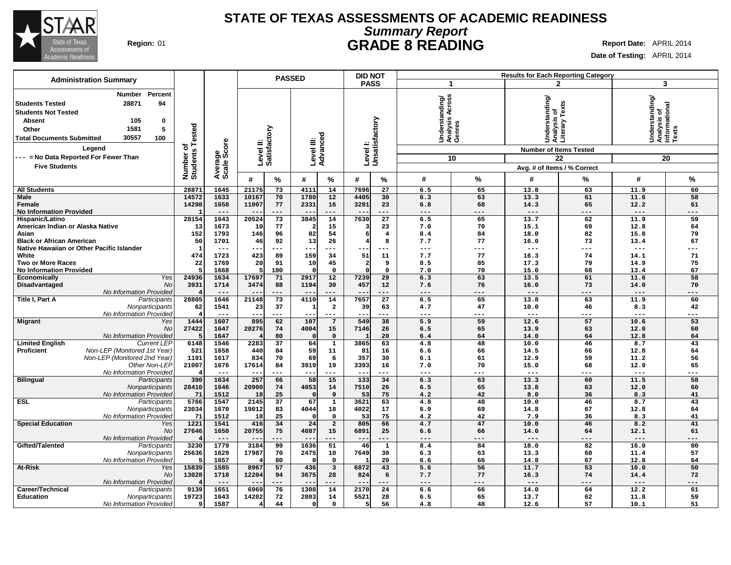# STATE OF TEXAS ASSESSMENTS OF ACADEMIC READINESS

## *Summary Report*

## GRADE 8 READING

**Region:** 01

**Report Date:** APRIL 2014

**Date of Testing:** APRIL 2014

### Administration Summary

| | Number | Percent |
|---|---|---|
| **Students Tested** | 28871 | 94 |
| **Students Not Tested** | | |
| Absent | 105 | 0 |
| Other | 1581 | 5 |
| **Total Documents Submitted** | 30557 | 100 |

**Legend**

--- = No Data Reported For Fewer Than Five Students

### Results

Results for Each Reporting Category: 1 = Understanding/Analysis Across Genres (Number of Items Tested: 10); 2 = Understanding/Analysis of Literary Texts (Number of Items Tested: 22); 3 = Understanding/Analysis of Informational Texts (Number of Items Tested: 20). Reporting category values are Avg. # of Items / % Correct.

| Group | | Number of Students Tested | Average Scale Score | PASSED Level II: Satisfactory # | PASSED Level II: Satisfactory % | PASSED Level III: Advanced # | PASSED Level III: Advanced % | DID NOT PASS Level I: Unsatisfactory # | DID NOT PASS Level I: Unsatisfactory % | 1: Understanding/Analysis Across Genres # | 1: % | 2: Understanding/Analysis of Literary Texts # | 2: % | 3: Understanding/Analysis of Informational Texts # | 3: % |
|---|---|---|---|---|---|---|---|---|---|---|---|---|---|---|---|
| **All Students** | | 28871 | 1645 | 21175 | 73 | 4111 | 14 | 7696 | 27 | 6.5 | 65 | 13.8 | 63 | 11.9 | 60 |
| **Male** | | 14572 | 1633 | 10167 | 70 | 1780 | 12 | 4405 | 30 | 6.3 | 63 | 13.3 | 61 | 11.6 | 58 |
| **Female** | | 14298 | 1658 | 11007 | 77 | 2331 | 16 | 3291 | 23 | 6.8 | 68 | 14.3 | 65 | 12.2 | 61 |
| **No Information Provided** | | 1 | --- | --- | --- | --- | --- | --- | --- | --- | --- | --- | --- | --- | --- |
| **Hispanic/Latino** | | 28154 | 1643 | 20524 | 73 | 3845 | 14 | 7630 | 27 | 6.5 | 65 | 13.7 | 62 | 11.9 | 59 |
| **American Indian or Alaska Native** | | 13 | 1673 | 10 | 77 | 2 | 15 | 3 | 23 | 7.0 | 70 | 15.1 | 69 | 12.8 | 64 |
| **Asian** | | 152 | 1793 | 146 | 96 | 82 | 54 | 6 | 4 | 8.4 | 84 | 18.0 | 82 | 15.8 | 79 |
| **Black or African American** | | 50 | 1701 | 46 | 92 | 13 | 26 | 4 | 8 | 7.7 | 77 | 16.0 | 73 | 13.4 | 67 |
| **Native Hawaiian or Other Pacific Islander** | | 1 | --- | --- | --- | --- | --- | --- | --- | --- | --- | --- | --- | --- | --- |
| **White** | | 474 | 1723 | 423 | 89 | 159 | 34 | 51 | 11 | 7.7 | 77 | 16.3 | 74 | 14.1 | 71 |
| **Two or More Races** | | 22 | 1769 | 20 | 91 | 10 | 45 | 2 | 9 | 8.5 | 85 | 17.3 | 79 | 14.9 | 75 |
| **No Information Provided** | | 5 | 1668 | 5 | 100 | 0 | 0 | 0 | 0 | 7.0 | 70 | 15.0 | 68 | 13.4 | 67 |
| **Economically Disadvantaged** | *Yes* | 24936 | 1634 | 17697 | 71 | 2917 | 12 | 7239 | 29 | 6.3 | 63 | 13.5 | 61 | 11.6 | 58 |
| | *No* | 3931 | 1714 | 3474 | 88 | 1194 | 30 | 457 | 12 | 7.6 | 76 | 16.0 | 73 | 14.0 | 70 |
| | *No Information Provided* | 4 | --- | --- | --- | --- | --- | --- | --- | --- | --- | --- | --- | --- | --- |
| **Title I, Part A** | *Participants* | 28805 | 1646 | 21148 | 73 | 4110 | 14 | 7657 | 27 | 6.5 | 65 | 13.8 | 63 | 11.9 | 60 |
| | *Nonparticipants* | 62 | 1541 | 23 | 37 | 1 | 2 | 39 | 63 | 4.7 | 47 | 10.0 | 46 | 8.3 | 42 |
| | *No Information Provided* | 4 | --- | --- | --- | --- | --- | --- | --- | --- | --- | --- | --- | --- | --- |
| **Migrant** | *Yes* | 1444 | 1607 | 895 | 62 | 107 | 7 | 549 | 38 | 5.9 | 59 | 12.6 | 57 | 10.6 | 53 |
| | *No* | 27422 | 1647 | 20276 | 74 | 4004 | 15 | 7146 | 26 | 6.5 | 65 | 13.9 | 63 | 12.0 | 60 |
| | *No Information Provided* | 5 | 1647 | 4 | 80 | 0 | 0 | 1 | 20 | 6.4 | 64 | 14.0 | 64 | 12.8 | 64 |
| **Limited English Proficient** | *Current LEP* | 6148 | 1546 | 2283 | 37 | 64 | 1 | 3865 | 63 | 4.8 | 48 | 10.0 | 46 | 8.7 | 43 |
| | *Non-LEP (Monitored 1st Year)* | 521 | 1658 | 440 | 84 | 59 | 11 | 81 | 16 | 6.6 | 66 | 14.5 | 66 | 12.8 | 64 |
| | *Non-LEP (Monitored 2nd Year)* | 1191 | 1617 | 834 | 70 | 69 | 6 | 357 | 30 | 6.1 | 61 | 12.9 | 59 | 11.2 | 56 |
| | *Other Non-LEP* | 21007 | 1676 | 17614 | 84 | 3919 | 19 | 3393 | 16 | 7.0 | 70 | 15.0 | 68 | 12.9 | 65 |
| | *No Information Provided* | 4 | --- | --- | --- | --- | --- | --- | --- | --- | --- | --- | --- | --- | --- |
| **Bilingual** | *Participants* | 390 | 1634 | 257 | 66 | 58 | 15 | 133 | 34 | 6.3 | 63 | 13.3 | 60 | 11.5 | 58 |
| | *Nonparticipants* | 28410 | 1646 | 20900 | 74 | 4053 | 14 | 7510 | 26 | 6.5 | 65 | 13.8 | 63 | 12.0 | 60 |
| | *No Information Provided* | 71 | 1512 | 18 | 25 | 0 | 0 | 53 | 75 | 4.2 | 42 | 8.0 | 36 | 8.3 | 41 |
| **ESL** | *Participants* | 5766 | 1547 | 2145 | 37 | 67 | 1 | 3621 | 63 | 4.8 | 48 | 10.0 | 46 | 8.7 | 43 |
| | *Nonparticipants* | 23034 | 1670 | 19012 | 83 | 4044 | 18 | 4022 | 17 | 6.9 | 69 | 14.8 | 67 | 12.8 | 64 |
| | *No Information Provided* | 71 | 1512 | 18 | 25 | 0 | 0 | 53 | 75 | 4.2 | 42 | 7.9 | 36 | 8.3 | 41 |
| **Special Education** | *Yes* | 1221 | 1541 | 416 | 34 | 24 | 2 | 805 | 66 | 4.7 | 47 | 10.0 | 46 | 8.2 | 41 |
| | *No* | 27646 | 1650 | 20755 | 75 | 4087 | 15 | 6891 | 25 | 6.6 | 66 | 14.0 | 64 | 12.1 | 61 |
| | *No Information Provided* | 4 | --- | --- | --- | --- | --- | --- | --- | --- | --- | --- | --- | --- | --- |
| **Gifted/Talented** | *Participants* | 3230 | 1779 | 3184 | 99 | 1636 | 51 | 46 | 1 | 8.4 | 84 | 18.0 | 82 | 16.0 | 80 |
| | *Nonparticipants* | 25636 | 1629 | 17987 | 70 | 2475 | 10 | 7649 | 30 | 6.3 | 63 | 13.3 | 60 | 11.4 | 57 |
| | *No Information Provided* | 5 | 1657 | 4 | 80 | 0 | 0 | 1 | 20 | 6.6 | 66 | 14.8 | 67 | 12.8 | 64 |
| **At-Risk** | *Yes* | 15839 | 1585 | 8967 | 57 | 436 | 3 | 6872 | 43 | 5.6 | 56 | 11.7 | 53 | 10.0 | 50 |
| | *No* | 13028 | 1718 | 12204 | 94 | 3675 | 28 | 824 | 6 | 7.7 | 77 | 16.3 | 74 | 14.4 | 72 |
| | *No Information Provided* | 4 | --- | --- | --- | --- | --- | --- | --- | --- | --- | --- | --- | --- | --- |
| **Career/Technical Education** | *Participants* | 9139 | 1651 | 6969 | 76 | 1308 | 14 | 2170 | 24 | 6.6 | 66 | 14.0 | 64 | 12.2 | 61 |
| | *Nonparticipants* | 19723 | 1643 | 14202 | 72 | 2803 | 14 | 5521 | 28 | 6.5 | 65 | 13.7 | 62 | 11.8 | 59 |
| | *No Information Provided* | 9 | 1587 | 4 | 44 | 0 | 0 | 5 | 56 | 4.8 | 48 | 12.6 | 57 | 10.1 | 51 |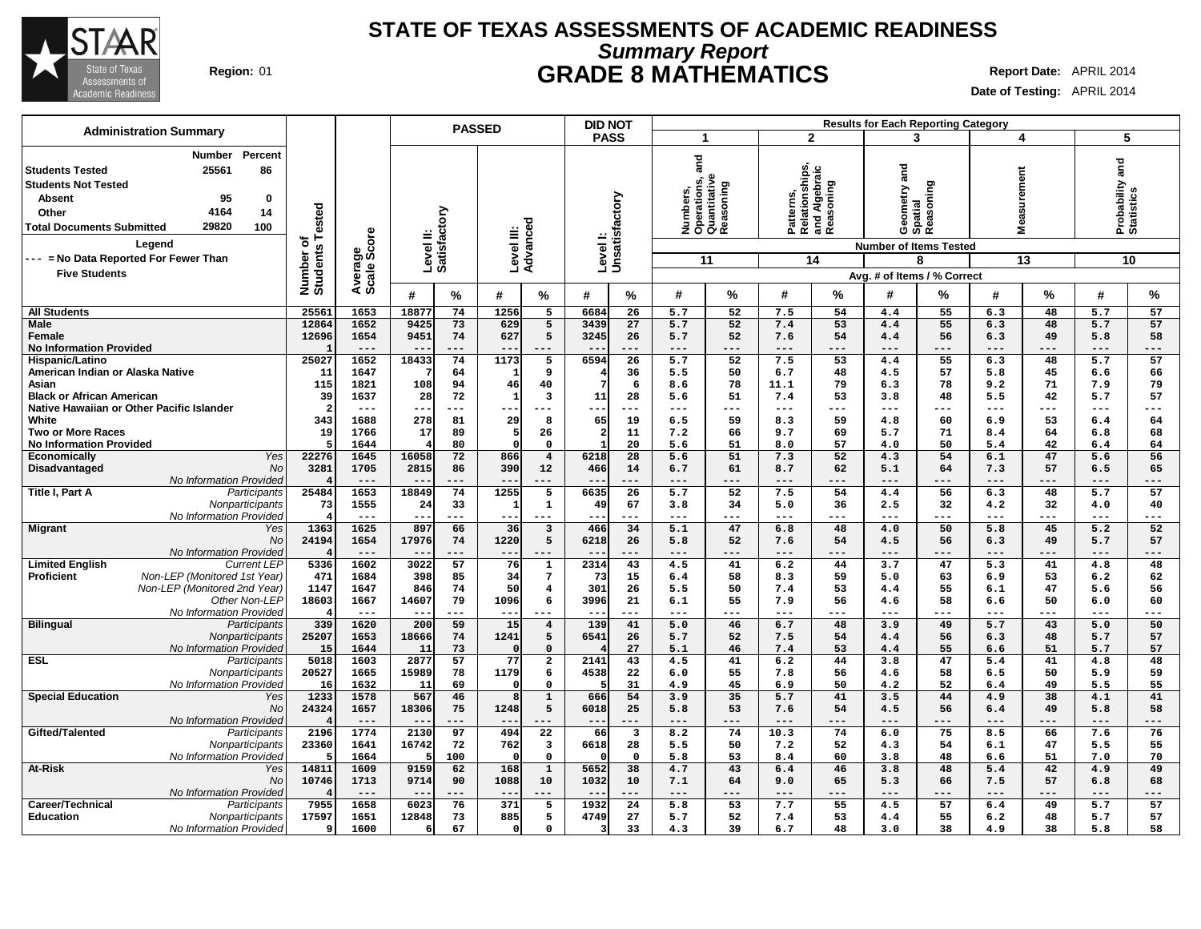# STATE OF TEXAS ASSESSMENTS OF ACADEMIC READINESS

## *Summary Report*

## GRADE 8 MATHEMATICS

**Region:** 01

**Report Date:** APRIL 2014

**Date of Testing:** APRIL 2014

| Administration Summary | Number | Percent |
|---|---|---|
| Students Tested | 25561 | 86 |
| Students Not Tested | | |
| Absent | 95 | 0 |
| Other | 4164 | 14 |
| Total Documents Submitted | 29820 | 100 |

Legend

--- = No Data Reported For Fewer Than Five Students

| | | Number of Students Tested | Average Scale Score | PASSED Level II: Satisfactory # | | PASSED Level III: Advanced # | | DID NOT PASS Level I: Unsatisfactory # | | 1 Numbers, Operations, and Quantitative Reasoning (11 items) # | | 2 Patterns, Relationships, and Algebraic Reasoning (14 items) # | | 3 Geometry and Spatial Reasoning (8 items) # | | 4 Measurement (13 items) # | | 5 Probability and Statistics (10 items) # | |
|---|---|---|---|---|---|---|---|---|---|---|---|---|---|---|---|---|---|---|---|
| | | | | # | % | # | % | # | % | # | % | # | % | # | % | # | % | # | % |
| **All Students** | | 25561 | 1653 | 18877 | 74 | 1256 | 5 | 6684 | 26 | 5.7 | 52 | 7.5 | 54 | 4.4 | 55 | 6.3 | 48 | 5.7 | 57 |
| **Male** | | 12864 | 1652 | 9425 | 73 | 629 | 5 | 3439 | 27 | 5.7 | 52 | 7.4 | 53 | 4.4 | 55 | 6.3 | 48 | 5.7 | 57 |
| **Female** | | 12696 | 1654 | 9451 | 74 | 627 | 5 | 3245 | 26 | 5.7 | 52 | 7.6 | 54 | 4.4 | 56 | 6.3 | 49 | 5.8 | 58 |
| **No Information Provided** | | 1 | --- | --- | --- | --- | --- | --- | --- | --- | --- | --- | --- | --- | --- | --- | --- | --- | --- |
| **Hispanic/Latino** | | 25027 | 1652 | 18433 | 74 | 1173 | 5 | 6594 | 26 | 5.7 | 52 | 7.5 | 53 | 4.4 | 55 | 6.3 | 48 | 5.7 | 57 |
| **American Indian or Alaska Native** | | 11 | 1647 | 7 | 64 | 1 | 9 | 4 | 36 | 5.5 | 50 | 6.7 | 48 | 4.5 | 57 | 5.8 | 45 | 6.6 | 66 |
| **Asian** | | 115 | 1821 | 108 | 94 | 46 | 40 | 7 | 6 | 8.6 | 78 | 11.1 | 79 | 6.3 | 78 | 9.2 | 71 | 7.9 | 79 |
| **Black or African American** | | 39 | 1637 | 28 | 72 | 1 | 3 | 11 | 28 | 5.6 | 51 | 7.4 | 53 | 3.8 | 48 | 5.5 | 42 | 5.7 | 57 |
| **Native Hawaiian or Other Pacific Islander** | | 2 | --- | --- | --- | --- | --- | --- | --- | --- | --- | --- | --- | --- | --- | --- | --- | --- | --- |
| **White** | | 343 | 1688 | 278 | 81 | 29 | 8 | 65 | 19 | 6.5 | 59 | 8.3 | 59 | 4.8 | 60 | 6.9 | 53 | 6.4 | 64 |
| **Two or More Races** | | 19 | 1766 | 17 | 89 | 5 | 26 | 2 | 11 | 7.2 | 66 | 9.7 | 69 | 5.7 | 71 | 8.4 | 64 | 6.8 | 68 |
| **No Information Provided** | | 5 | 1644 | 4 | 80 | 0 | 0 | 1 | 20 | 5.6 | 51 | 8.0 | 57 | 4.0 | 50 | 5.4 | 42 | 6.4 | 64 |
| **Economically Disadvantaged** | *Yes* | 22276 | 1645 | 16058 | 72 | 866 | 4 | 6218 | 28 | 5.6 | 51 | 7.3 | 52 | 4.3 | 54 | 6.1 | 47 | 5.6 | 56 |
| | *No* | 3281 | 1705 | 2815 | 86 | 390 | 12 | 466 | 14 | 6.7 | 61 | 8.7 | 62 | 5.1 | 64 | 7.3 | 57 | 6.5 | 65 |
| | *No Information Provided* | 4 | --- | --- | --- | --- | --- | --- | --- | --- | --- | --- | --- | --- | --- | --- | --- | --- | --- |
| **Title I, Part A** | *Participants* | 25484 | 1653 | 18849 | 74 | 1255 | 5 | 6635 | 26 | 5.7 | 52 | 7.5 | 54 | 4.4 | 56 | 6.3 | 48 | 5.7 | 57 |
| | *Nonparticipants* | 73 | 1555 | 24 | 33 | 1 | 1 | 49 | 67 | 3.8 | 34 | 5.0 | 36 | 2.5 | 32 | 4.2 | 32 | 4.0 | 40 |
| | *No Information Provided* | 4 | --- | --- | --- | --- | --- | --- | --- | --- | --- | --- | --- | --- | --- | --- | --- | --- | --- |
| **Migrant** | *Yes* | 1363 | 1625 | 897 | 66 | 36 | 3 | 466 | 34 | 5.1 | 47 | 6.8 | 48 | 4.0 | 50 | 5.8 | 45 | 5.2 | 52 |
| | *No* | 24194 | 1654 | 17976 | 74 | 1220 | 5 | 6218 | 26 | 5.8 | 52 | 7.6 | 54 | 4.5 | 56 | 6.3 | 49 | 5.7 | 57 |
| | *No Information Provided* | 4 | --- | --- | --- | --- | --- | --- | --- | --- | --- | --- | --- | --- | --- | --- | --- | --- | --- |
| **Limited English Proficient** | *Current LEP* | 5336 | 1602 | 3022 | 57 | 76 | 1 | 2314 | 43 | 4.5 | 41 | 6.2 | 44 | 3.7 | 47 | 5.3 | 41 | 4.8 | 48 |
| | *Non-LEP (Monitored 1st Year)* | 471 | 1684 | 398 | 85 | 34 | 7 | 73 | 15 | 6.4 | 58 | 8.3 | 59 | 5.0 | 63 | 6.9 | 53 | 6.2 | 62 |
| | *Non-LEP (Monitored 2nd Year)* | 1147 | 1647 | 846 | 74 | 50 | 4 | 301 | 26 | 5.5 | 50 | 7.4 | 53 | 4.4 | 55 | 6.1 | 47 | 5.6 | 56 |
| | *Other Non-LEP* | 18603 | 1667 | 14607 | 79 | 1096 | 6 | 3996 | 21 | 6.1 | 55 | 7.9 | 56 | 4.6 | 58 | 6.6 | 50 | 6.0 | 60 |
| | *No Information Provided* | 4 | --- | --- | --- | --- | --- | --- | --- | --- | --- | --- | --- | --- | --- | --- | --- | --- | --- |
| **Bilingual** | *Participants* | 339 | 1620 | 200 | 59 | 15 | 4 | 139 | 41 | 5.0 | 46 | 6.7 | 48 | 3.9 | 49 | 5.7 | 43 | 5.0 | 50 |
| | *Nonparticipants* | 25207 | 1653 | 18666 | 74 | 1241 | 5 | 6541 | 26 | 5.7 | 52 | 7.5 | 54 | 4.4 | 56 | 6.3 | 48 | 5.7 | 57 |
| | *No Information Provided* | 15 | 1644 | 11 | 73 | 0 | 0 | 4 | 27 | 5.1 | 46 | 7.4 | 53 | 4.4 | 55 | 6.6 | 51 | 5.7 | 57 |
| **ESL** | *Participants* | 5018 | 1603 | 2877 | 57 | 77 | 2 | 2141 | 43 | 4.5 | 41 | 6.2 | 44 | 3.8 | 47 | 5.4 | 41 | 4.8 | 48 |
| | *Nonparticipants* | 20527 | 1665 | 15989 | 78 | 1179 | 6 | 4538 | 22 | 6.0 | 55 | 7.8 | 56 | 4.6 | 58 | 6.5 | 50 | 5.9 | 59 |
| | *No Information Provided* | 16 | 1632 | 11 | 69 | 0 | 0 | 5 | 31 | 4.9 | 45 | 6.9 | 50 | 4.2 | 52 | 6.4 | 49 | 5.5 | 55 |
| **Special Education** | *Yes* | 1233 | 1578 | 567 | 46 | 8 | 1 | 666 | 54 | 3.9 | 35 | 5.7 | 41 | 3.5 | 44 | 4.9 | 38 | 4.1 | 41 |
| | *No* | 24324 | 1657 | 18306 | 75 | 1248 | 5 | 6018 | 25 | 5.8 | 53 | 7.6 | 54 | 4.5 | 56 | 6.4 | 49 | 5.8 | 58 |
| | *No Information Provided* | 4 | --- | --- | --- | --- | --- | --- | --- | --- | --- | --- | --- | --- | --- | --- | --- | --- | --- |
| **Gifted/Talented** | *Participants* | 2196 | 1774 | 2130 | 97 | 494 | 22 | 66 | 3 | 8.2 | 74 | 10.3 | 74 | 6.0 | 75 | 8.5 | 66 | 7.6 | 76 |
| | *Nonparticipants* | 23360 | 1641 | 16742 | 72 | 762 | 3 | 6618 | 28 | 5.5 | 50 | 7.2 | 52 | 4.3 | 54 | 6.1 | 47 | 5.5 | 55 |
| | *No Information Provided* | 5 | 1664 | 5 | 100 | 0 | 0 | 0 | 0 | 5.8 | 53 | 8.4 | 60 | 3.8 | 48 | 6.6 | 51 | 7.0 | 70 |
| **At-Risk** | *Yes* | 14811 | 1609 | 9159 | 62 | 168 | 1 | 5652 | 38 | 4.7 | 43 | 6.4 | 46 | 3.8 | 48 | 5.4 | 42 | 4.9 | 49 |
| | *No* | 10746 | 1713 | 9714 | 90 | 1088 | 10 | 1032 | 10 | 7.1 | 64 | 9.0 | 65 | 5.3 | 66 | 7.5 | 57 | 6.8 | 68 |
| | *No Information Provided* | 4 | --- | --- | --- | --- | --- | --- | --- | --- | --- | --- | --- | --- | --- | --- | --- | --- | --- |
| **Career/Technical Education** | *Participants* | 7955 | 1658 | 6023 | 76 | 371 | 5 | 1932 | 24 | 5.8 | 53 | 7.7 | 55 | 4.5 | 57 | 6.4 | 49 | 5.7 | 57 |
| | *Nonparticipants* | 17597 | 1651 | 12848 | 73 | 885 | 5 | 4749 | 27 | 5.7 | 52 | 7.4 | 53 | 4.4 | 55 | 6.2 | 48 | 5.7 | 57 |
| | *No Information Provided* | 9 | 1600 | 6 | 67 | 0 | 0 | 3 | 33 | 4.3 | 39 | 6.7 | 48 | 3.0 | 38 | 4.9 | 38 | 5.8 | 58 |

Results for Each Reporting Category: # = Avg. # of Items, % = % Correct.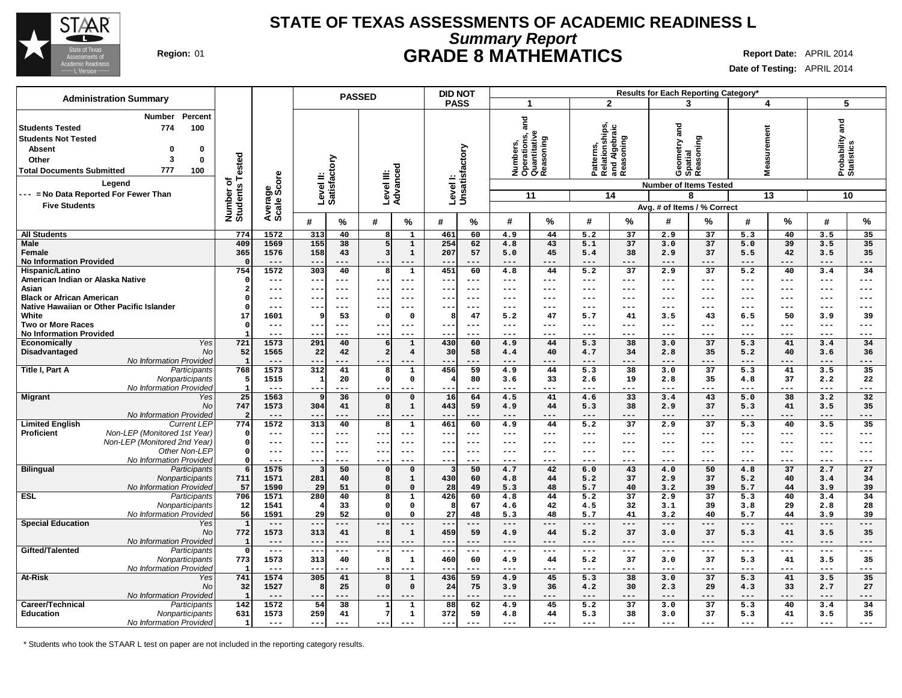# STATE OF TEXAS ASSESSMENTS OF ACADEMIC READINESS L

## *Summary Report*

## GRADE 8 MATHEMATICS

**Region:** 01

**Report Date:** APRIL 2014
**Date of Testing:** APRIL 2014

**Administration Summary**

| | Number | Percent |
|---|---|---|
| **Students Tested** | 774 | 100 |
| **Students Not Tested** | | |
| Absent | 0 | 0 |
| Other | 3 | 0 |
| **Total Documents Submitted** | 777 | 100 |

**Legend**
--- = No Data Reported For Fewer Than Five Students

| | | Number of Students Tested | Average Scale Score | PASSED | | | | DID NOT PASS | | Results for Each Reporting Category* | | | | | | | | | |
|---|---|---|---|---|---|---|---|---|---|---|---|---|---|---|---|---|---|---|---|
| | | | | Level II: Satisfactory | | Level III: Advanced | | Level I: Unsatisfactory | | 1 Numbers, Operations, and Quantitative Reasoning | | 2 Patterns, Relationships, and Algebraic Reasoning | | 3 Geometry and Spatial Reasoning | | 4 Measurement | | 5 Probability and Statistics | |
| | | | | | | | | | | Number of Items Tested: 11 | | 14 | | 8 | | 13 | | 10 | |
| | | | | # | % | # | % | # | % | # | % | # | % | # | % | # | % | # | % |
| **All Students** | | 774 | 1572 | 313 | 40 | 8 | 1 | 461 | 60 | 4.9 | 44 | 5.2 | 37 | 2.9 | 37 | 5.3 | 40 | 3.5 | 35 |
| **Male** | | 409 | 1569 | 155 | 38 | 5 | 1 | 254 | 62 | 4.8 | 43 | 5.1 | 37 | 3.0 | 37 | 5.0 | 39 | 3.5 | 35 |
| **Female** | | 365 | 1576 | 158 | 43 | 3 | 1 | 207 | 57 | 5.0 | 45 | 5.4 | 38 | 2.9 | 37 | 5.5 | 42 | 3.5 | 35 |
| **No Information Provided** | | 0 | --- | --- | --- | --- | --- | --- | --- | --- | --- | --- | --- | --- | --- | --- | --- | --- | --- |
| **Hispanic/Latino** | | 754 | 1572 | 303 | 40 | 8 | 1 | 451 | 60 | 4.8 | 44 | 5.2 | 37 | 2.9 | 37 | 5.2 | 40 | 3.4 | 34 |
| **American Indian or Alaska Native** | | 0 | --- | --- | --- | --- | --- | --- | --- | --- | --- | --- | --- | --- | --- | --- | --- | --- | --- |
| **Asian** | | 2 | --- | --- | --- | --- | --- | --- | --- | --- | --- | --- | --- | --- | --- | --- | --- | --- | --- |
| **Black or African American** | | 0 | --- | --- | --- | --- | --- | --- | --- | --- | --- | --- | --- | --- | --- | --- | --- | --- | --- |
| **Native Hawaiian or Other Pacific Islander** | | 0 | --- | --- | --- | --- | --- | --- | --- | --- | --- | --- | --- | --- | --- | --- | --- | --- | --- |
| **White** | | 17 | 1601 | 9 | 53 | 0 | 0 | 8 | 47 | 5.2 | 47 | 5.7 | 41 | 3.5 | 43 | 6.5 | 50 | 3.9 | 39 |
| **Two or More Races** | | 0 | --- | --- | --- | --- | --- | --- | --- | --- | --- | --- | --- | --- | --- | --- | --- | --- | --- |
| **No Information Provided** | | 1 | --- | --- | --- | --- | --- | --- | --- | --- | --- | --- | --- | --- | --- | --- | --- | --- | --- |
| **Economically Disadvantaged** | *Yes* | 721 | 1573 | 291 | 40 | 6 | 1 | 430 | 60 | 4.9 | 44 | 5.3 | 38 | 3.0 | 37 | 5.3 | 41 | 3.4 | 34 |
| | *No* | 52 | 1565 | 22 | 42 | 2 | 4 | 30 | 58 | 4.4 | 40 | 4.7 | 34 | 2.8 | 35 | 5.2 | 40 | 3.6 | 36 |
| | *No Information Provided* | 1 | --- | --- | --- | --- | --- | --- | --- | --- | --- | --- | --- | --- | --- | --- | --- | --- | --- |
| **Title I, Part A** | *Participants* | 768 | 1573 | 312 | 41 | 8 | 1 | 456 | 59 | 4.9 | 44 | 5.3 | 38 | 3.0 | 37 | 5.3 | 41 | 3.5 | 35 |
| | *Nonparticipants* | 5 | 1515 | 1 | 20 | 0 | 0 | 4 | 80 | 3.6 | 33 | 2.6 | 19 | 2.8 | 35 | 4.8 | 37 | 2.2 | 22 |
| | *No Information Provided* | 1 | --- | --- | --- | --- | --- | --- | --- | --- | --- | --- | --- | --- | --- | --- | --- | --- | --- |
| **Migrant** | *Yes* | 25 | 1563 | 9 | 36 | 0 | 0 | 16 | 64 | 4.5 | 41 | 4.6 | 33 | 3.4 | 43 | 5.0 | 38 | 3.2 | 32 |
| | *No* | 747 | 1573 | 304 | 41 | 8 | 1 | 443 | 59 | 4.9 | 44 | 5.3 | 38 | 2.9 | 37 | 5.3 | 41 | 3.5 | 35 |
| | *No Information Provided* | 2 | --- | --- | --- | --- | --- | --- | --- | --- | --- | --- | --- | --- | --- | --- | --- | --- | --- |
| **Limited English Proficient** | *Current LEP* | 774 | 1572 | 313 | 40 | 8 | 1 | 461 | 60 | 4.9 | 44 | 5.2 | 37 | 2.9 | 37 | 5.3 | 40 | 3.5 | 35 |
| | *Non-LEP (Monitored 1st Year)* | 0 | --- | --- | --- | --- | --- | --- | --- | --- | --- | --- | --- | --- | --- | --- | --- | --- | --- |
| | *Non-LEP (Monitored 2nd Year)* | 0 | --- | --- | --- | --- | --- | --- | --- | --- | --- | --- | --- | --- | --- | --- | --- | --- | --- |
| | *Other Non-LEP* | 0 | --- | --- | --- | --- | --- | --- | --- | --- | --- | --- | --- | --- | --- | --- | --- | --- | --- |
| | *No Information Provided* | 0 | --- | --- | --- | --- | --- | --- | --- | --- | --- | --- | --- | --- | --- | --- | --- | --- | --- |
| **Bilingual** | *Participants* | 6 | 1575 | 3 | 50 | 0 | 0 | 3 | 50 | 4.7 | 42 | 6.0 | 43 | 4.0 | 50 | 4.8 | 37 | 2.7 | 27 |
| | *Nonparticipants* | 711 | 1571 | 281 | 40 | 8 | 1 | 430 | 60 | 4.8 | 44 | 5.2 | 37 | 2.9 | 37 | 5.2 | 40 | 3.4 | 34 |
| | *No Information Provided* | 57 | 1590 | 29 | 51 | 0 | 0 | 28 | 49 | 5.3 | 48 | 5.7 | 40 | 3.2 | 39 | 5.7 | 44 | 3.9 | 39 |
| **ESL** | *Participants* | 706 | 1571 | 280 | 40 | 8 | 1 | 426 | 60 | 4.8 | 44 | 5.2 | 37 | 2.9 | 37 | 5.3 | 40 | 3.4 | 34 |
| | *Nonparticipants* | 12 | 1541 | 4 | 33 | 0 | 0 | 8 | 67 | 4.6 | 42 | 4.5 | 32 | 3.1 | 39 | 3.8 | 29 | 2.8 | 28 |
| | *No Information Provided* | 56 | 1591 | 29 | 52 | 0 | 0 | 27 | 48 | 5.3 | 48 | 5.7 | 41 | 3.2 | 40 | 5.7 | 44 | 3.9 | 39 |
| **Special Education** | *Yes* | 1 | --- | --- | --- | --- | --- | --- | --- | --- | --- | --- | --- | --- | --- | --- | --- | --- | --- |
| | *No* | 772 | 1573 | 313 | 41 | 8 | 1 | 459 | 59 | 4.9 | 44 | 5.2 | 37 | 3.0 | 37 | 5.3 | 41 | 3.5 | 35 |
| | *No Information Provided* | 1 | --- | --- | --- | --- | --- | --- | --- | --- | --- | --- | --- | --- | --- | --- | --- | --- | --- |
| **Gifted/Talented** | *Participants* | 0 | --- | --- | --- | --- | --- | --- | --- | --- | --- | --- | --- | --- | --- | --- | --- | --- | --- |
| | *Nonparticipants* | 773 | 1573 | 313 | 40 | 8 | 1 | 460 | 60 | 4.9 | 44 | 5.2 | 37 | 3.0 | 37 | 5.3 | 41 | 3.5 | 35 |
| | *No Information Provided* | 1 | --- | --- | --- | --- | --- | --- | --- | --- | --- | --- | --- | --- | --- | --- | --- | --- | --- |
| **At-Risk** | *Yes* | 741 | 1574 | 305 | 41 | 8 | 1 | 436 | 59 | 4.9 | 45 | 5.3 | 38 | 3.0 | 37 | 5.3 | 41 | 3.5 | 35 |
| | *No* | 32 | 1527 | 8 | 25 | 0 | 0 | 24 | 75 | 3.9 | 36 | 4.2 | 30 | 2.3 | 29 | 4.3 | 33 | 2.7 | 27 |
| | *No Information Provided* | 1 | --- | --- | --- | --- | --- | --- | --- | --- | --- | --- | --- | --- | --- | --- | --- | --- | --- |
| **Career/Technical Education** | *Participants* | 142 | 1572 | 54 | 38 | 1 | 1 | 88 | 62 | 4.9 | 45 | 5.2 | 37 | 3.0 | 37 | 5.3 | 40 | 3.4 | 34 |
| | *Nonparticipants* | 631 | 1573 | 259 | 41 | 7 | 1 | 372 | 59 | 4.8 | 44 | 5.3 | 38 | 3.0 | 37 | 5.3 | 41 | 3.5 | 35 |
| | *No Information Provided* | 1 | --- | --- | --- | --- | --- | --- | --- | --- | --- | --- | --- | --- | --- | --- | --- | --- | --- |

Reporting category columns show Avg. # of Items / % Correct.

\* Students who took the STAAR L test on paper are not included in the reporting category results.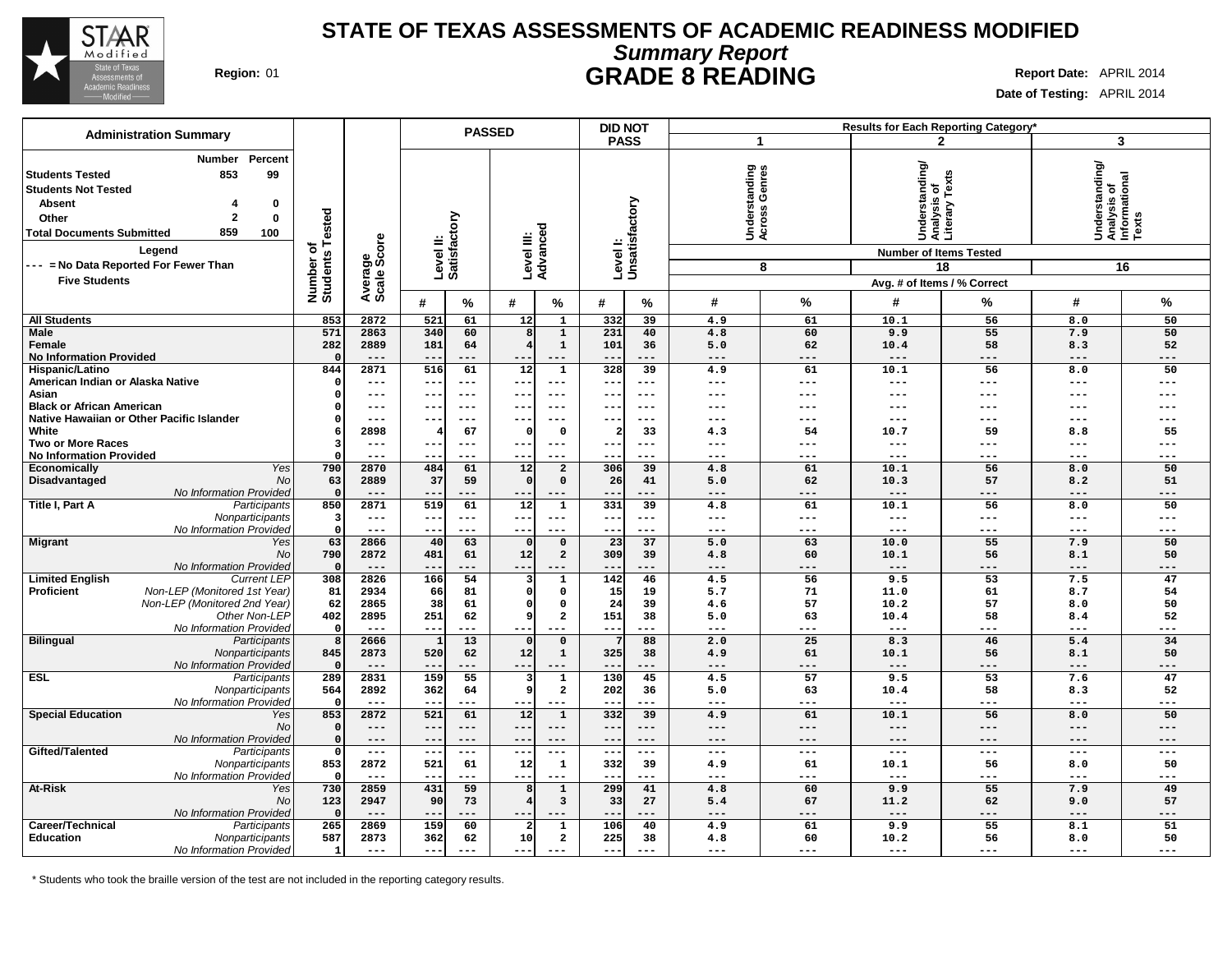# STATE OF TEXAS ASSESSMENTS OF ACADEMIC READINESS MODIFIED

## *Summary Report*

## GRADE 8 READING

**Region:** 01

**Report Date:** APRIL 2014

**Date of Testing:** APRIL 2014

| Administration Summary | Number | Percent |
|---|---|---|
| **Students Tested** | 853 | 99 |
| **Students Not Tested** | | |
| **Absent** | 4 | 0 |
| **Other** | 2 | 0 |
| **Total Documents Submitted** | 859 | 100 |

**Legend**

--- = No Data Reported For Fewer Than Five Students

| | | Number of Students Tested | Average Scale Score | PASSED Level II: Satisfactory # | PASSED Level II: Satisfactory % | PASSED Level III: Advanced # | PASSED Level III: Advanced % | DID NOT PASS Level I: Unsatisfactory # | DID NOT PASS Level I: Unsatisfactory % | 1 Understanding Across Genres (8 items) # | 1 Understanding Across Genres (8 items) % | 2 Understanding/ Analysis of Literary Texts (18 items) # | 2 Understanding/ Analysis of Literary Texts (18 items) % | 3 Understanding/ Analysis of Informational Texts (16 items) # | 3 Understanding/ Analysis of Informational Texts (16 items) % |
|---|---|---|---|---|---|---|---|---|---|---|---|---|---|---|---|
| **All Students** | | 853 | 2872 | 521 | 61 | 12 | 1 | 332 | 39 | 4.9 | 61 | 10.1 | 56 | 8.0 | 50 |
| **Male** | | 571 | 2863 | 340 | 60 | 8 | 1 | 231 | 40 | 4.8 | 60 | 9.9 | 55 | 7.9 | 50 |
| **Female** | | 282 | 2889 | 181 | 64 | 4 | 1 | 101 | 36 | 5.0 | 62 | 10.4 | 58 | 8.3 | 52 |
| **No Information Provided** | | 0 | --- | --- | --- | --- | --- | --- | --- | --- | --- | --- | --- | --- | --- |
| **Hispanic/Latino** | | 844 | 2871 | 516 | 61 | 12 | 1 | 328 | 39 | 4.9 | 61 | 10.1 | 56 | 8.0 | 50 |
| **American Indian or Alaska Native** | | 0 | --- | --- | --- | --- | --- | --- | --- | --- | --- | --- | --- | --- | --- |
| **Asian** | | 0 | --- | --- | --- | --- | --- | --- | --- | --- | --- | --- | --- | --- | --- |
| **Black or African American** | | 0 | --- | --- | --- | --- | --- | --- | --- | --- | --- | --- | --- | --- | --- |
| **Native Hawaiian or Other Pacific Islander** | | 0 | --- | --- | --- | --- | --- | --- | --- | --- | --- | --- | --- | --- | --- |
| **White** | | 6 | 2898 | 4 | 67 | 0 | 0 | 2 | 33 | 4.3 | 54 | 10.7 | 59 | 8.8 | 55 |
| **Two or More Races** | | 3 | --- | --- | --- | --- | --- | --- | --- | --- | --- | --- | --- | --- | --- |
| **No Information Provided** | | 0 | --- | --- | --- | --- | --- | --- | --- | --- | --- | --- | --- | --- | --- |
| **Economically Disadvantaged** | *Yes* | 790 | 2870 | 484 | 61 | 12 | 2 | 306 | 39 | 4.8 | 61 | 10.1 | 56 | 8.0 | 50 |
| | *No* | 63 | 2889 | 37 | 59 | 0 | 0 | 26 | 41 | 5.0 | 62 | 10.3 | 57 | 8.2 | 51 |
| | *No Information Provided* | 0 | --- | --- | --- | --- | --- | --- | --- | --- | --- | --- | --- | --- | --- |
| **Title I, Part A** | *Participants* | 850 | 2871 | 519 | 61 | 12 | 1 | 331 | 39 | 4.8 | 61 | 10.1 | 56 | 8.0 | 50 |
| | *Nonparticipants* | 3 | --- | --- | --- | --- | --- | --- | --- | --- | --- | --- | --- | --- | --- |
| | *No Information Provided* | 0 | --- | --- | --- | --- | --- | --- | --- | --- | --- | --- | --- | --- | --- |
| **Migrant** | *Yes* | 63 | 2866 | 40 | 63 | 0 | 0 | 23 | 37 | 5.0 | 63 | 10.0 | 55 | 7.9 | 50 |
| | *No* | 790 | 2872 | 481 | 61 | 12 | 2 | 309 | 39 | 4.8 | 60 | 10.1 | 56 | 8.1 | 50 |
| | *No Information Provided* | 0 | --- | --- | --- | --- | --- | --- | --- | --- | --- | --- | --- | --- | --- |
| **Limited English Proficient** | *Current LEP* | 308 | 2826 | 166 | 54 | 3 | 1 | 142 | 46 | 4.5 | 56 | 9.5 | 53 | 7.5 | 47 |
| | *Non-LEP (Monitored 1st Year)* | 81 | 2934 | 66 | 81 | 0 | 0 | 15 | 19 | 5.7 | 71 | 11.0 | 61 | 8.7 | 54 |
| | *Non-LEP (Monitored 2nd Year)* | 62 | 2865 | 38 | 61 | 0 | 0 | 24 | 39 | 4.6 | 57 | 10.2 | 57 | 8.0 | 50 |
| | *Other Non-LEP* | 402 | 2895 | 251 | 62 | 9 | 2 | 151 | 38 | 5.0 | 63 | 10.4 | 58 | 8.4 | 52 |
| | *No Information Provided* | 0 | --- | --- | --- | --- | --- | --- | --- | --- | --- | --- | --- | --- | --- |
| **Bilingual** | *Participants* | 8 | 2666 | 1 | 13 | 0 | 0 | 7 | 88 | 2.0 | 25 | 8.3 | 46 | 5.4 | 34 |
| | *Nonparticipants* | 845 | 2873 | 520 | 62 | 12 | 1 | 325 | 38 | 4.9 | 61 | 10.1 | 56 | 8.1 | 50 |
| | *No Information Provided* | 0 | --- | --- | --- | --- | --- | --- | --- | --- | --- | --- | --- | --- | --- |
| **ESL** | *Participants* | 289 | 2831 | 159 | 55 | 3 | 1 | 130 | 45 | 4.5 | 57 | 9.5 | 53 | 7.6 | 47 |
| | *Nonparticipants* | 564 | 2892 | 362 | 64 | 9 | 2 | 202 | 36 | 5.0 | 63 | 10.4 | 58 | 8.3 | 52 |
| | *No Information Provided* | 0 | --- | --- | --- | --- | --- | --- | --- | --- | --- | --- | --- | --- | --- |
| **Special Education** | *Yes* | 853 | 2872 | 521 | 61 | 12 | 1 | 332 | 39 | 4.9 | 61 | 10.1 | 56 | 8.0 | 50 |
| | *No* | 0 | --- | --- | --- | --- | --- | --- | --- | --- | --- | --- | --- | --- | --- |
| | *No Information Provided* | 0 | --- | --- | --- | --- | --- | --- | --- | --- | --- | --- | --- | --- | --- |
| **Gifted/Talented** | *Participants* | 0 | --- | --- | --- | --- | --- | --- | --- | --- | --- | --- | --- | --- | --- |
| | *Nonparticipants* | 853 | 2872 | 521 | 61 | 12 | 1 | 332 | 39 | 4.9 | 61 | 10.1 | 56 | 8.0 | 50 |
| | *No Information Provided* | 0 | --- | --- | --- | --- | --- | --- | --- | --- | --- | --- | --- | --- | --- |
| **At-Risk** | *Yes* | 730 | 2859 | 431 | 59 | 8 | 1 | 299 | 41 | 4.8 | 60 | 9.9 | 55 | 7.9 | 49 |
| | *No* | 123 | 2947 | 90 | 73 | 4 | 3 | 33 | 27 | 5.4 | 67 | 11.2 | 62 | 9.0 | 57 |
| | *No Information Provided* | 0 | --- | --- | --- | --- | --- | --- | --- | --- | --- | --- | --- | --- | --- |
| **Career/Technical Education** | *Participants* | 265 | 2869 | 159 | 60 | 2 | 1 | 106 | 40 | 4.9 | 61 | 9.9 | 55 | 8.1 | 51 |
| | *Nonparticipants* | 587 | 2873 | 362 | 62 | 10 | 2 | 225 | 38 | 4.8 | 60 | 10.2 | 56 | 8.0 | 50 |
| | *No Information Provided* | 1 | --- | --- | --- | --- | --- | --- | --- | --- | --- | --- | --- | --- | --- |

\* Students who took the braille version of the test are not included in the reporting category results.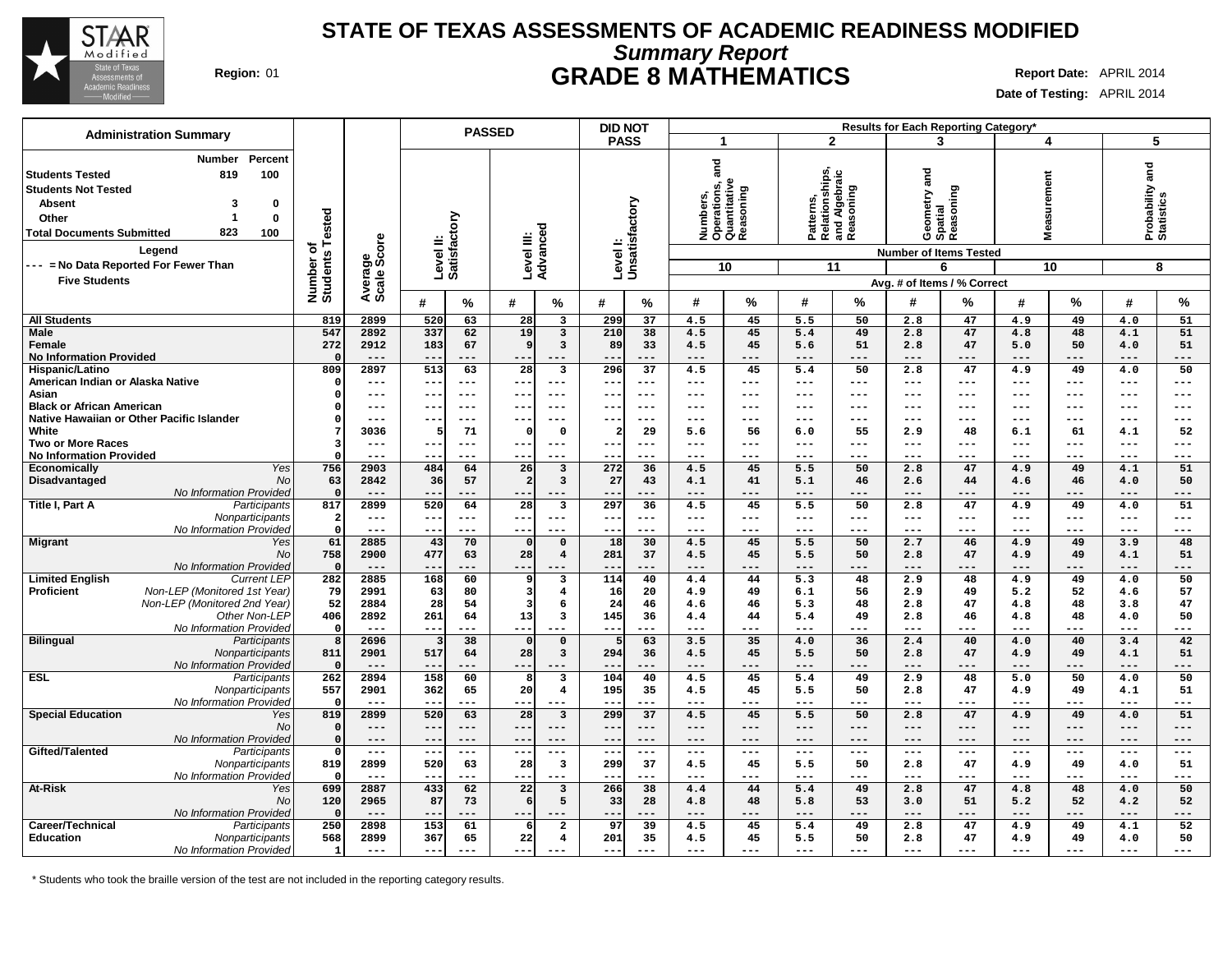# STATE OF TEXAS ASSESSMENTS OF ACADEMIC READINESS MODIFIED

## *Summary Report*

## GRADE 8 MATHEMATICS

**Region:** 01

**Report Date:** APRIL 2014

**Date of Testing:** APRIL 2014

| Administration Summary | Number | Percent |
|---|---|---|
| Students Tested | 819 | 100 |
| Students Not Tested | | |
| Absent | 3 | 0 |
| Other | 1 | 0 |
| Total Documents Submitted | 823 | 100 |

**Legend**

--- = No Data Reported For Fewer Than Five Students

| | | Number of Students Tested | Average Scale Score | PASSED Level II: Satisfactory # | PASSED Level II: Satisfactory % | PASSED Level III: Advanced # | PASSED Level III: Advanced % | DID NOT PASS Level I: Unsatisfactory # | DID NOT PASS Level I: Unsatisfactory % | 1 Numbers, Operations, and Quantitative Reasoning (10) # | 1 % | 2 Patterns, Relationships, and Algebraic Reasoning (11) # | 2 % | 3 Geometry and Spatial Reasoning (6) # | 3 % | 4 Measurement (10) # | 4 % | 5 Probability and Statistics (8) # | 5 % |
|---|---|---|---|---|---|---|---|---|---|---|---|---|---|---|---|---|---|---|---|
| All Students | | 819 | 2899 | 520 | 63 | 28 | 3 | 299 | 37 | 4.5 | 45 | 5.5 | 50 | 2.8 | 47 | 4.9 | 49 | 4.0 | 51 |
| Male | | 547 | 2892 | 337 | 62 | 19 | 3 | 210 | 38 | 4.5 | 45 | 5.4 | 49 | 2.8 | 47 | 4.8 | 48 | 4.1 | 51 |
| Female | | 272 | 2912 | 183 | 67 | 9 | 3 | 89 | 33 | 4.5 | 45 | 5.6 | 51 | 2.8 | 47 | 5.0 | 50 | 4.0 | 51 |
| No Information Provided | | 0 | --- | --- | --- | --- | --- | --- | --- | --- | --- | --- | --- | --- | --- | --- | --- | --- | --- |
| Hispanic/Latino | | 809 | 2897 | 513 | 63 | 28 | 3 | 296 | 37 | 4.5 | 45 | 5.4 | 50 | 2.8 | 47 | 4.9 | 49 | 4.0 | 50 |
| American Indian or Alaska Native | | 0 | --- | --- | --- | --- | --- | --- | --- | --- | --- | --- | --- | --- | --- | --- | --- | --- | --- |
| Asian | | 0 | --- | --- | --- | --- | --- | --- | --- | --- | --- | --- | --- | --- | --- | --- | --- | --- | --- |
| Black or African American | | 0 | --- | --- | --- | --- | --- | --- | --- | --- | --- | --- | --- | --- | --- | --- | --- | --- | --- |
| Native Hawaiian or Other Pacific Islander | | 0 | --- | --- | --- | --- | --- | --- | --- | --- | --- | --- | --- | --- | --- | --- | --- | --- | --- |
| White | | 7 | 3036 | 5 | 71 | 0 | 0 | 2 | 29 | 5.6 | 56 | 6.0 | 55 | 2.9 | 48 | 6.1 | 61 | 4.1 | 52 |
| Two or More Races | | 3 | --- | --- | --- | --- | --- | --- | --- | --- | --- | --- | --- | --- | --- | --- | --- | --- | --- |
| No Information Provided | | 0 | --- | --- | --- | --- | --- | --- | --- | --- | --- | --- | --- | --- | --- | --- | --- | --- | --- |
| Economically Disadvantaged | *Yes* | 756 | 2903 | 484 | 64 | 26 | 3 | 272 | 36 | 4.5 | 45 | 5.5 | 50 | 2.8 | 47 | 4.9 | 49 | 4.1 | 51 |
| | *No* | 63 | 2842 | 36 | 57 | 2 | 3 | 27 | 43 | 4.1 | 41 | 5.1 | 46 | 2.6 | 44 | 4.6 | 46 | 4.0 | 50 |
| | *No Information Provided* | 0 | --- | --- | --- | --- | --- | --- | --- | --- | --- | --- | --- | --- | --- | --- | --- | --- | --- |
| Title I, Part A | *Participants* | 817 | 2899 | 520 | 64 | 28 | 3 | 297 | 36 | 4.5 | 45 | 5.5 | 50 | 2.8 | 47 | 4.9 | 49 | 4.0 | 51 |
| | *Nonparticipants* | 2 | --- | --- | --- | --- | --- | --- | --- | --- | --- | --- | --- | --- | --- | --- | --- | --- | --- |
| | *No Information Provided* | 0 | --- | --- | --- | --- | --- | --- | --- | --- | --- | --- | --- | --- | --- | --- | --- | --- | --- |
| Migrant | *Yes* | 61 | 2885 | 43 | 70 | 0 | 0 | 18 | 30 | 4.5 | 45 | 5.5 | 50 | 2.7 | 46 | 4.9 | 49 | 3.9 | 48 |
| | *No* | 758 | 2900 | 477 | 63 | 28 | 4 | 281 | 37 | 4.5 | 45 | 5.5 | 50 | 2.8 | 47 | 4.9 | 49 | 4.1 | 51 |
| | *No Information Provided* | 0 | --- | --- | --- | --- | --- | --- | --- | --- | --- | --- | --- | --- | --- | --- | --- | --- | --- |
| Limited English Proficient | *Current LEP* | 282 | 2885 | 168 | 60 | 9 | 3 | 114 | 40 | 4.4 | 44 | 5.3 | 48 | 2.9 | 48 | 4.9 | 49 | 4.0 | 50 |
| | *Non-LEP (Monitored 1st Year)* | 79 | 2991 | 63 | 80 | 3 | 4 | 16 | 20 | 4.9 | 49 | 6.1 | 56 | 2.9 | 49 | 5.2 | 52 | 4.6 | 57 |
| | *Non-LEP (Monitored 2nd Year)* | 52 | 2884 | 28 | 54 | 3 | 6 | 24 | 46 | 4.6 | 46 | 5.3 | 48 | 2.8 | 47 | 4.8 | 48 | 3.8 | 47 |
| | *Other Non-LEP* | 406 | 2892 | 261 | 64 | 13 | 3 | 145 | 36 | 4.4 | 44 | 5.4 | 49 | 2.8 | 46 | 4.8 | 48 | 4.0 | 50 |
| | *No Information Provided* | 0 | --- | --- | --- | --- | --- | --- | --- | --- | --- | --- | --- | --- | --- | --- | --- | --- | --- |
| Bilingual | *Participants* | 8 | 2696 | 3 | 38 | 0 | 0 | 5 | 63 | 3.5 | 35 | 4.0 | 36 | 2.4 | 40 | 4.0 | 40 | 3.4 | 42 |
| | *Nonparticipants* | 811 | 2901 | 517 | 64 | 28 | 3 | 294 | 36 | 4.5 | 45 | 5.5 | 50 | 2.8 | 47 | 4.9 | 49 | 4.1 | 51 |
| | *No Information Provided* | 0 | --- | --- | --- | --- | --- | --- | --- | --- | --- | --- | --- | --- | --- | --- | --- | --- | --- |
| ESL | *Participants* | 262 | 2894 | 158 | 60 | 8 | 3 | 104 | 40 | 4.5 | 45 | 5.4 | 49 | 2.9 | 48 | 5.0 | 50 | 4.0 | 50 |
| | *Nonparticipants* | 557 | 2901 | 362 | 65 | 20 | 4 | 195 | 35 | 4.5 | 45 | 5.5 | 50 | 2.8 | 47 | 4.9 | 49 | 4.1 | 51 |
| | *No Information Provided* | 0 | --- | --- | --- | --- | --- | --- | --- | --- | --- | --- | --- | --- | --- | --- | --- | --- | --- |
| Special Education | *Yes* | 819 | 2899 | 520 | 63 | 28 | 3 | 299 | 37 | 4.5 | 45 | 5.5 | 50 | 2.8 | 47 | 4.9 | 49 | 4.0 | 51 |
| | *No* | 0 | --- | --- | --- | --- | --- | --- | --- | --- | --- | --- | --- | --- | --- | --- | --- | --- | --- |
| | *No Information Provided* | 0 | --- | --- | --- | --- | --- | --- | --- | --- | --- | --- | --- | --- | --- | --- | --- | --- | --- |
| Gifted/Talented | *Participants* | 0 | --- | --- | --- | --- | --- | --- | --- | --- | --- | --- | --- | --- | --- | --- | --- | --- | --- |
| | *Nonparticipants* | 819 | 2899 | 520 | 63 | 28 | 3 | 299 | 37 | 4.5 | 45 | 5.5 | 50 | 2.8 | 47 | 4.9 | 49 | 4.0 | 51 |
| | *No Information Provided* | 0 | --- | --- | --- | --- | --- | --- | --- | --- | --- | --- | --- | --- | --- | --- | --- | --- | --- |
| At-Risk | *Yes* | 699 | 2887 | 433 | 62 | 22 | 3 | 266 | 38 | 4.4 | 44 | 5.4 | 49 | 2.8 | 47 | 4.8 | 48 | 4.0 | 50 |
| | *No* | 120 | 2965 | 87 | 73 | 6 | 5 | 33 | 28 | 4.8 | 48 | 5.8 | 53 | 3.0 | 51 | 5.2 | 52 | 4.2 | 52 |
| | *No Information Provided* | 0 | --- | --- | --- | --- | --- | --- | --- | --- | --- | --- | --- | --- | --- | --- | --- | --- | --- |
| Career/Technical Education | *Participants* | 250 | 2898 | 153 | 61 | 6 | 2 | 97 | 39 | 4.5 | 45 | 5.4 | 49 | 2.8 | 47 | 4.9 | 49 | 4.1 | 52 |
| | *Nonparticipants* | 568 | 2899 | 367 | 65 | 22 | 4 | 201 | 35 | 4.5 | 45 | 5.5 | 50 | 2.8 | 47 | 4.9 | 49 | 4.0 | 50 |
| | *No Information Provided* | 1 | --- | --- | --- | --- | --- | --- | --- | --- | --- | --- | --- | --- | --- | --- | --- | --- | --- |

Results for Each Reporting Category*: Number of Items Tested shown in parentheses; values shown are Avg. # of Items / % Correct.

\* Students who took the braille version of the test are not included in the reporting category results.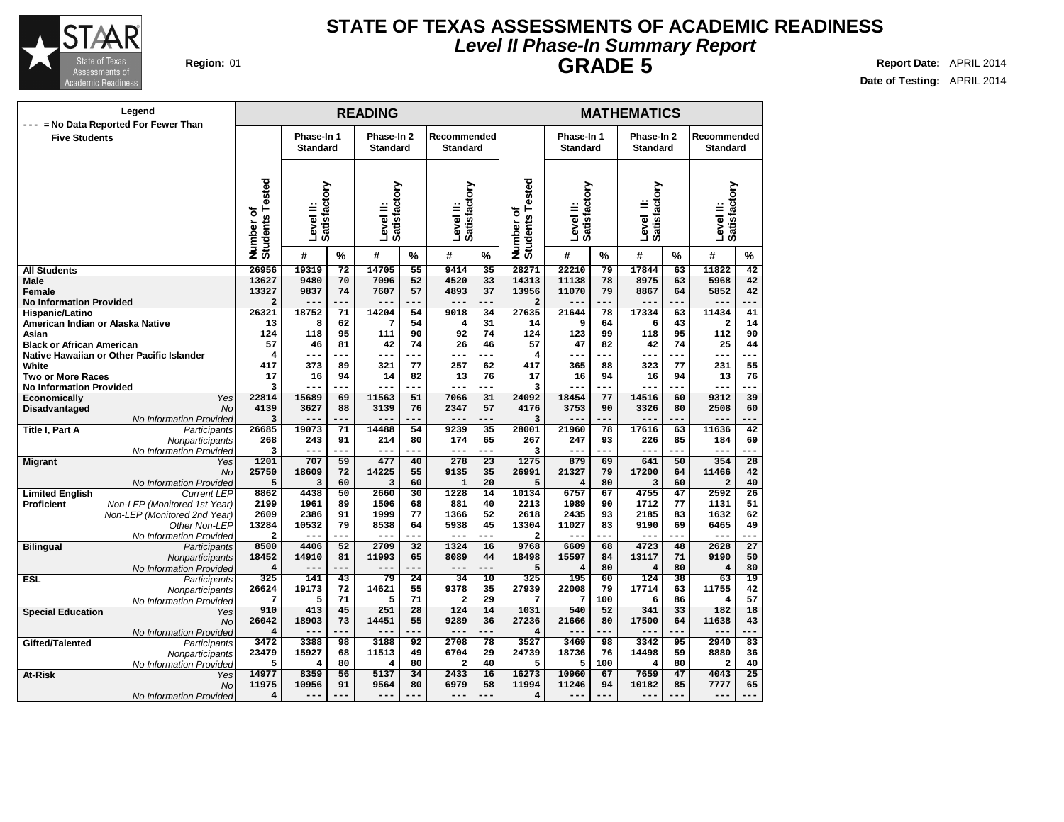# STATE OF TEXAS ASSESSMENTS OF ACADEMIC READINESS

## *Level II Phase-In Summary Report*

## GRADE 5

**Region:** 01

**Report Date:** APRIL 2014
**Date of Testing:** APRIL 2014

Legend: --- = No Data Reported For Fewer Than Five Students

| | | READING | | | | | | | MATHEMATICS | | | | | | |
|---|---|---|---|---|---|---|---|---|---|---|---|---|---|---|---|
| | | Phase-In 1 Standard | | Phase-In 2 Standard | | Recommended Standard | | | Phase-In 1 Standard | | Phase-In 2 Standard | | Recommended Standard | |
| | Number of Students Tested | Level II: Satisfactory | | Level II: Satisfactory | | Level II: Satisfactory | | Number of Students Tested | Level II: Satisfactory | | Level II: Satisfactory | | Level II: Satisfactory | |
| | | # | % | # | % | # | % | | # | % | # | % | # | % |
| **All Students** | 26956 | 19319 | 72 | 14705 | 55 | 9414 | 35 | 28271 | 22210 | 79 | 17844 | 63 | 11822 | 42 |
| **Male** | 13627 | 9480 | 70 | 7096 | 52 | 4520 | 33 | 14313 | 11138 | 78 | 8975 | 63 | 5968 | 42 |
| **Female** | 13327 | 9837 | 74 | 7607 | 57 | 4893 | 37 | 13956 | 11070 | 79 | 8867 | 64 | 5852 | 42 |
| **No Information Provided** | 2 | --- | --- | --- | --- | --- | --- | 2 | --- | --- | --- | --- | --- | --- |
| **Hispanic/Latino** | 26321 | 18752 | 71 | 14204 | 54 | 9018 | 34 | 27635 | 21644 | 78 | 17334 | 63 | 11434 | 41 |
| **American Indian or Alaska Native** | 13 | 8 | 62 | 7 | 54 | 4 | 31 | 14 | 9 | 64 | 6 | 43 | 2 | 14 |
| **Asian** | 124 | 118 | 95 | 111 | 90 | 92 | 74 | 124 | 123 | 99 | 118 | 95 | 112 | 90 |
| **Black or African American** | 57 | 46 | 81 | 42 | 74 | 26 | 46 | 57 | 47 | 82 | 42 | 74 | 25 | 44 |
| **Native Hawaiian or Other Pacific Islander** | 4 | --- | --- | --- | --- | --- | --- | 4 | --- | --- | --- | --- | --- | --- |
| **White** | 417 | 373 | 89 | 321 | 77 | 257 | 62 | 417 | 365 | 88 | 323 | 77 | 231 | 55 |
| **Two or More Races** | 17 | 16 | 94 | 14 | 82 | 13 | 76 | 17 | 16 | 94 | 16 | 94 | 13 | 76 |
| **No Information Provided** | 3 | --- | --- | --- | --- | --- | --- | 3 | --- | --- | --- | --- | --- | --- |
| **Economically Disadvantaged** *Yes* | 22814 | 15689 | 69 | 11563 | 51 | 7066 | 31 | 24092 | 18454 | 77 | 14516 | 60 | 9312 | 39 |
| *No* | 4139 | 3627 | 88 | 3139 | 76 | 2347 | 57 | 4176 | 3753 | 90 | 3326 | 80 | 2508 | 60 |
| *No Information Provided* | 3 | --- | --- | --- | --- | --- | --- | 3 | --- | --- | --- | --- | --- | --- |
| **Title I, Part A** *Participants* | 26685 | 19073 | 71 | 14488 | 54 | 9239 | 35 | 28001 | 21960 | 78 | 17616 | 63 | 11636 | 42 |
| *Nonparticipants* | 268 | 243 | 91 | 214 | 80 | 174 | 65 | 267 | 247 | 93 | 226 | 85 | 184 | 69 |
| *No Information Provided* | 3 | --- | --- | --- | --- | --- | --- | 3 | --- | --- | --- | --- | --- | --- |
| **Migrant** *Yes* | 1201 | 707 | 59 | 477 | 40 | 278 | 23 | 1275 | 879 | 69 | 641 | 50 | 354 | 28 |
| *No* | 25750 | 18609 | 72 | 14225 | 55 | 9135 | 35 | 26991 | 21327 | 79 | 17200 | 64 | 11466 | 42 |
| *No Information Provided* | 5 | 3 | 60 | 3 | 60 | 1 | 20 | 5 | 4 | 80 | 3 | 60 | 2 | 40 |
| **Limited English Proficient** *Current LEP* | 8862 | 4438 | 50 | 2660 | 30 | 1228 | 14 | 10134 | 6757 | 67 | 4755 | 47 | 2592 | 26 |
| *Non-LEP (Monitored 1st Year)* | 2199 | 1961 | 89 | 1506 | 68 | 881 | 40 | 2213 | 1989 | 90 | 1712 | 77 | 1131 | 51 |
| *Non-LEP (Monitored 2nd Year)* | 2609 | 2386 | 91 | 1999 | 77 | 1366 | 52 | 2618 | 2435 | 93 | 2185 | 83 | 1632 | 62 |
| *Other Non-LEP* | 13284 | 10532 | 79 | 8538 | 64 | 5938 | 45 | 13304 | 11027 | 83 | 9190 | 69 | 6465 | 49 |
| *No Information Provided* | 2 | --- | --- | --- | --- | --- | --- | 2 | --- | --- | --- | --- | --- | --- |
| **Bilingual** *Participants* | 8500 | 4406 | 52 | 2709 | 32 | 1324 | 16 | 9768 | 6609 | 68 | 4723 | 48 | 2628 | 27 |
| *Nonparticipants* | 18452 | 14910 | 81 | 11993 | 65 | 8089 | 44 | 18498 | 15597 | 84 | 13117 | 71 | 9190 | 50 |
| *No Information Provided* | 4 | --- | --- | --- | --- | --- | --- | 5 | 4 | 80 | 4 | 80 | 4 | 80 |
| **ESL** *Participants* | 325 | 141 | 43 | 79 | 24 | 34 | 10 | 325 | 195 | 60 | 124 | 38 | 63 | 19 |
| *Nonparticipants* | 26624 | 19173 | 72 | 14621 | 55 | 9378 | 35 | 27939 | 22008 | 79 | 17714 | 63 | 11755 | 42 |
| *No Information Provided* | 7 | 5 | 71 | 5 | 71 | 2 | 29 | 7 | 7 | 100 | 6 | 86 | 4 | 57 |
| **Special Education** *Yes* | 910 | 413 | 45 | 251 | 28 | 124 | 14 | 1031 | 540 | 52 | 341 | 33 | 182 | 18 |
| *No* | 26042 | 18903 | 73 | 14451 | 55 | 9289 | 36 | 27236 | 21666 | 80 | 17500 | 64 | 11638 | 43 |
| *No Information Provided* | 4 | --- | --- | --- | --- | --- | --- | 4 | --- | --- | --- | --- | --- | --- |
| **Gifted/Talented** *Participants* | 3472 | 3388 | 98 | 3188 | 92 | 2708 | 78 | 3527 | 3469 | 98 | 3342 | 95 | 2940 | 83 |
| *Nonparticipants* | 23479 | 15927 | 68 | 11513 | 49 | 6704 | 29 | 24739 | 18736 | 76 | 14498 | 59 | 8880 | 36 |
| *No Information Provided* | 5 | 4 | 80 | 4 | 80 | 2 | 40 | 5 | 5 | 100 | 4 | 80 | 2 | 40 |
| **At-Risk** *Yes* | 14977 | 8359 | 56 | 5137 | 34 | 2433 | 16 | 16273 | 10960 | 67 | 7659 | 47 | 4043 | 25 |
| *No* | 11975 | 10956 | 91 | 9564 | 80 | 6979 | 58 | 11994 | 11246 | 94 | 10182 | 85 | 7777 | 65 |
| *No Information Provided* | 4 | --- | --- | --- | --- | --- | --- | 4 | --- | --- | --- | --- | --- | --- |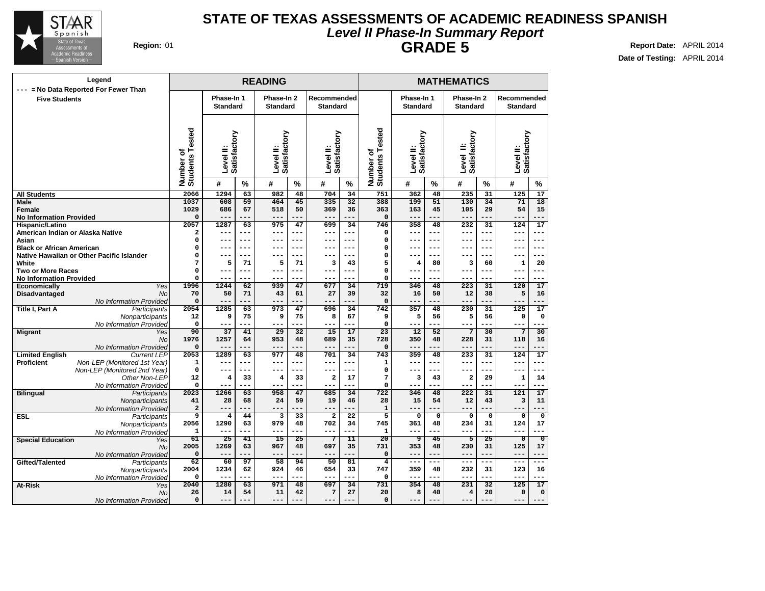# STATE OF TEXAS ASSESSMENTS OF ACADEMIC READINESS SPANISH

## *Level II Phase-In Summary Report*

## GRADE 5

**Region:** 01

**Report Date:** APRIL 2014

**Date of Testing:** APRIL 2014

Legend: --- = No Data Reported For Fewer Than Five Students

| | | READING | | | | | | | MATHEMATICS | | | | | | |
|---|---|---|---|---|---|---|---|---|---|---|---|---|---|---|---|
| | | Phase-In 1 Standard | | Phase-In 2 Standard | | Recommended Standard | | | Phase-In 1 Standard | | Phase-In 2 Standard | | Recommended Standard | |
| | Number of Students Tested | Level II: Satisfactory | | Level II: Satisfactory | | Level II: Satisfactory | | Number of Students Tested | Level II: Satisfactory | | Level II: Satisfactory | | Level II: Satisfactory | |
| | | # | % | # | % | # | % | | # | % | # | % | # | % |
| **All Students** | 2066 | 1294 | 63 | 982 | 48 | 704 | 34 | 751 | 362 | 48 | 235 | 31 | 125 | 17 |
| **Male** | 1037 | 608 | 59 | 464 | 45 | 335 | 32 | 388 | 199 | 51 | 130 | 34 | 71 | 18 |
| **Female** | 1029 | 686 | 67 | 518 | 50 | 369 | 36 | 363 | 163 | 45 | 105 | 29 | 54 | 15 |
| **No Information Provided** | 0 | --- | --- | --- | --- | --- | --- | 0 | --- | --- | --- | --- | --- | --- |
| **Hispanic/Latino** | 2057 | 1287 | 63 | 975 | 47 | 699 | 34 | 746 | 358 | 48 | 232 | 31 | 124 | 17 |
| **American Indian or Alaska Native** | 2 | --- | --- | --- | --- | --- | --- | 0 | --- | --- | --- | --- | --- | --- |
| **Asian** | 0 | --- | --- | --- | --- | --- | --- | 0 | --- | --- | --- | --- | --- | --- |
| **Black or African American** | 0 | --- | --- | --- | --- | --- | --- | 0 | --- | --- | --- | --- | --- | --- |
| **Native Hawaiian or Other Pacific Islander** | 0 | --- | --- | --- | --- | --- | --- | 0 | --- | --- | --- | --- | --- | --- |
| **White** | 7 | 5 | 71 | 5 | 71 | 3 | 43 | 5 | 4 | 80 | 3 | 60 | 1 | 20 |
| **Two or More Races** | 0 | --- | --- | --- | --- | --- | --- | 0 | --- | --- | --- | --- | --- | --- |
| **No Information Provided** | 0 | --- | --- | --- | --- | --- | --- | 0 | --- | --- | --- | --- | --- | --- |
| **Economically Disadvantaged** *Yes* | 1996 | 1244 | 62 | 939 | 47 | 677 | 34 | 719 | 346 | 48 | 223 | 31 | 120 | 17 |
| *No* | 70 | 50 | 71 | 43 | 61 | 27 | 39 | 32 | 16 | 50 | 12 | 38 | 5 | 16 |
| *No Information Provided* | 0 | --- | --- | --- | --- | --- | --- | 0 | --- | --- | --- | --- | --- | --- |
| **Title I, Part A** *Participants* | 2054 | 1285 | 63 | 973 | 47 | 696 | 34 | 742 | 357 | 48 | 230 | 31 | 125 | 17 |
| *Nonparticipants* | 12 | 9 | 75 | 9 | 75 | 8 | 67 | 9 | 5 | 56 | 5 | 56 | 0 | 0 |
| *No Information Provided* | 0 | --- | --- | --- | --- | --- | --- | 0 | --- | --- | --- | --- | --- | --- |
| **Migrant** *Yes* | 90 | 37 | 41 | 29 | 32 | 15 | 17 | 23 | 12 | 52 | 7 | 30 | 7 | 30 |
| *No* | 1976 | 1257 | 64 | 953 | 48 | 689 | 35 | 728 | 350 | 48 | 228 | 31 | 118 | 16 |
| *No Information Provided* | 0 | --- | --- | --- | --- | --- | --- | 0 | --- | --- | --- | --- | --- | --- |
| **Limited English Proficient** *Current LEP* | 2053 | 1289 | 63 | 977 | 48 | 701 | 34 | 743 | 359 | 48 | 233 | 31 | 124 | 17 |
| *Non-LEP (Monitored 1st Year)* | 1 | --- | --- | --- | --- | --- | --- | 1 | --- | --- | --- | --- | --- | --- |
| *Non-LEP (Monitored 2nd Year)* | 0 | --- | --- | --- | --- | --- | --- | 0 | --- | --- | --- | --- | --- | --- |
| *Other Non-LEP* | 12 | 4 | 33 | 4 | 33 | 2 | 17 | 7 | 3 | 43 | 2 | 29 | 1 | 14 |
| *No Information Provided* | 0 | --- | --- | --- | --- | --- | --- | 0 | --- | --- | --- | --- | --- | --- |
| **Bilingual** *Participants* | 2023 | 1266 | 63 | 958 | 47 | 685 | 34 | 722 | 346 | 48 | 222 | 31 | 121 | 17 |
| *Nonparticipants* | 41 | 28 | 68 | 24 | 59 | 19 | 46 | 28 | 15 | 54 | 12 | 43 | 3 | 11 |
| *No Information Provided* | 2 | --- | --- | --- | --- | --- | --- | 1 | --- | --- | --- | --- | --- | --- |
| **ESL** *Participants* | 9 | 4 | 44 | 3 | 33 | 2 | 22 | 5 | 0 | 0 | 0 | 0 | 0 | 0 |
| *Nonparticipants* | 2056 | 1290 | 63 | 979 | 48 | 702 | 34 | 745 | 361 | 48 | 234 | 31 | 124 | 17 |
| *No Information Provided* | 1 | --- | --- | --- | --- | --- | --- | 1 | --- | --- | --- | --- | --- | --- |
| **Special Education** *Yes* | 61 | 25 | 41 | 15 | 25 | 7 | 11 | 20 | 9 | 45 | 5 | 25 | 0 | 0 |
| *No* | 2005 | 1269 | 63 | 967 | 48 | 697 | 35 | 731 | 353 | 48 | 230 | 31 | 125 | 17 |
| *No Information Provided* | 0 | --- | --- | --- | --- | --- | --- | 0 | --- | --- | --- | --- | --- | --- |
| **Gifted/Talented** *Participants* | 62 | 60 | 97 | 58 | 94 | 50 | 81 | 4 | --- | --- | --- | --- | --- | --- |
| *Nonparticipants* | 2004 | 1234 | 62 | 924 | 46 | 654 | 33 | 747 | 359 | 48 | 232 | 31 | 123 | 16 |
| *No Information Provided* | 0 | --- | --- | --- | --- | --- | --- | 0 | --- | --- | --- | --- | --- | --- |
| **At-Risk** *Yes* | 2040 | 1280 | 63 | 971 | 48 | 697 | 34 | 731 | 354 | 48 | 231 | 32 | 125 | 17 |
| *No* | 26 | 14 | 54 | 11 | 42 | 7 | 27 | 20 | 8 | 40 | 4 | 20 | 0 | 0 |
| *No Information Provided* | 0 | --- | --- | --- | --- | --- | --- | 0 | --- | --- | --- | --- | --- | --- |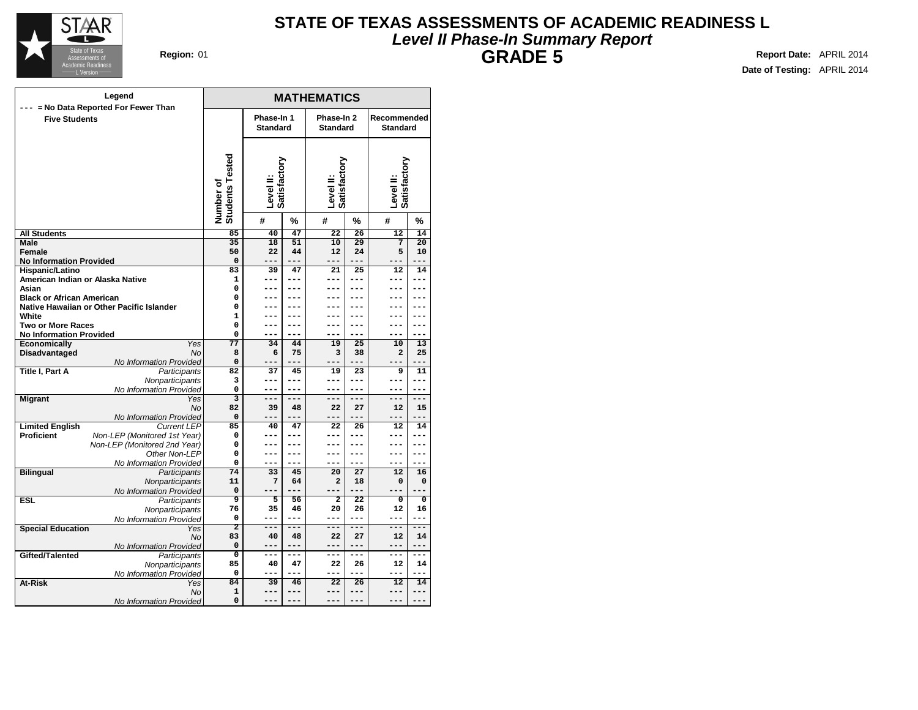# STATE OF TEXAS ASSESSMENTS OF ACADEMIC READINESS L

## *Level II Phase-In Summary Report*

## GRADE 5

**Region:** 01

**Report Date:** APRIL 2014

**Date of Testing:** APRIL 2014

**Legend**
--- = No Data Reported For Fewer Than Five Students

| | | MATHEMATICS | | | | | | |
|---|---|---|---|---|---|---|---|---|
| | | Number of Students Tested | Phase-In 1 Standard | | Phase-In 2 Standard | | Recommended Standard | |
| | | | Level II: Satisfactory | | Level II: Satisfactory | | Level II: Satisfactory | |
| | | | # | % | # | % | # | % |
| All Students | | 85 | 40 | 47 | 22 | 26 | 12 | 14 |
| Male | | 35 | 18 | 51 | 10 | 29 | 7 | 20 |
| Female | | 50 | 22 | 44 | 12 | 24 | 5 | 10 |
| No Information Provided | | 0 | --- | --- | --- | --- | --- | --- |
| Hispanic/Latino | | 83 | 39 | 47 | 21 | 25 | 12 | 14 |
| American Indian or Alaska Native | | 1 | --- | --- | --- | --- | --- | --- |
| Asian | | 0 | --- | --- | --- | --- | --- | --- |
| Black or African American | | 0 | --- | --- | --- | --- | --- | --- |
| Native Hawaiian or Other Pacific Islander | | 0 | --- | --- | --- | --- | --- | --- |
| White | | 1 | --- | --- | --- | --- | --- | --- |
| Two or More Races | | 0 | --- | --- | --- | --- | --- | --- |
| No Information Provided | | 0 | --- | --- | --- | --- | --- | --- |
| Economically Disadvantaged | *Yes* | 77 | 34 | 44 | 19 | 25 | 10 | 13 |
| | *No* | 8 | 6 | 75 | 3 | 38 | 2 | 25 |
| | *No Information Provided* | 0 | --- | --- | --- | --- | --- | --- |
| Title I, Part A | *Participants* | 82 | 37 | 45 | 19 | 23 | 9 | 11 |
| | *Nonparticipants* | 3 | --- | --- | --- | --- | --- | --- |
| | *No Information Provided* | 0 | --- | --- | --- | --- | --- | --- |
| Migrant | *Yes* | 3 | --- | --- | --- | --- | --- | --- |
| | *No* | 82 | 39 | 48 | 22 | 27 | 12 | 15 |
| | *No Information Provided* | 0 | --- | --- | --- | --- | --- | --- |
| Limited English Proficient | *Current LEP* | 85 | 40 | 47 | 22 | 26 | 12 | 14 |
| | *Non-LEP (Monitored 1st Year)* | 0 | --- | --- | --- | --- | --- | --- |
| | *Non-LEP (Monitored 2nd Year)* | 0 | --- | --- | --- | --- | --- | --- |
| | *Other Non-LEP* | 0 | --- | --- | --- | --- | --- | --- |
| | *No Information Provided* | 0 | --- | --- | --- | --- | --- | --- |
| Bilingual | *Participants* | 74 | 33 | 45 | 20 | 27 | 12 | 16 |
| | *Nonparticipants* | 11 | 7 | 64 | 2 | 18 | 0 | 0 |
| | *No Information Provided* | 0 | --- | --- | --- | --- | --- | --- |
| ESL | *Participants* | 9 | 5 | 56 | 2 | 22 | 0 | 0 |
| | *Nonparticipants* | 76 | 35 | 46 | 20 | 26 | 12 | 16 |
| | *No Information Provided* | 0 | --- | --- | --- | --- | --- | --- |
| Special Education | *Yes* | 2 | --- | --- | --- | --- | --- | --- |
| | *No* | 83 | 40 | 48 | 22 | 27 | 12 | 14 |
| | *No Information Provided* | 0 | --- | --- | --- | --- | --- | --- |
| Gifted/Talented | *Participants* | 0 | --- | --- | --- | --- | --- | --- |
| | *Nonparticipants* | 85 | 40 | 47 | 22 | 26 | 12 | 14 |
| | *No Information Provided* | 0 | --- | --- | --- | --- | --- | --- |
| At-Risk | *Yes* | 84 | 39 | 46 | 22 | 26 | 12 | 14 |
| | *No* | 1 | --- | --- | --- | --- | --- | --- |
| | *No Information Provided* | 0 | --- | --- | --- | --- | --- | --- |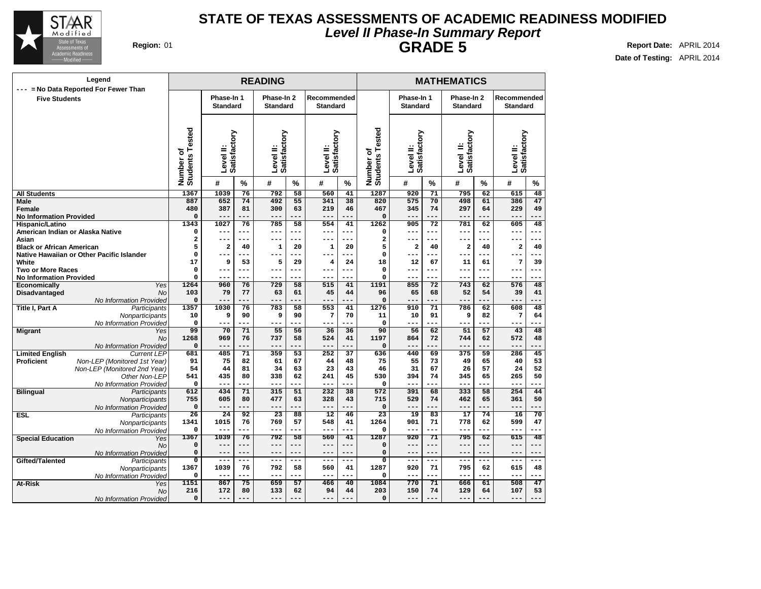# STATE OF TEXAS ASSESSMENTS OF ACADEMIC READINESS MODIFIED

## *Level II Phase-In Summary Report*

## GRADE 5

**Region:** 01

**Report Date:** APRIL 2014

**Date of Testing:** APRIL 2014

**Legend**
--- = No Data Reported For Fewer Than Five Students

| | | READING | | | | | | | MATHEMATICS | | | | | | |
|---|---|---|---|---|---|---|---|---|---|---|---|---|---|---|---|
| | | | Phase-In 1 Standard | | Phase-In 2 Standard | | Recommended Standard | | | Phase-In 1 Standard | | Phase-In 2 Standard | | Recommended Standard | |
| | | Number of Students Tested | Level II: Satisfactory | | Level II: Satisfactory | | Level II: Satisfactory | | Number of Students Tested | Level II: Satisfactory | | Level II: Satisfactory | | Level II: Satisfactory | |
| | | | # | % | # | % | # | % | | # | % | # | % | # | % |
| **All Students** | | 1367 | 1039 | 76 | 792 | 58 | 560 | 41 | 1287 | 920 | 71 | 795 | 62 | 615 | 48 |
| **Male** | | 887 | 652 | 74 | 492 | 55 | 341 | 38 | 820 | 575 | 70 | 498 | 61 | 386 | 47 |
| **Female** | | 480 | 387 | 81 | 300 | 63 | 219 | 46 | 467 | 345 | 74 | 297 | 64 | 229 | 49 |
| **No Information Provided** | | 0 | --- | --- | --- | --- | --- | --- | 0 | --- | --- | --- | --- | --- | --- |
| **Hispanic/Latino** | | 1343 | 1027 | 76 | 785 | 58 | 554 | 41 | 1262 | 905 | 72 | 781 | 62 | 605 | 48 |
| **American Indian or Alaska Native** | | 0 | --- | --- | --- | --- | --- | --- | 0 | --- | --- | --- | --- | --- | --- |
| **Asian** | | 2 | --- | --- | --- | --- | --- | --- | 2 | --- | --- | --- | --- | --- | --- |
| **Black or African American** | | 5 | 2 | 40 | 1 | 20 | 1 | 20 | 5 | 2 | 40 | 2 | 40 | 2 | 40 |
| **Native Hawaiian or Other Pacific Islander** | | 0 | --- | --- | --- | --- | --- | --- | 0 | --- | --- | --- | --- | --- | --- |
| **White** | | 17 | 9 | 53 | 5 | 29 | 4 | 24 | 18 | 12 | 67 | 11 | 61 | 7 | 39 |
| **Two or More Races** | | 0 | --- | --- | --- | --- | --- | --- | 0 | --- | --- | --- | --- | --- | --- |
| **No Information Provided** | | 0 | --- | --- | --- | --- | --- | --- | 0 | --- | --- | --- | --- | --- | --- |
| **Economically Disadvantaged** | *Yes* | 1264 | 960 | 76 | 729 | 58 | 515 | 41 | 1191 | 855 | 72 | 743 | 62 | 576 | 48 |
| | *No* | 103 | 79 | 77 | 63 | 61 | 45 | 44 | 96 | 65 | 68 | 52 | 54 | 39 | 41 |
| | *No Information Provided* | 0 | --- | --- | --- | --- | --- | --- | 0 | --- | --- | --- | --- | --- | --- |
| **Title I, Part A** | *Participants* | 1357 | 1030 | 76 | 783 | 58 | 553 | 41 | 1276 | 910 | 71 | 786 | 62 | 608 | 48 |
| | *Nonparticipants* | 10 | 9 | 90 | 9 | 90 | 7 | 70 | 11 | 10 | 91 | 9 | 82 | 7 | 64 |
| | *No Information Provided* | 0 | --- | --- | --- | --- | --- | --- | 0 | --- | --- | --- | --- | --- | --- |
| **Migrant** | *Yes* | 99 | 70 | 71 | 55 | 56 | 36 | 36 | 90 | 56 | 62 | 51 | 57 | 43 | 48 |
| | *No* | 1268 | 969 | 76 | 737 | 58 | 524 | 41 | 1197 | 864 | 72 | 744 | 62 | 572 | 48 |
| | *No Information Provided* | 0 | --- | --- | --- | --- | --- | --- | 0 | --- | --- | --- | --- | --- | --- |
| **Limited English Proficient** | *Current LEP* | 681 | 485 | 71 | 359 | 53 | 252 | 37 | 636 | 440 | 69 | 375 | 59 | 286 | 45 |
| | *Non-LEP (Monitored 1st Year)* | 91 | 75 | 82 | 61 | 67 | 44 | 48 | 75 | 55 | 73 | 49 | 65 | 40 | 53 |
| | *Non-LEP (Monitored 2nd Year)* | 54 | 44 | 81 | 34 | 63 | 23 | 43 | 46 | 31 | 67 | 26 | 57 | 24 | 52 |
| | *Other Non-LEP* | 541 | 435 | 80 | 338 | 62 | 241 | 45 | 530 | 394 | 74 | 345 | 65 | 265 | 50 |
| | *No Information Provided* | 0 | --- | --- | --- | --- | --- | --- | 0 | --- | --- | --- | --- | --- | --- |
| **Bilingual** | *Participants* | 612 | 434 | 71 | 315 | 51 | 232 | 38 | 572 | 391 | 68 | 333 | 58 | 254 | 44 |
| | *Nonparticipants* | 755 | 605 | 80 | 477 | 63 | 328 | 43 | 715 | 529 | 74 | 462 | 65 | 361 | 50 |
| | *No Information Provided* | 0 | --- | --- | --- | --- | --- | --- | 0 | --- | --- | --- | --- | --- | --- |
| **ESL** | *Participants* | 26 | 24 | 92 | 23 | 88 | 12 | 46 | 23 | 19 | 83 | 17 | 74 | 16 | 70 |
| | *Nonparticipants* | 1341 | 1015 | 76 | 769 | 57 | 548 | 41 | 1264 | 901 | 71 | 778 | 62 | 599 | 47 |
| | *No Information Provided* | 0 | --- | --- | --- | --- | --- | --- | 0 | --- | --- | --- | --- | --- | --- |
| **Special Education** | *Yes* | 1367 | 1039 | 76 | 792 | 58 | 560 | 41 | 1287 | 920 | 71 | 795 | 62 | 615 | 48 |
| | *No* | 0 | --- | --- | --- | --- | --- | --- | 0 | --- | --- | --- | --- | --- | --- |
| | *No Information Provided* | 0 | --- | --- | --- | --- | --- | --- | 0 | --- | --- | --- | --- | --- | --- |
| **Gifted/Talented** | *Participants* | 0 | --- | --- | --- | --- | --- | --- | 0 | --- | --- | --- | --- | --- | --- |
| | *Nonparticipants* | 1367 | 1039 | 76 | 792 | 58 | 560 | 41 | 1287 | 920 | 71 | 795 | 62 | 615 | 48 |
| | *No Information Provided* | 0 | --- | --- | --- | --- | --- | --- | 0 | --- | --- | --- | --- | --- | --- |
| **At-Risk** | *Yes* | 1151 | 867 | 75 | 659 | 57 | 466 | 40 | 1084 | 770 | 71 | 666 | 61 | 508 | 47 |
| | *No* | 216 | 172 | 80 | 133 | 62 | 94 | 44 | 203 | 150 | 74 | 129 | 64 | 107 | 53 |
| | *No Information Provided* | 0 | --- | --- | --- | --- | --- | --- | 0 | --- | --- | --- | --- | --- | --- |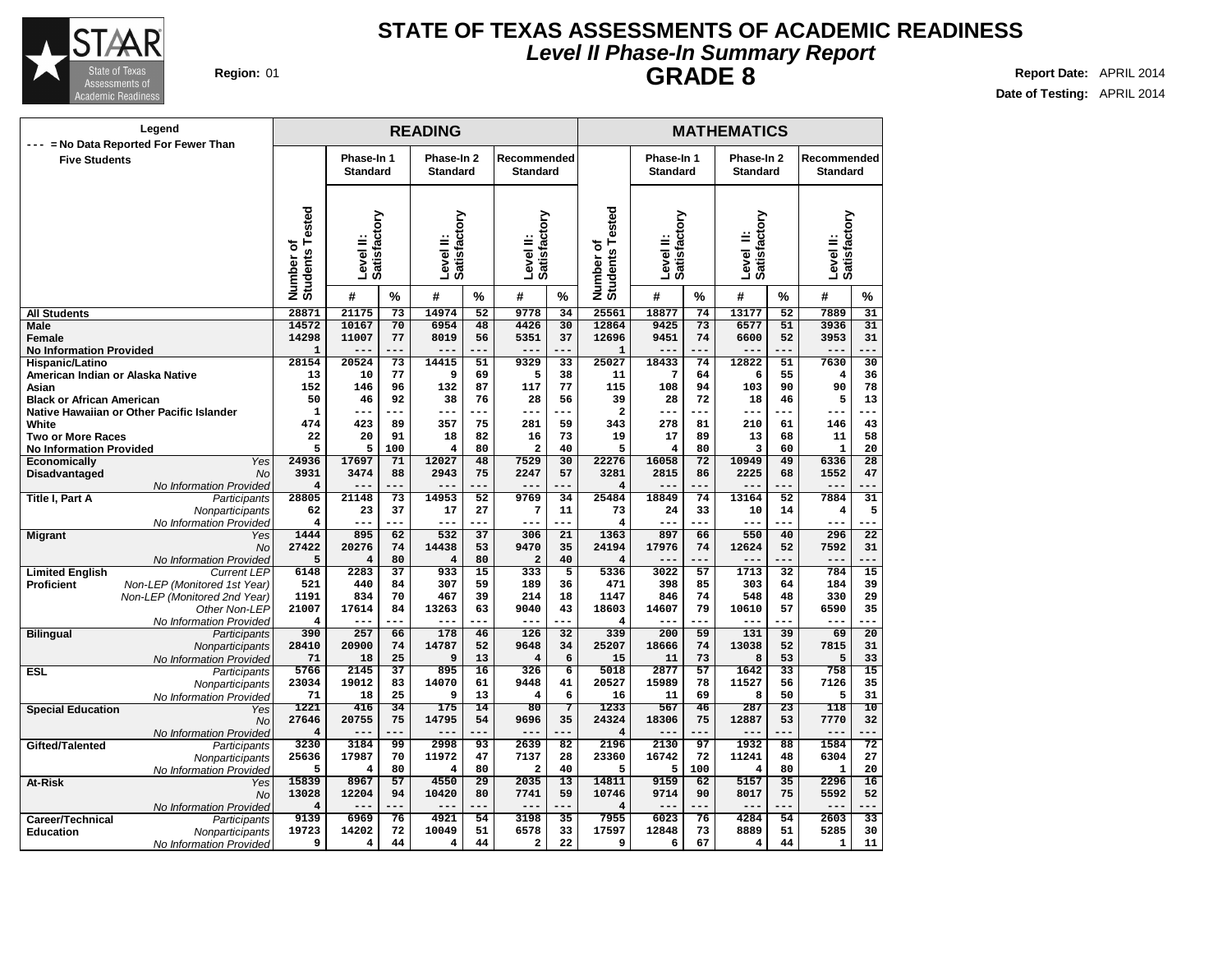# STATE OF TEXAS ASSESSMENTS OF ACADEMIC READINESS

## *Level II Phase-In Summary Report*

## GRADE 8

**Region:** 01

**Report Date:** APRIL 2014

**Date of Testing:** APRIL 2014

**Legend**
--- = No Data Reported For Fewer Than Five Students

| | | READING | | | | | | | MATHEMATICS | | | | | | |
|---|---|---|---|---|---|---|---|---|---|---|---|---|---|---|---|
| | | | Phase-In 1 Standard | | Phase-In 2 Standard | | Recommended Standard | | | Phase-In 1 Standard | | Phase-In 2 Standard | | Recommended Standard | |
| | | Number of Students Tested | Level II: Satisfactory | | Level II: Satisfactory | | Level II: Satisfactory | | Number of Students Tested | Level II: Satisfactory | | Level II: Satisfactory | | Level II: Satisfactory | |
| | | | # | % | # | % | # | % | | # | % | # | % | # | % |
| **All Students** | | 28871 | 21175 | 73 | 14974 | 52 | 9778 | 34 | 25561 | 18877 | 74 | 13177 | 52 | 7889 | 31 |
| **Male** | | 14572 | 10167 | 70 | 6954 | 48 | 4426 | 30 | 12864 | 9425 | 73 | 6577 | 51 | 3936 | 31 |
| **Female** | | 14298 | 11007 | 77 | 8019 | 56 | 5351 | 37 | 12696 | 9451 | 74 | 6600 | 52 | 3953 | 31 |
| **No Information Provided** | | 1 | --- | --- | --- | --- | --- | --- | 1 | --- | --- | --- | --- | --- | --- |
| **Hispanic/Latino** | | 28154 | 20524 | 73 | 14415 | 51 | 9329 | 33 | 25027 | 18433 | 74 | 12822 | 51 | 7630 | 30 |
| **American Indian or Alaska Native** | | 13 | 10 | 77 | 9 | 69 | 5 | 38 | 11 | 7 | 64 | 6 | 55 | 4 | 36 |
| **Asian** | | 152 | 146 | 96 | 132 | 87 | 117 | 77 | 115 | 108 | 94 | 103 | 90 | 90 | 78 |
| **Black or African American** | | 50 | 46 | 92 | 38 | 76 | 28 | 56 | 39 | 28 | 72 | 18 | 46 | 5 | 13 |
| **Native Hawaiian or Other Pacific Islander** | | 1 | --- | --- | --- | --- | --- | --- | 2 | --- | --- | --- | --- | --- | --- |
| **White** | | 474 | 423 | 89 | 357 | 75 | 281 | 59 | 343 | 278 | 81 | 210 | 61 | 146 | 43 |
| **Two or More Races** | | 22 | 20 | 91 | 18 | 82 | 16 | 73 | 19 | 17 | 89 | 13 | 68 | 11 | 58 |
| **No Information Provided** | | 5 | 5 | 100 | 4 | 80 | 2 | 40 | 5 | 4 | 80 | 3 | 60 | 1 | 20 |
| **Economically Disadvantaged** | *Yes* | 24936 | 17697 | 71 | 12027 | 48 | 7529 | 30 | 22276 | 16058 | 72 | 10949 | 49 | 6336 | 28 |
| | *No* | 3931 | 3474 | 88 | 2943 | 75 | 2247 | 57 | 3281 | 2815 | 86 | 2225 | 68 | 1552 | 47 |
| | *No Information Provided* | 4 | --- | --- | --- | --- | --- | --- | 4 | --- | --- | --- | --- | --- | --- |
| **Title I, Part A** | *Participants* | 28805 | 21148 | 73 | 14953 | 52 | 9769 | 34 | 25484 | 18849 | 74 | 13164 | 52 | 7884 | 31 |
| | *Nonparticipants* | 62 | 23 | 37 | 17 | 27 | 7 | 11 | 73 | 24 | 33 | 10 | 14 | 4 | 5 |
| | *No Information Provided* | 4 | --- | --- | --- | --- | --- | --- | 4 | --- | --- | --- | --- | --- | --- |
| **Migrant** | *Yes* | 1444 | 895 | 62 | 532 | 37 | 306 | 21 | 1363 | 897 | 66 | 550 | 40 | 296 | 22 |
| | *No* | 27422 | 20276 | 74 | 14438 | 53 | 9470 | 35 | 24194 | 17976 | 74 | 12624 | 52 | 7592 | 31 |
| | *No Information Provided* | 5 | 4 | 80 | 4 | 80 | 2 | 40 | 4 | --- | --- | --- | --- | --- | --- |
| **Limited English Proficient** | *Current LEP* | 6148 | 2283 | 37 | 933 | 15 | 333 | 5 | 5336 | 3022 | 57 | 1713 | 32 | 784 | 15 |
| | *Non-LEP (Monitored 1st Year)* | 521 | 440 | 84 | 307 | 59 | 189 | 36 | 471 | 398 | 85 | 303 | 64 | 184 | 39 |
| | *Non-LEP (Monitored 2nd Year)* | 1191 | 834 | 70 | 467 | 39 | 214 | 18 | 1147 | 846 | 74 | 548 | 48 | 330 | 29 |
| | *Other Non-LEP* | 21007 | 17614 | 84 | 13263 | 63 | 9040 | 43 | 18603 | 14607 | 79 | 10610 | 57 | 6590 | 35 |
| | *No Information Provided* | 4 | --- | --- | --- | --- | --- | --- | 4 | --- | --- | --- | --- | --- | --- |
| **Bilingual** | *Participants* | 390 | 257 | 66 | 178 | 46 | 126 | 32 | 339 | 200 | 59 | 131 | 39 | 69 | 20 |
| | *Nonparticipants* | 28410 | 20900 | 74 | 14787 | 52 | 9648 | 34 | 25207 | 18666 | 74 | 13038 | 52 | 7815 | 31 |
| | *No Information Provided* | 71 | 18 | 25 | 9 | 13 | 4 | 6 | 15 | 11 | 73 | 8 | 53 | 5 | 33 |
| **ESL** | *Participants* | 5766 | 2145 | 37 | 895 | 16 | 326 | 6 | 5018 | 2877 | 57 | 1642 | 33 | 758 | 15 |
| | *Nonparticipants* | 23034 | 19012 | 83 | 14070 | 61 | 9448 | 41 | 20527 | 15989 | 78 | 11527 | 56 | 7126 | 35 |
| | *No Information Provided* | 71 | 18 | 25 | 9 | 13 | 4 | 6 | 16 | 11 | 69 | 8 | 50 | 5 | 31 |
| **Special Education** | *Yes* | 1221 | 416 | 34 | 175 | 14 | 80 | 7 | 1233 | 567 | 46 | 287 | 23 | 118 | 10 |
| | *No* | 27646 | 20755 | 75 | 14795 | 54 | 9696 | 35 | 24324 | 18306 | 75 | 12887 | 53 | 7770 | 32 |
| | *No Information Provided* | 4 | --- | --- | --- | --- | --- | --- | 4 | --- | --- | --- | --- | --- | --- |
| **Gifted/Talented** | *Participants* | 3230 | 3184 | 99 | 2998 | 93 | 2639 | 82 | 2196 | 2130 | 97 | 1932 | 88 | 1584 | 72 |
| | *Nonparticipants* | 25636 | 17987 | 70 | 11972 | 47 | 7137 | 28 | 23360 | 16742 | 72 | 11241 | 48 | 6304 | 27 |
| | *No Information Provided* | 5 | 4 | 80 | 4 | 80 | 2 | 40 | 5 | 5 | 100 | 4 | 80 | 1 | 20 |
| **At-Risk** | *Yes* | 15839 | 8967 | 57 | 4550 | 29 | 2035 | 13 | 14811 | 9159 | 62 | 5157 | 35 | 2296 | 16 |
| | *No* | 13028 | 12204 | 94 | 10420 | 80 | 7741 | 59 | 10746 | 9714 | 90 | 8017 | 75 | 5592 | 52 |
| | *No Information Provided* | 4 | --- | --- | --- | --- | --- | --- | 4 | --- | --- | --- | --- | --- | --- |
| **Career/Technical Education** | *Participants* | 9139 | 6969 | 76 | 4921 | 54 | 3198 | 35 | 7955 | 6023 | 76 | 4284 | 54 | 2603 | 33 |
| | *Nonparticipants* | 19723 | 14202 | 72 | 10049 | 51 | 6578 | 33 | 17597 | 12848 | 73 | 8889 | 51 | 5285 | 30 |
| | *No Information Provided* | 9 | 4 | 44 | 4 | 44 | 2 | 22 | 9 | 6 | 67 | 4 | 44 | 1 | 11 |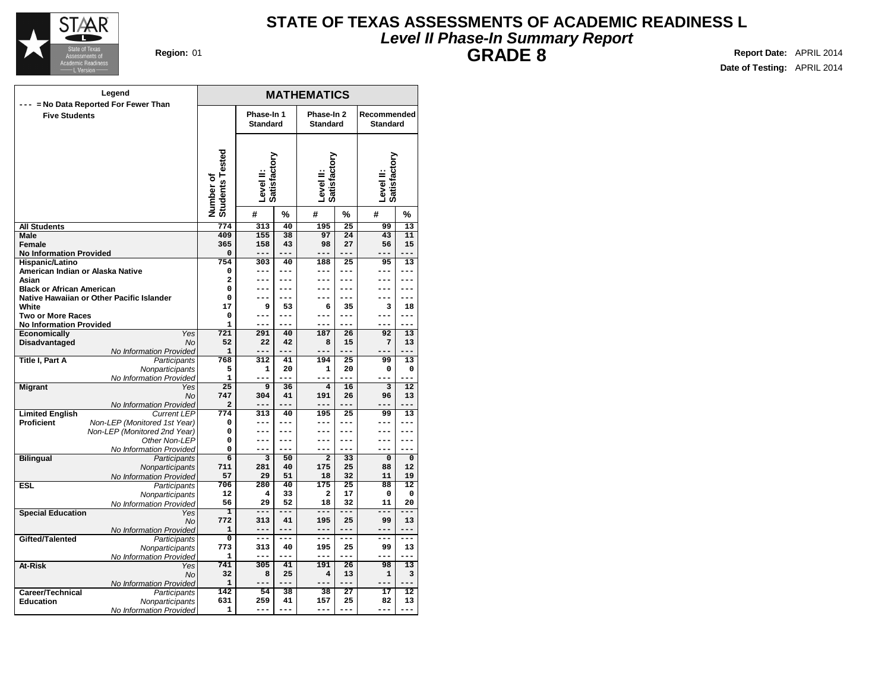# STATE OF TEXAS ASSESSMENTS OF ACADEMIC READINESS L

## *Level II Phase-In Summary Report*

## GRADE 8

**Region:** 01

**Report Date:** APRIL 2014

**Date of Testing:** APRIL 2014

**Legend**
--- = No Data Reported For Fewer Than Five Students

| | | MATHEMATICS | | | | | | |
|---|---|---|---|---|---|---|---|---|
| | | Phase-In 1 Standard | | Phase-In 2 Standard | | Recommended Standard | | |
| | Number of Students Tested | Level II: Satisfactory | | Level II: Satisfactory | | Level II: Satisfactory | | |
| | | # | % | # | % | # | % | |
| **All Students** | | 774 | 313 | 40 | 195 | 25 | 99 | 13 |
| **Male** | | 409 | 155 | 38 | 97 | 24 | 43 | 11 |
| **Female** | | 365 | 158 | 43 | 98 | 27 | 56 | 15 |
| **No Information Provided** | | 0 | --- | --- | --- | --- | --- | --- |
| **Hispanic/Latino** | | 754 | 303 | 40 | 188 | 25 | 95 | 13 |
| **American Indian or Alaska Native** | | 0 | --- | --- | --- | --- | --- | --- |
| **Asian** | | 2 | --- | --- | --- | --- | --- | --- |
| **Black or African American** | | 0 | --- | --- | --- | --- | --- | --- |
| **Native Hawaiian or Other Pacific Islander** | | 0 | --- | --- | --- | --- | --- | --- |
| **White** | | 17 | 9 | 53 | 6 | 35 | 3 | 18 |
| **Two or More Races** | | 0 | --- | --- | --- | --- | --- | --- |
| **No Information Provided** | | 1 | --- | --- | --- | --- | --- | --- |
| **Economically Disadvantaged** | *Yes* | 721 | 291 | 40 | 187 | 26 | 92 | 13 |
| | *No* | 52 | 22 | 42 | 8 | 15 | 7 | 13 |
| | *No Information Provided* | 1 | --- | --- | --- | --- | --- | --- |
| **Title I, Part A** | *Participants* | 768 | 312 | 41 | 194 | 25 | 99 | 13 |
| | *Nonparticipants* | 5 | 1 | 20 | 1 | 20 | 0 | 0 |
| | *No Information Provided* | 1 | --- | --- | --- | --- | --- | --- |
| **Migrant** | *Yes* | 25 | 9 | 36 | 4 | 16 | 3 | 12 |
| | *No* | 747 | 304 | 41 | 191 | 26 | 96 | 13 |
| | *No Information Provided* | 2 | --- | --- | --- | --- | --- | --- |
| **Limited English Proficient** | *Current LEP* | 774 | 313 | 40 | 195 | 25 | 99 | 13 |
| | *Non-LEP (Monitored 1st Year)* | 0 | --- | --- | --- | --- | --- | --- |
| | *Non-LEP (Monitored 2nd Year)* | 0 | --- | --- | --- | --- | --- | --- |
| | *Other Non-LEP* | 0 | --- | --- | --- | --- | --- | --- |
| | *No Information Provided* | 0 | --- | --- | --- | --- | --- | --- |
| **Bilingual** | *Participants* | 6 | 3 | 50 | 2 | 33 | 0 | 0 |
| | *Nonparticipants* | 711 | 281 | 40 | 175 | 25 | 88 | 12 |
| | *No Information Provided* | 57 | 29 | 51 | 18 | 32 | 11 | 19 |
| **ESL** | *Participants* | 706 | 280 | 40 | 175 | 25 | 88 | 12 |
| | *Nonparticipants* | 12 | 4 | 33 | 2 | 17 | 0 | 0 |
| | *No Information Provided* | 56 | 29 | 52 | 18 | 32 | 11 | 20 |
| **Special Education** | *Yes* | 1 | --- | --- | --- | --- | --- | --- |
| | *No* | 772 | 313 | 41 | 195 | 25 | 99 | 13 |
| | *No Information Provided* | 1 | --- | --- | --- | --- | --- | --- |
| **Gifted/Talented** | *Participants* | 0 | --- | --- | --- | --- | --- | --- |
| | *Nonparticipants* | 773 | 313 | 40 | 195 | 25 | 99 | 13 |
| | *No Information Provided* | 1 | --- | --- | --- | --- | --- | --- |
| **At-Risk** | *Yes* | 741 | 305 | 41 | 191 | 26 | 98 | 13 |
| | *No* | 32 | 8 | 25 | 4 | 13 | 1 | 3 |
| | *No Information Provided* | 1 | --- | --- | --- | --- | --- | --- |
| **Career/Technical Education** | *Participants* | 142 | 54 | 38 | 38 | 27 | 17 | 12 |
| | *Nonparticipants* | 631 | 259 | 41 | 157 | 25 | 82 | 13 |
| | *No Information Provided* | 1 | --- | --- | --- | --- | --- | --- |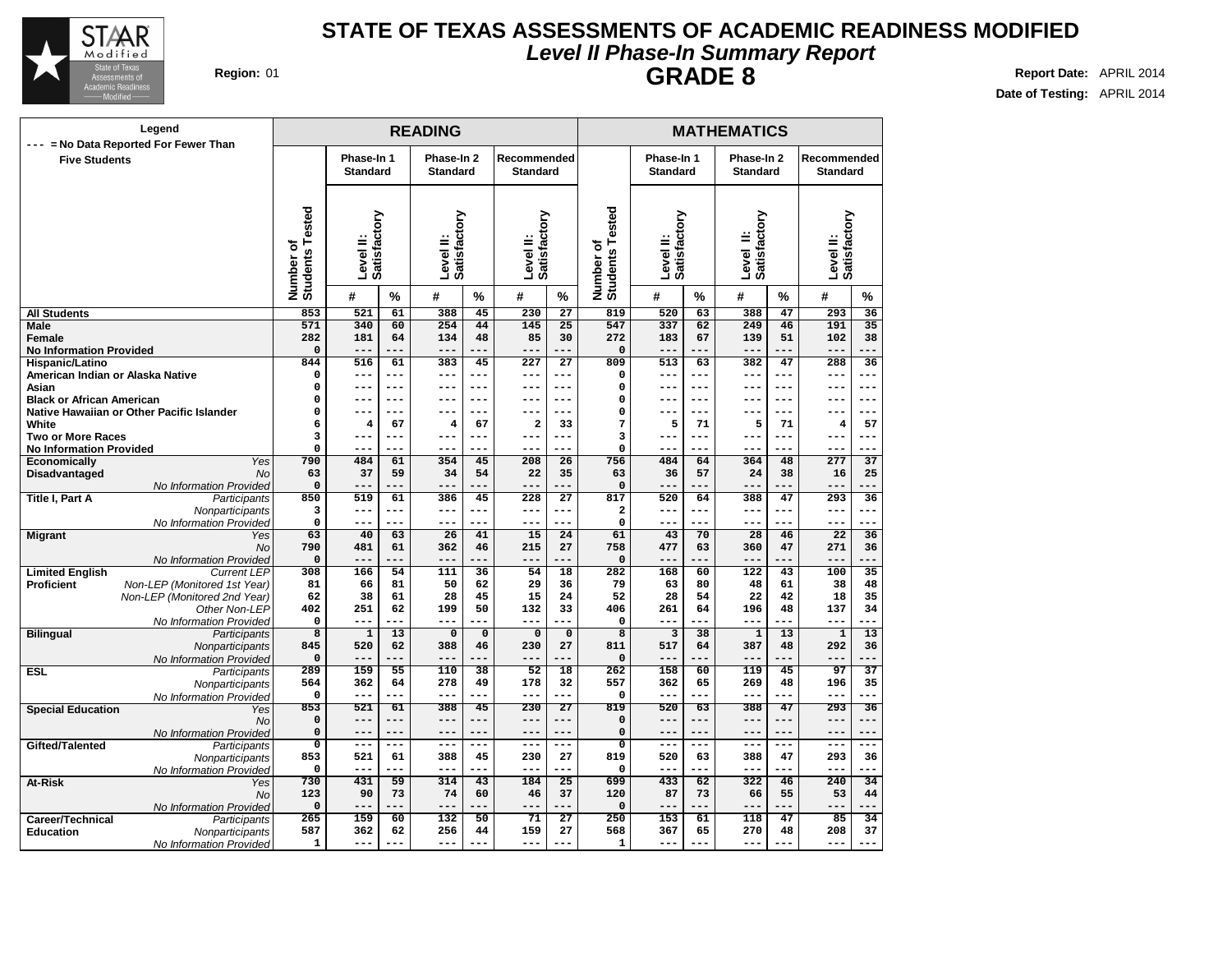# STATE OF TEXAS ASSESSMENTS OF ACADEMIC READINESS MODIFIED

## *Level II Phase-In Summary Report*

## GRADE 8

**Region:** 01

**Report Date:** APRIL 2014
**Date of Testing:** APRIL 2014

| Legend: --- = No Data Reported For Fewer Than Five Students | | READING | | | | | | | MATHEMATICS | | | | | | |
|---|---|---|---|---|---|---|---|---|---|---|---|---|---|---|---|
| | | | Phase-In 1 Standard | | Phase-In 2 Standard | | Recommended Standard | | | Phase-In 1 Standard | | Phase-In 2 Standard | | Recommended Standard | |
| | | Number of Students Tested | Level II: Satisfactory | | Level II: Satisfactory | | Level II: Satisfactory | | Number of Students Tested | Level II: Satisfactory | | Level II: Satisfactory | | Level II: Satisfactory | |
| | | | # | % | # | % | # | % | | # | % | # | % | # | % |
| **All Students** | | 853 | 521 | 61 | 388 | 45 | 230 | 27 | 819 | 520 | 63 | 388 | 47 | 293 | 36 |
| **Male** | | 571 | 340 | 60 | 254 | 44 | 145 | 25 | 547 | 337 | 62 | 249 | 46 | 191 | 35 |
| **Female** | | 282 | 181 | 64 | 134 | 48 | 85 | 30 | 272 | 183 | 67 | 139 | 51 | 102 | 38 |
| **No Information Provided** | | 0 | --- | --- | --- | --- | --- | --- | 0 | --- | --- | --- | --- | --- | --- |
| **Hispanic/Latino** | | 844 | 516 | 61 | 383 | 45 | 227 | 27 | 809 | 513 | 63 | 382 | 47 | 288 | 36 |
| **American Indian or Alaska Native** | | 0 | --- | --- | --- | --- | --- | --- | 0 | --- | --- | --- | --- | --- | --- |
| **Asian** | | 0 | --- | --- | --- | --- | --- | --- | 0 | --- | --- | --- | --- | --- | --- |
| **Black or African American** | | 0 | --- | --- | --- | --- | --- | --- | 0 | --- | --- | --- | --- | --- | --- |
| **Native Hawaiian or Other Pacific Islander** | | 0 | --- | --- | --- | --- | --- | --- | 0 | --- | --- | --- | --- | --- | --- |
| **White** | | 6 | 4 | 67 | 4 | 67 | 2 | 33 | 7 | 5 | 71 | 5 | 71 | 4 | 57 |
| **Two or More Races** | | 3 | --- | --- | --- | --- | --- | --- | 3 | --- | --- | --- | --- | --- | --- |
| **No Information Provided** | | 0 | --- | --- | --- | --- | --- | --- | 0 | --- | --- | --- | --- | --- | --- |
| **Economically Disadvantaged** | *Yes* | 790 | 484 | 61 | 354 | 45 | 208 | 26 | 756 | 484 | 64 | 364 | 48 | 277 | 37 |
| | *No* | 63 | 37 | 59 | 34 | 54 | 22 | 35 | 63 | 36 | 57 | 24 | 38 | 16 | 25 |
| | *No Information Provided* | 0 | --- | --- | --- | --- | --- | --- | 0 | --- | --- | --- | --- | --- | --- |
| **Title I, Part A** | *Participants* | 850 | 519 | 61 | 386 | 45 | 228 | 27 | 817 | 520 | 64 | 388 | 47 | 293 | 36 |
| | *Nonparticipants* | 3 | --- | --- | --- | --- | --- | --- | 2 | --- | --- | --- | --- | --- | --- |
| | *No Information Provided* | 0 | --- | --- | --- | --- | --- | --- | 0 | --- | --- | --- | --- | --- | --- |
| **Migrant** | *Yes* | 63 | 40 | 63 | 26 | 41 | 15 | 24 | 61 | 43 | 70 | 28 | 46 | 22 | 36 |
| | *No* | 790 | 481 | 61 | 362 | 46 | 215 | 27 | 758 | 477 | 63 | 360 | 47 | 271 | 36 |
| | *No Information Provided* | 0 | --- | --- | --- | --- | --- | --- | 0 | --- | --- | --- | --- | --- | --- |
| **Limited English Proficient** | *Current LEP* | 308 | 166 | 54 | 111 | 36 | 54 | 18 | 282 | 168 | 60 | 122 | 43 | 100 | 35 |
| | *Non-LEP (Monitored 1st Year)* | 81 | 66 | 81 | 50 | 62 | 29 | 36 | 79 | 63 | 80 | 48 | 61 | 38 | 48 |
| | *Non-LEP (Monitored 2nd Year)* | 62 | 38 | 61 | 28 | 45 | 15 | 24 | 52 | 28 | 54 | 22 | 42 | 18 | 35 |
| | *Other Non-LEP* | 402 | 251 | 62 | 199 | 50 | 132 | 33 | 406 | 261 | 64 | 196 | 48 | 137 | 34 |
| | *No Information Provided* | 0 | --- | --- | --- | --- | --- | --- | 0 | --- | --- | --- | --- | --- | --- |
| **Bilingual** | *Participants* | 8 | 1 | 13 | 0 | 0 | 0 | 0 | 8 | 3 | 38 | 1 | 13 | 1 | 13 |
| | *Nonparticipants* | 845 | 520 | 62 | 388 | 46 | 230 | 27 | 811 | 517 | 64 | 387 | 48 | 292 | 36 |
| | *No Information Provided* | 0 | --- | --- | --- | --- | --- | --- | 0 | --- | --- | --- | --- | --- | --- |
| **ESL** | *Participants* | 289 | 159 | 55 | 110 | 38 | 52 | 18 | 262 | 158 | 60 | 119 | 45 | 97 | 37 |
| | *Nonparticipants* | 564 | 362 | 64 | 278 | 49 | 178 | 32 | 557 | 362 | 65 | 269 | 48 | 196 | 35 |
| | *No Information Provided* | 0 | --- | --- | --- | --- | --- | --- | 0 | --- | --- | --- | --- | --- | --- |
| **Special Education** | *Yes* | 853 | 521 | 61 | 388 | 45 | 230 | 27 | 819 | 520 | 63 | 388 | 47 | 293 | 36 |
| | *No* | 0 | --- | --- | --- | --- | --- | --- | 0 | --- | --- | --- | --- | --- | --- |
| | *No Information Provided* | 0 | --- | --- | --- | --- | --- | --- | 0 | --- | --- | --- | --- | --- | --- |
| **Gifted/Talented** | *Participants* | 0 | --- | --- | --- | --- | --- | --- | 0 | --- | --- | --- | --- | --- | --- |
| | *Nonparticipants* | 853 | 521 | 61 | 388 | 45 | 230 | 27 | 819 | 520 | 63 | 388 | 47 | 293 | 36 |
| | *No Information Provided* | 0 | --- | --- | --- | --- | --- | --- | 0 | --- | --- | --- | --- | --- | --- |
| **At-Risk** | *Yes* | 730 | 431 | 59 | 314 | 43 | 184 | 25 | 699 | 433 | 62 | 322 | 46 | 240 | 34 |
| | *No* | 123 | 90 | 73 | 74 | 60 | 46 | 37 | 120 | 87 | 73 | 66 | 55 | 53 | 44 |
| | *No Information Provided* | 0 | --- | --- | --- | --- | --- | --- | 0 | --- | --- | --- | --- | --- | --- |
| **Career/Technical Education** | *Participants* | 265 | 159 | 60 | 132 | 50 | 71 | 27 | 250 | 153 | 61 | 118 | 47 | 85 | 34 |
| | *Nonparticipants* | 587 | 362 | 62 | 256 | 44 | 159 | 27 | 568 | 367 | 65 | 270 | 48 | 208 | 37 |
| | *No Information Provided* | 1 | --- | --- | --- | --- | --- | --- | 1 | --- | --- | --- | --- | --- | --- |